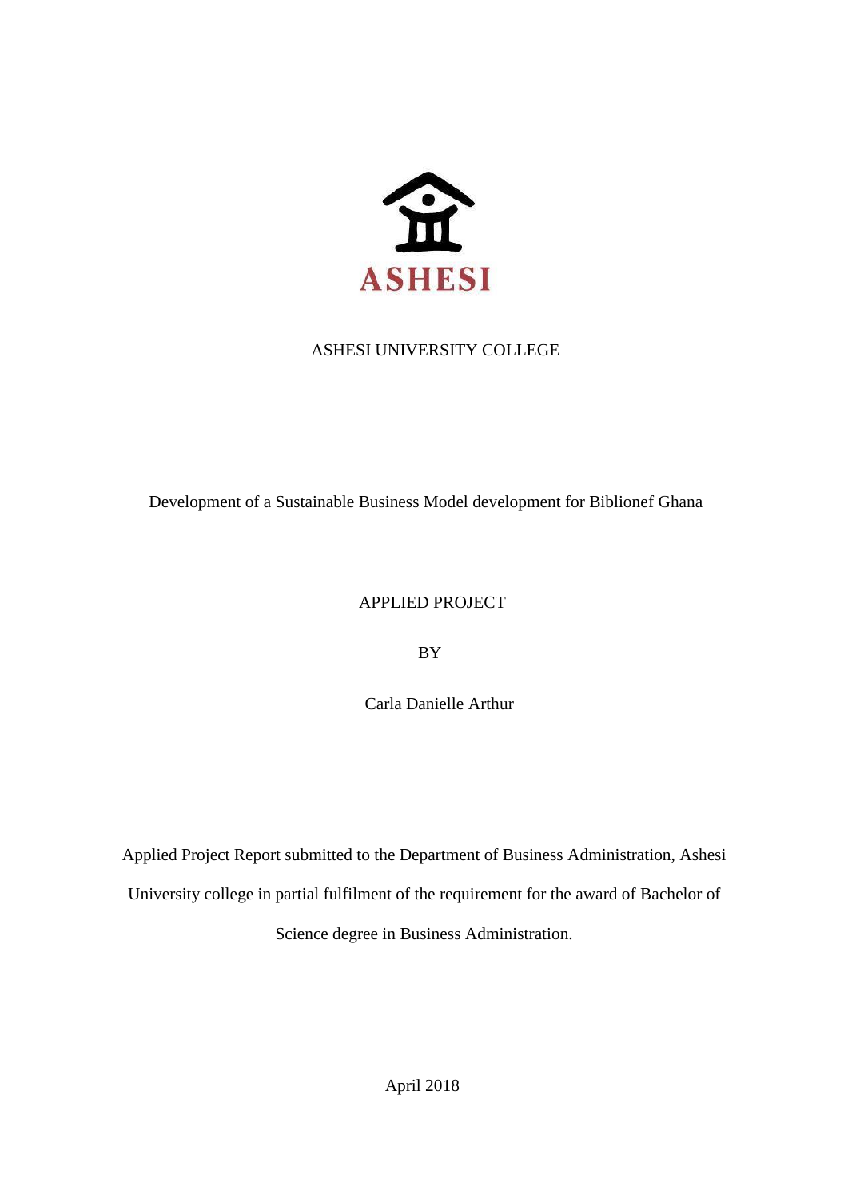ASHESI

ASHESI UNIVERSITY COLLEGE

Development of a Sustainable Business Model development for Biblionef Ghana

APPLIED PROJECT

BY

Carla Danielle Arthur

Applied Project Report submitted to the Department of Business Administration, Ashesi University college in partial fulfilment of the requirement for the award of Bachelor of Science degree in Business Administration.

April 2018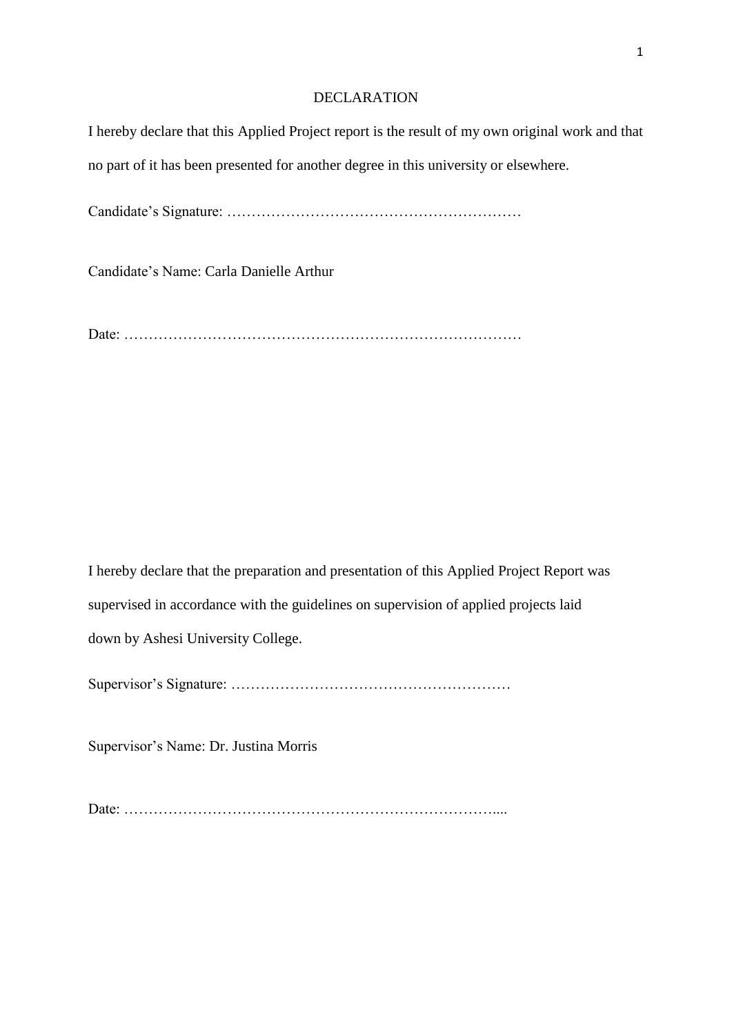# DECLARATION

I hereby declare that this Applied Project report is the result of my own original work and that no part of it has been presented for another degree in this university or elsewhere.

Candidate's Signature: ……………………………………………………

Candidate's Name: Carla Danielle Arthur

Date: ………………………………………………………………………

I hereby declare that the preparation and presentation of this Applied Project Report was supervised in accordance with the guidelines on supervision of applied projects laid down by Ashesi University College.

Supervisor's Signature: …………………………………………………

Supervisor's Name: Dr. Justina Morris

Date: ……………………………………………………………………....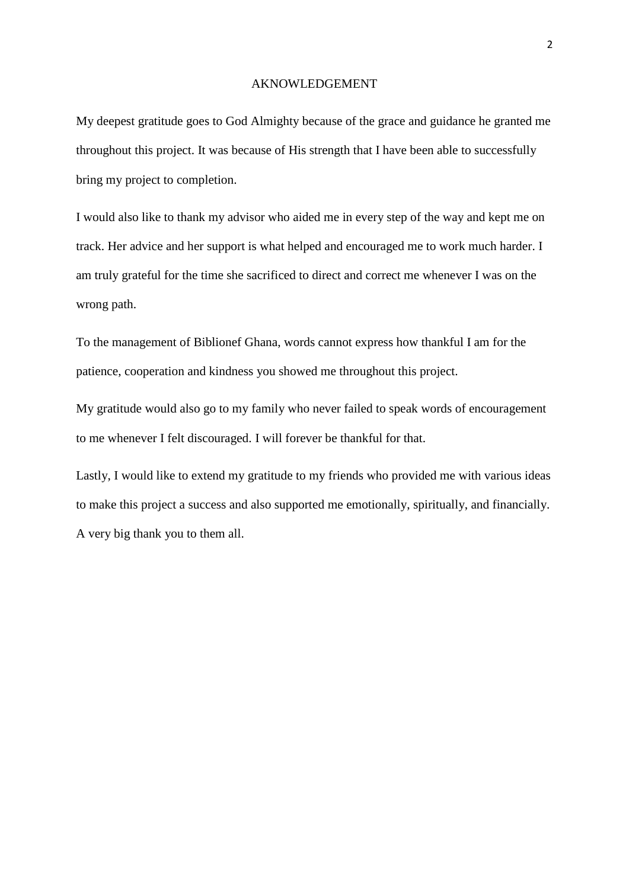# AKNOWLEDGEMENT

My deepest gratitude goes to God Almighty because of the grace and guidance he granted me throughout this project. It was because of His strength that I have been able to successfully bring my project to completion.

I would also like to thank my advisor who aided me in every step of the way and kept me on track. Her advice and her support is what helped and encouraged me to work much harder. I am truly grateful for the time she sacrificed to direct and correct me whenever I was on the wrong path.

To the management of Biblionef Ghana, words cannot express how thankful I am for the patience, cooperation and kindness you showed me throughout this project.

My gratitude would also go to my family who never failed to speak words of encouragement to me whenever I felt discouraged. I will forever be thankful for that.

Lastly, I would like to extend my gratitude to my friends who provided me with various ideas to make this project a success and also supported me emotionally, spiritually, and financially. A very big thank you to them all.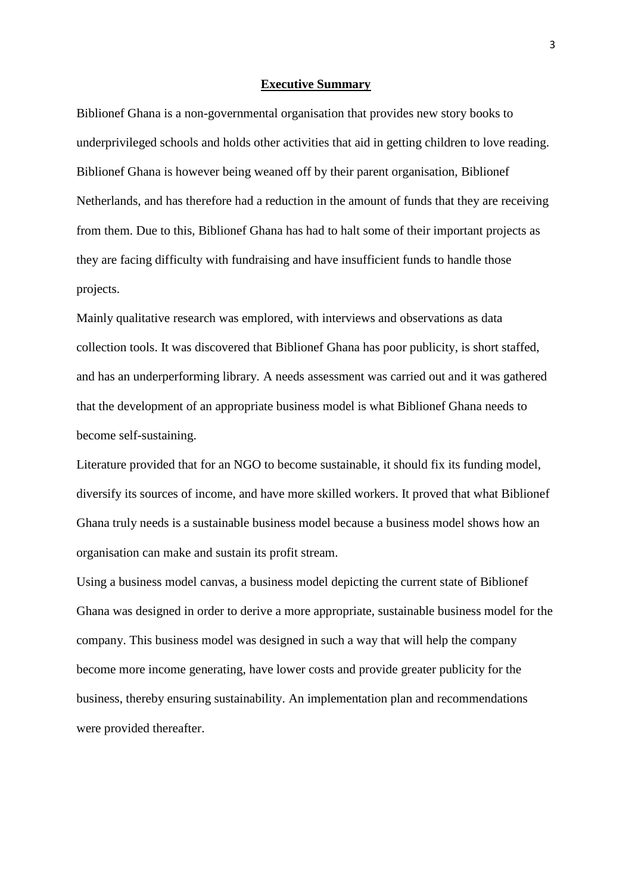## Executive Summary

Biblionef Ghana is a non-governmental organisation that provides new story books to underprivileged schools and holds other activities that aid in getting children to love reading. Biblionef Ghana is however being weaned off by their parent organisation, Biblionef Netherlands, and has therefore had a reduction in the amount of funds that they are receiving from them. Due to this, Biblionef Ghana has had to halt some of their important projects as they are facing difficulty with fundraising and have insufficient funds to handle those projects.

Mainly qualitative research was emplored, with interviews and observations as data collection tools. It was discovered that Biblionef Ghana has poor publicity, is short staffed, and has an underperforming library. A needs assessment was carried out and it was gathered that the development of an appropriate business model is what Biblionef Ghana needs to become self-sustaining.

Literature provided that for an NGO to become sustainable, it should fix its funding model, diversify its sources of income, and have more skilled workers. It proved that what Biblionef Ghana truly needs is a sustainable business model because a business model shows how an organisation can make and sustain its profit stream.

Using a business model canvas, a business model depicting the current state of Biblionef Ghana was designed in order to derive a more appropriate, sustainable business model for the company. This business model was designed in such a way that will help the company become more income generating, have lower costs and provide greater publicity for the business, thereby ensuring sustainability. An implementation plan and recommendations were provided thereafter.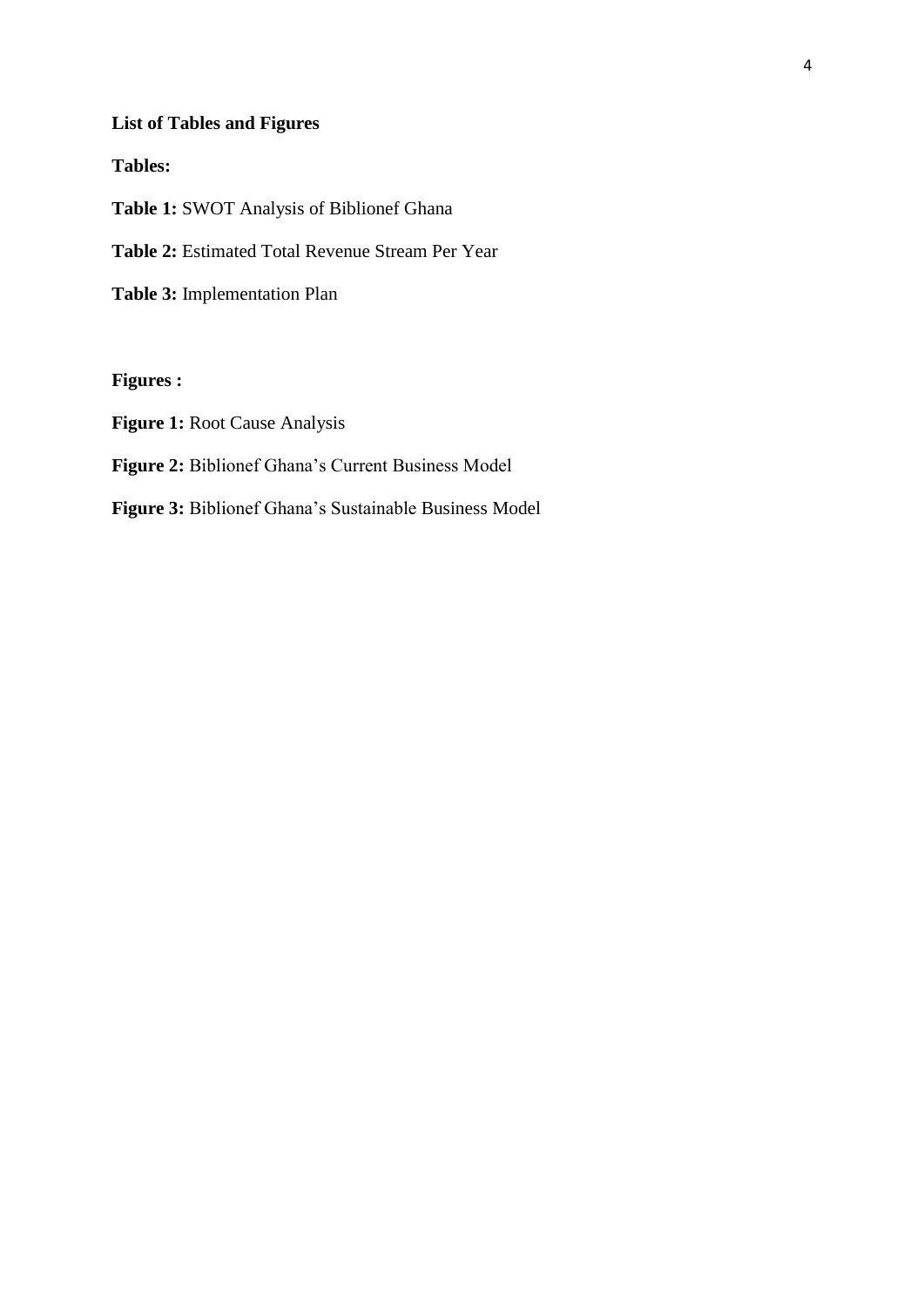**List of Tables and Figures**

**Tables:**

**Table 1:** SWOT Analysis of Biblionef Ghana

**Table 2:** Estimated Total Revenue Stream Per Year

**Table 3:** Implementation Plan

**Figures :**

**Figure 1:** Root Cause Analysis

**Figure 2:** Biblionef Ghana's Current Business Model

**Figure 3:** Biblionef Ghana's Sustainable Business Model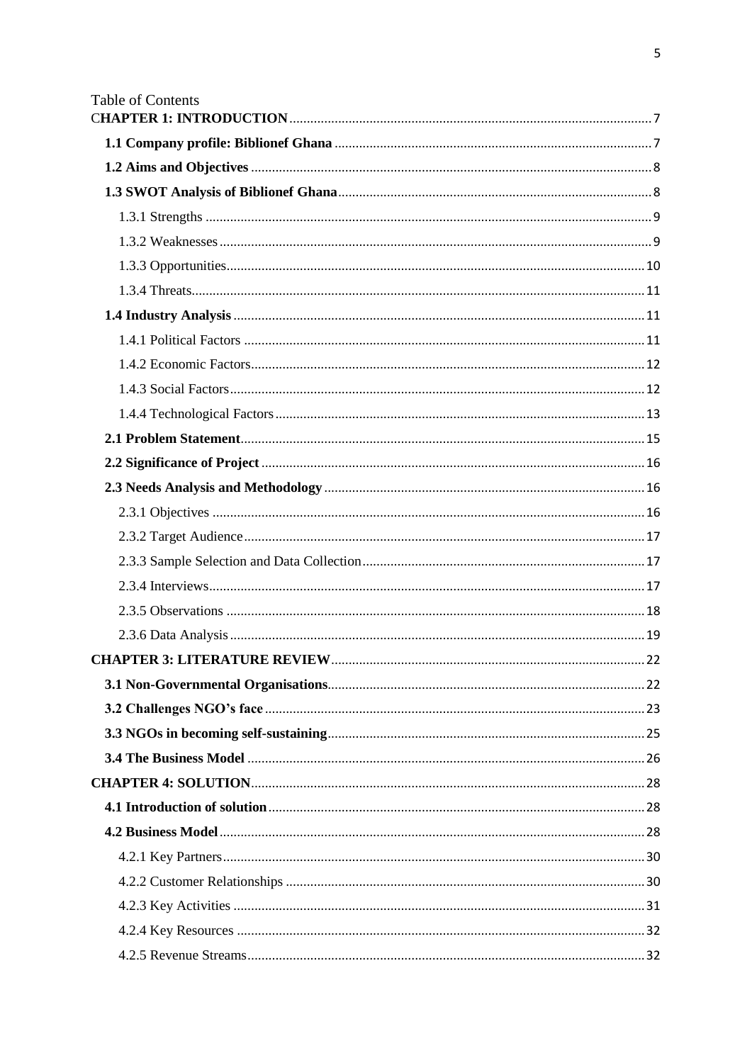Table of Contents

**CHAPTER 1: INTRODUCTION** 7

**1.1 Company profile: Biblionef Ghana** 7

**1.2 Aims and Objectives** 8

**1.3 SWOT Analysis of Biblionef Ghana** 8

1.3.1 Strengths 9

1.3.2 Weaknesses 9

1.3.3 Opportunities 10

1.3.4 Threats 11

**1.4 Industry Analysis** 11

1.4.1 Political Factors 11

1.4.2 Economic Factors 12

1.4.3 Social Factors 12

1.4.4 Technological Factors 13

**2.1 Problem Statement** 15

**2.2 Significance of Project** 16

**2.3 Needs Analysis and Methodology** 16

2.3.1 Objectives 16

2.3.2 Target Audience 17

2.3.3 Sample Selection and Data Collection 17

2.3.4 Interviews 17

2.3.5 Observations 18

2.3.6 Data Analysis 19

**CHAPTER 3: LITERATURE REVIEW** 22

**3.1 Non-Governmental Organisations** 22

**3.2 Challenges NGO's face** 23

**3.3 NGOs in becoming self-sustaining** 25

**3.4 The Business Model** 26

**CHAPTER 4: SOLUTION** 28

**4.1 Introduction of solution** 28

**4.2 Business Model** 28

4.2.1 Key Partners 30

4.2.2 Customer Relationships 30

4.2.3 Key Activities 31

4.2.4 Key Resources 32

4.2.5 Revenue Streams 32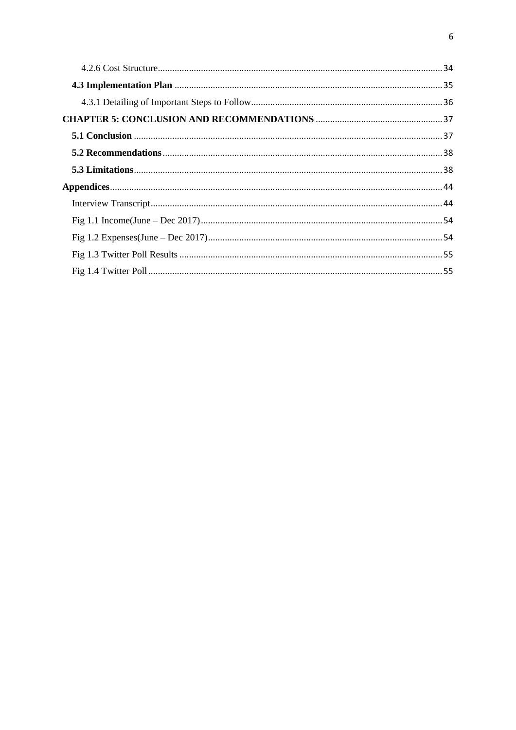4.2.6 Cost Structure......34

**4.3 Implementation Plan** ......35

4.3.1 Detailing of Important Steps to Follow......36

**CHAPTER 5: CONCLUSION AND RECOMMENDATIONS** ......37

**5.1 Conclusion** ......37

**5.2 Recommendations**......38

**5.3 Limitations**......38

**Appendices**......44

Interview Transcript......44

Fig 1.1 Income(June – Dec 2017)......54

Fig 1.2 Expenses(June – Dec 2017)......54

Fig 1.3 Twitter Poll Results ......55

Fig 1.4 Twitter Poll......55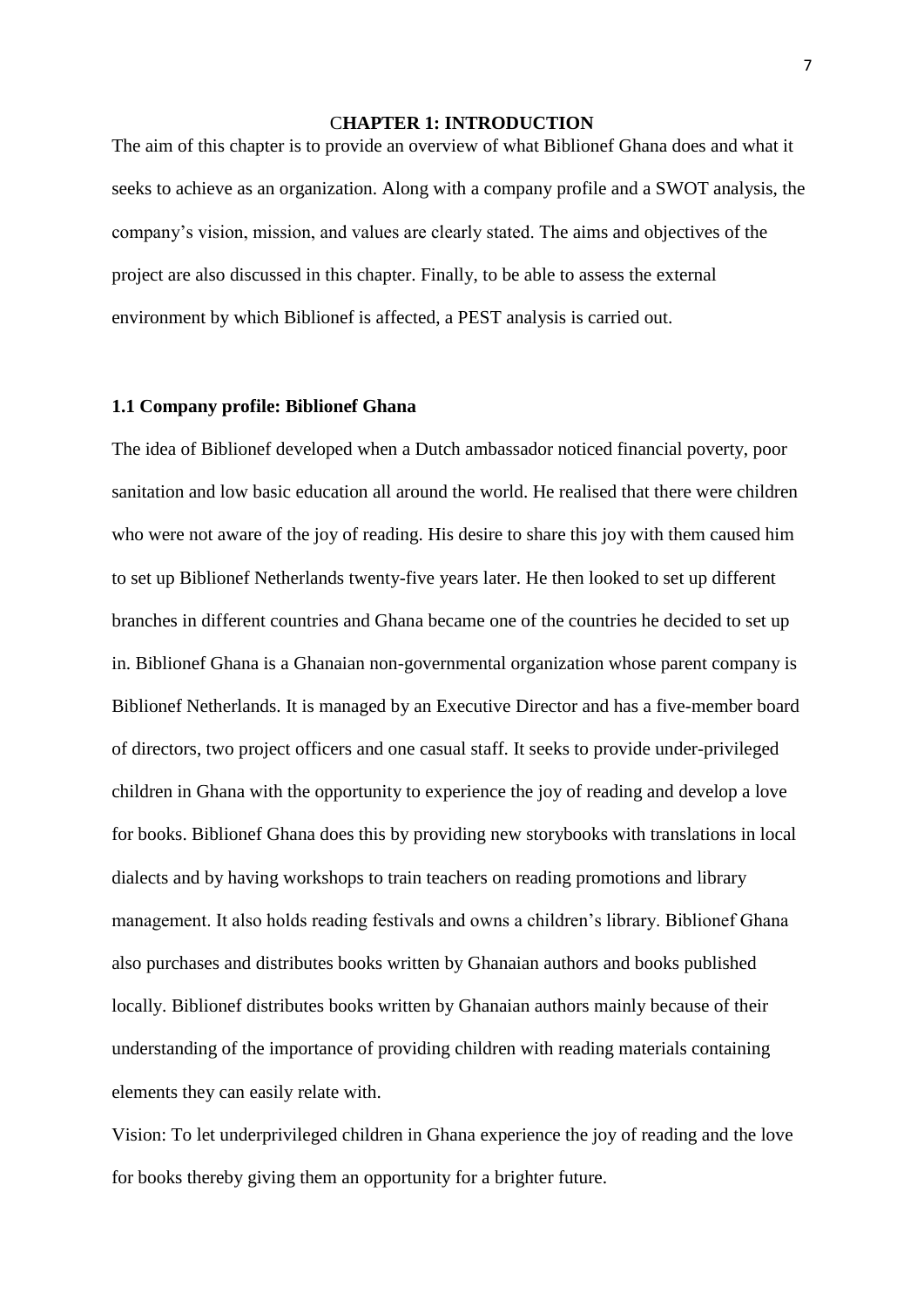# CHAPTER 1: INTRODUCTION

The aim of this chapter is to provide an overview of what Biblionef Ghana does and what it seeks to achieve as an organization. Along with a company profile and a SWOT analysis, the company's vision, mission, and values are clearly stated. The aims and objectives of the project are also discussed in this chapter. Finally, to be able to assess the external environment by which Biblionef is affected, a PEST analysis is carried out.

## 1.1 Company profile: Biblionef Ghana

The idea of Biblionef developed when a Dutch ambassador noticed financial poverty, poor sanitation and low basic education all around the world. He realised that there were children who were not aware of the joy of reading. His desire to share this joy with them caused him to set up Biblionef Netherlands twenty-five years later. He then looked to set up different branches in different countries and Ghana became one of the countries he decided to set up in. Biblionef Ghana is a Ghanaian non-governmental organization whose parent company is Biblionef Netherlands. It is managed by an Executive Director and has a five-member board of directors, two project officers and one casual staff. It seeks to provide under-privileged children in Ghana with the opportunity to experience the joy of reading and develop a love for books. Biblionef Ghana does this by providing new storybooks with translations in local dialects and by having workshops to train teachers on reading promotions and library management. It also holds reading festivals and owns a children's library. Biblionef Ghana also purchases and distributes books written by Ghanaian authors and books published locally. Biblionef distributes books written by Ghanaian authors mainly because of their understanding of the importance of providing children with reading materials containing elements they can easily relate with.

Vision: To let underprivileged children in Ghana experience the joy of reading and the love for books thereby giving them an opportunity for a brighter future.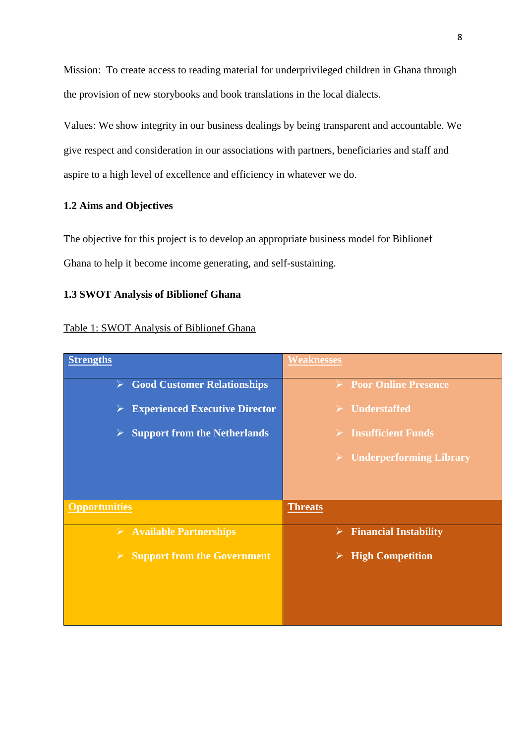Mission: To create access to reading material for underprivileged children in Ghana through the provision of new storybooks and book translations in the local dialects.

Values: We show integrity in our business dealings by being transparent and accountable. We give respect and consideration in our associations with partners, beneficiaries and staff and aspire to a high level of excellence and efficiency in whatever we do.

### 1.2 Aims and Objectives

The objective for this project is to develop an appropriate business model for Biblionef Ghana to help it become income generating, and self-sustaining.

### 1.3 SWOT Analysis of Biblionef Ghana

Table 1: SWOT Analysis of Biblionef Ghana

| **Strengths** | **Weaknesses** |
|---|---|
| ➢ **Good Customer Relationships**<br>➢ **Experienced Executive Director**<br>➢ **Support from the Netherlands** | ➢ **Poor Online Presence**<br>➢ **Understaffed**<br>➢ **Insufficient Funds**<br>➢ **Underperforming Library** |
| **Opportunities** | **Threats** |
| ➢ **Available Partnerships**<br>➢ **Support from the Government** | ➢ **Financial Instability**<br>➢ **High Competition** |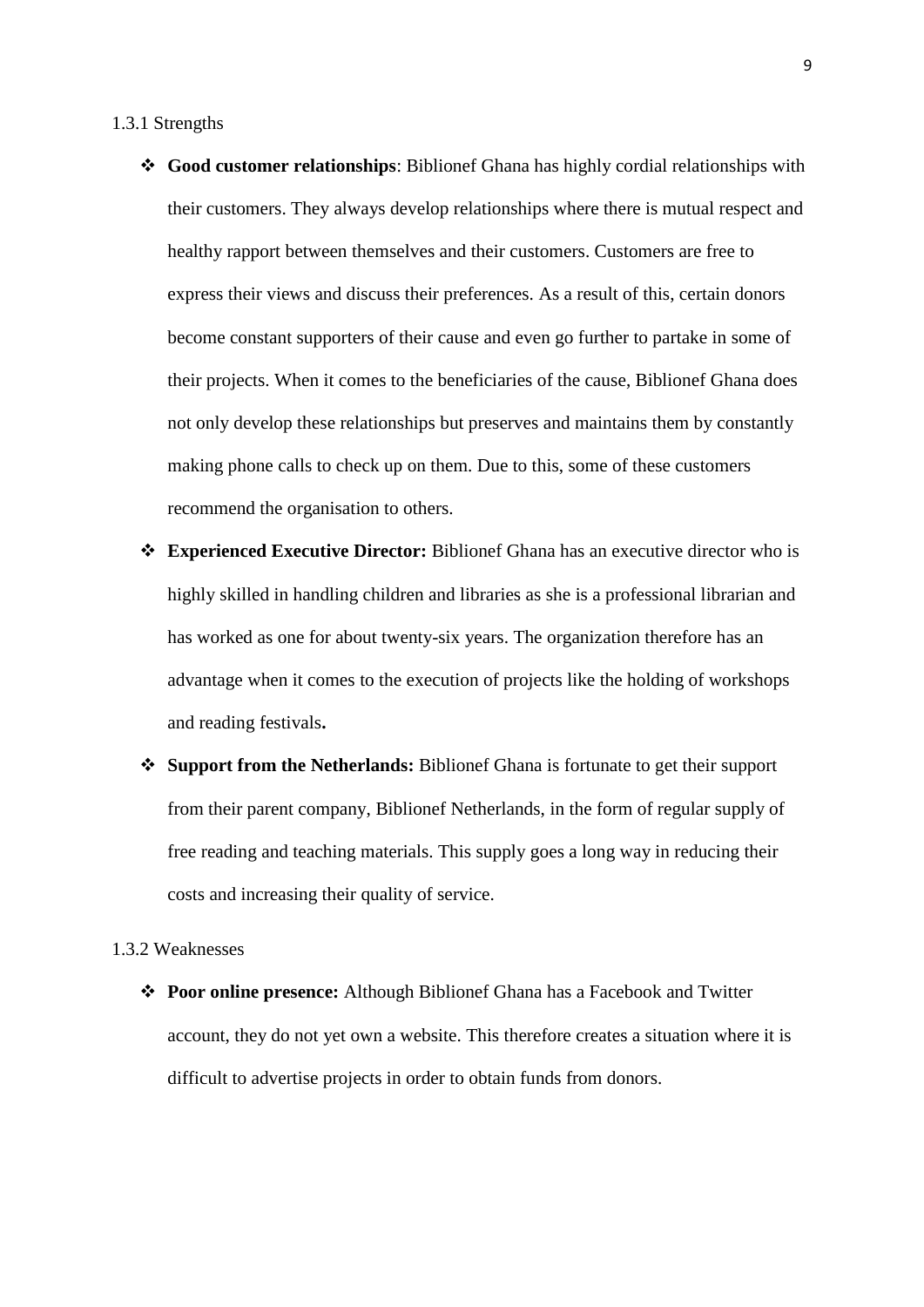### 1.3.1 Strengths

- **Good customer relationships**: Biblionef Ghana has highly cordial relationships with their customers. They always develop relationships where there is mutual respect and healthy rapport between themselves and their customers. Customers are free to express their views and discuss their preferences. As a result of this, certain donors become constant supporters of their cause and even go further to partake in some of their projects. When it comes to the beneficiaries of the cause, Biblionef Ghana does not only develop these relationships but preserves and maintains them by constantly making phone calls to check up on them. Due to this, some of these customers recommend the organisation to others.
- **Experienced Executive Director:** Biblionef Ghana has an executive director who is highly skilled in handling children and libraries as she is a professional librarian and has worked as one for about twenty-six years. The organization therefore has an advantage when it comes to the execution of projects like the holding of workshops and reading festivals**.**
- **Support from the Netherlands:** Biblionef Ghana is fortunate to get their support from their parent company, Biblionef Netherlands, in the form of regular supply of free reading and teaching materials. This supply goes a long way in reducing their costs and increasing their quality of service.

### 1.3.2 Weaknesses

- **Poor online presence:** Although Biblionef Ghana has a Facebook and Twitter account, they do not yet own a website. This therefore creates a situation where it is difficult to advertise projects in order to obtain funds from donors.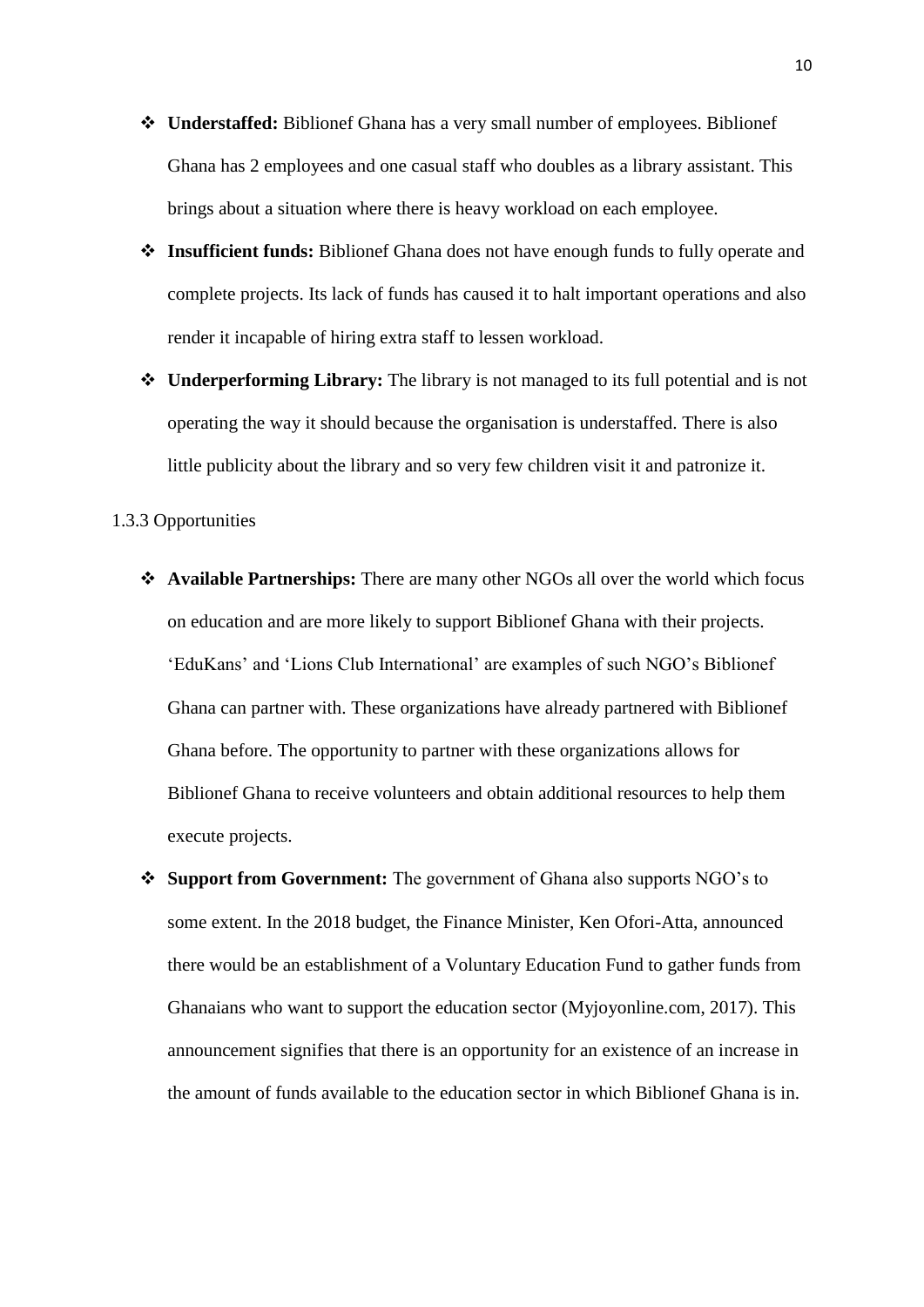- **Understaffed:** Biblionef Ghana has a very small number of employees. Biblionef Ghana has 2 employees and one casual staff who doubles as a library assistant. This brings about a situation where there is heavy workload on each employee.
- **Insufficient funds:** Biblionef Ghana does not have enough funds to fully operate and complete projects. Its lack of funds has caused it to halt important operations and also render it incapable of hiring extra staff to lessen workload.
- **Underperforming Library:** The library is not managed to its full potential and is not operating the way it should because the organisation is understaffed. There is also little publicity about the library and so very few children visit it and patronize it.

### 1.3.3 Opportunities

- **Available Partnerships:** There are many other NGOs all over the world which focus on education and are more likely to support Biblionef Ghana with their projects. 'EduKans' and 'Lions Club International' are examples of such NGO's Biblionef Ghana can partner with. These organizations have already partnered with Biblionef Ghana before. The opportunity to partner with these organizations allows for Biblionef Ghana to receive volunteers and obtain additional resources to help them execute projects.
- **Support from Government:** The government of Ghana also supports NGO's to some extent. In the 2018 budget, the Finance Minister, Ken Ofori-Atta, announced there would be an establishment of a Voluntary Education Fund to gather funds from Ghanaians who want to support the education sector (Myjoyonline.com, 2017). This announcement signifies that there is an opportunity for an existence of an increase in the amount of funds available to the education sector in which Biblionef Ghana is in.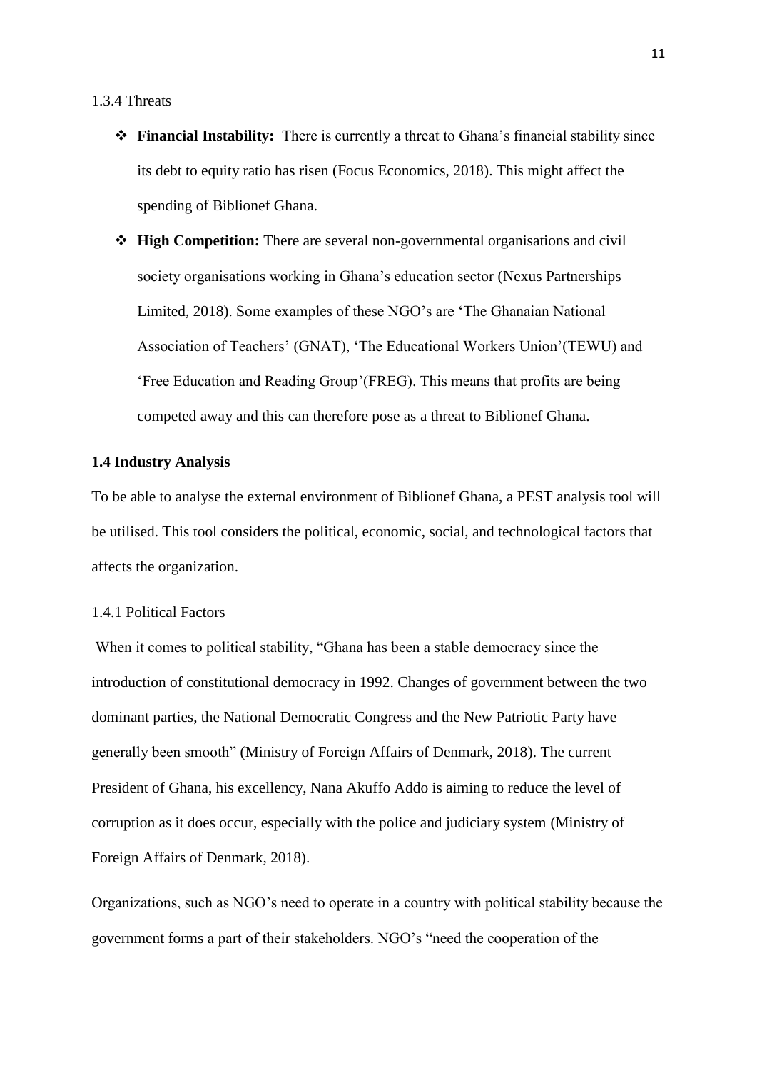### 1.3.4 Threats

- **Financial Instability:** There is currently a threat to Ghana's financial stability since its debt to equity ratio has risen (Focus Economics, 2018). This might affect the spending of Biblionef Ghana.
- **High Competition:** There are several non-governmental organisations and civil society organisations working in Ghana's education sector (Nexus Partnerships Limited, 2018). Some examples of these NGO's are 'The Ghanaian National Association of Teachers' (GNAT), 'The Educational Workers Union'(TEWU) and 'Free Education and Reading Group'(FREG). This means that profits are being competed away and this can therefore pose as a threat to Biblionef Ghana.

## 1.4 Industry Analysis

To be able to analyse the external environment of Biblionef Ghana, a PEST analysis tool will be utilised. This tool considers the political, economic, social, and technological factors that affects the organization.

### 1.4.1 Political Factors

When it comes to political stability, "Ghana has been a stable democracy since the introduction of constitutional democracy in 1992. Changes of government between the two dominant parties, the National Democratic Congress and the New Patriotic Party have generally been smooth" (Ministry of Foreign Affairs of Denmark, 2018). The current President of Ghana, his excellency, Nana Akuffo Addo is aiming to reduce the level of corruption as it does occur, especially with the police and judiciary system (Ministry of Foreign Affairs of Denmark, 2018).

Organizations, such as NGO's need to operate in a country with political stability because the government forms a part of their stakeholders. NGO's "need the cooperation of the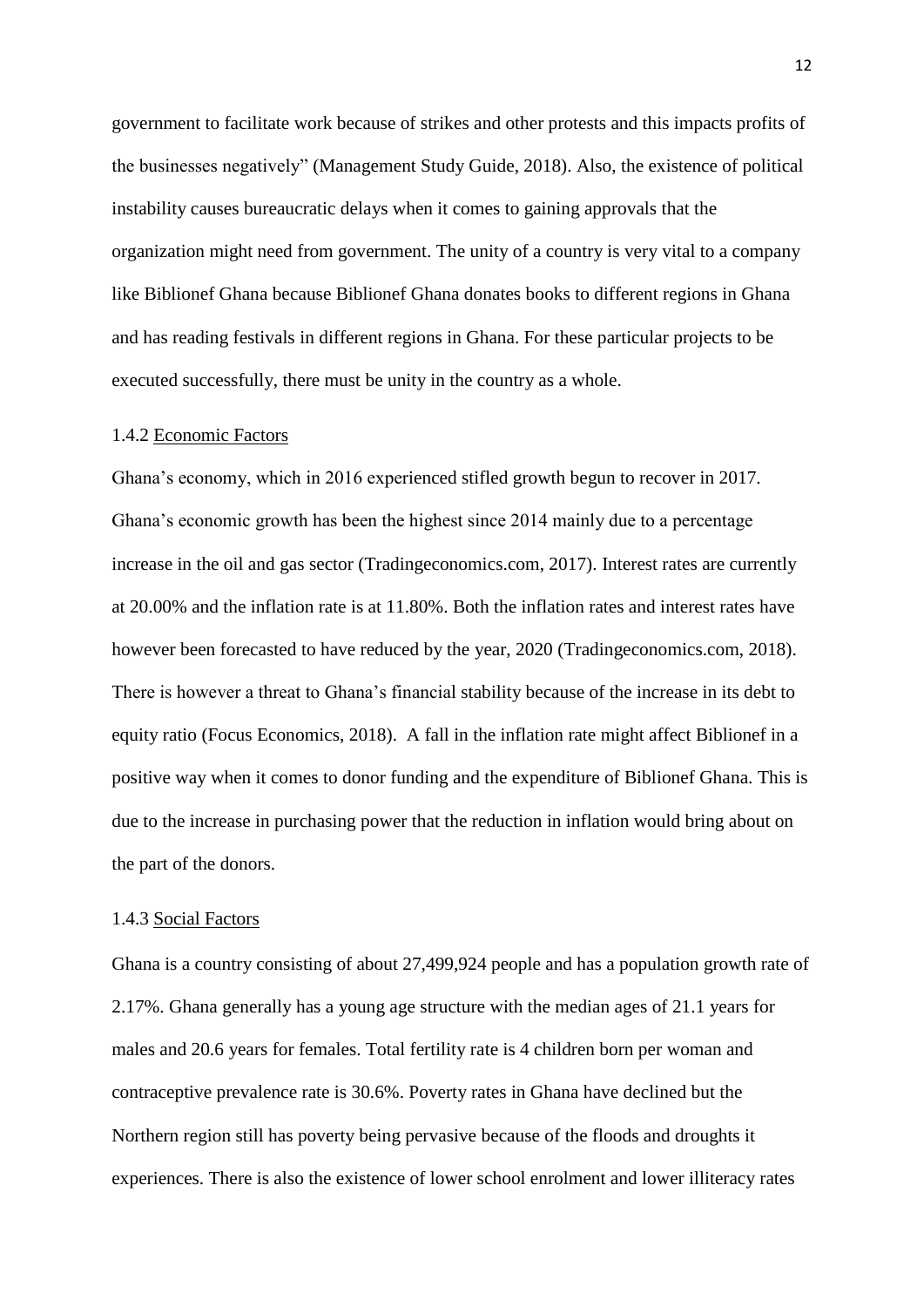government to facilitate work because of strikes and other protests and this impacts profits of the businesses negatively" (Management Study Guide, 2018). Also, the existence of political instability causes bureaucratic delays when it comes to gaining approvals that the organization might need from government. The unity of a country is very vital to a company like Biblionef Ghana because Biblionef Ghana donates books to different regions in Ghana and has reading festivals in different regions in Ghana. For these particular projects to be executed successfully, there must be unity in the country as a whole.

### 1.4.2 Economic Factors

Ghana's economy, which in 2016 experienced stifled growth begun to recover in 2017. Ghana's economic growth has been the highest since 2014 mainly due to a percentage increase in the oil and gas sector (Tradingeconomics.com, 2017). Interest rates are currently at 20.00% and the inflation rate is at 11.80%. Both the inflation rates and interest rates have however been forecasted to have reduced by the year, 2020 (Tradingeconomics.com, 2018). There is however a threat to Ghana's financial stability because of the increase in its debt to equity ratio (Focus Economics, 2018). A fall in the inflation rate might affect Biblionef in a positive way when it comes to donor funding and the expenditure of Biblionef Ghana. This is due to the increase in purchasing power that the reduction in inflation would bring about on the part of the donors.

### 1.4.3 Social Factors

Ghana is a country consisting of about 27,499,924 people and has a population growth rate of 2.17%. Ghana generally has a young age structure with the median ages of 21.1 years for males and 20.6 years for females. Total fertility rate is 4 children born per woman and contraceptive prevalence rate is 30.6%. Poverty rates in Ghana have declined but the Northern region still has poverty being pervasive because of the floods and droughts it experiences. There is also the existence of lower school enrolment and lower illiteracy rates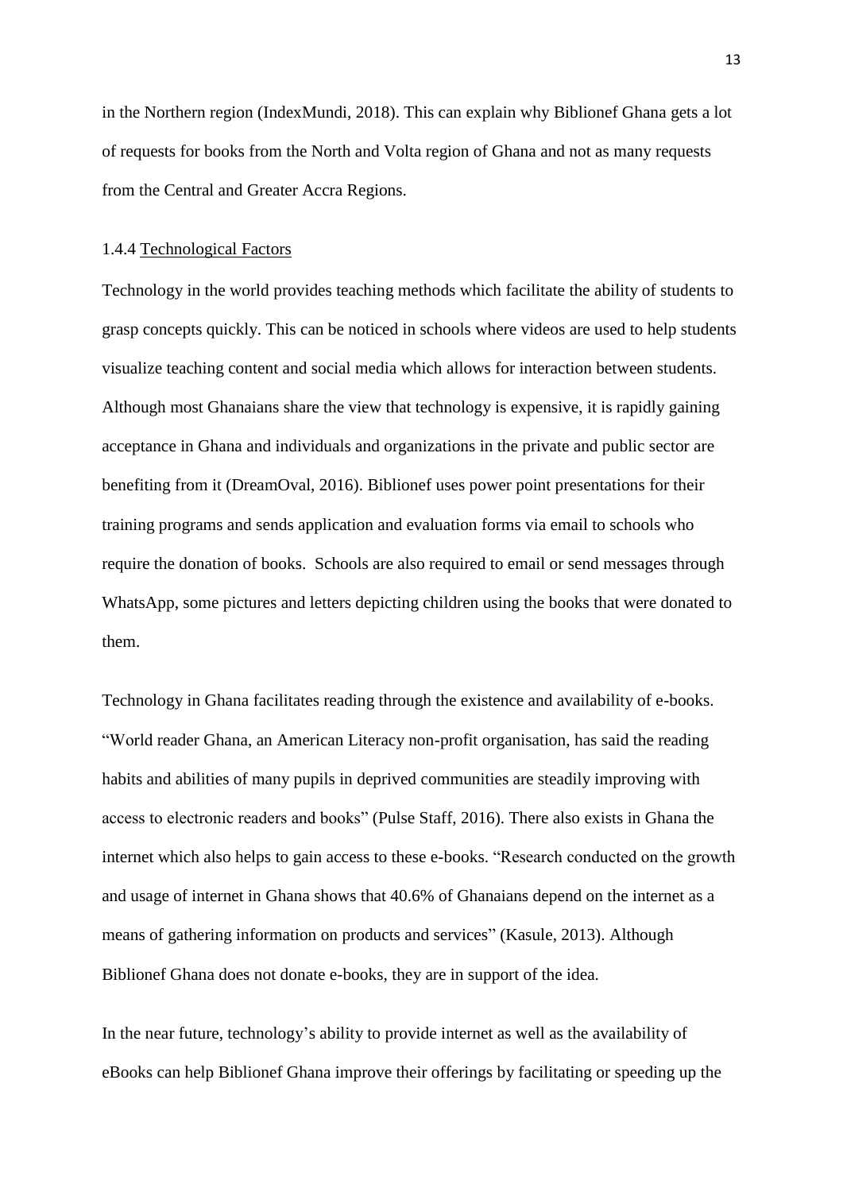in the Northern region (IndexMundi, 2018). This can explain why Biblionef Ghana gets a lot of requests for books from the North and Volta region of Ghana and not as many requests from the Central and Greater Accra Regions.

### 1.4.4 Technological Factors

Technology in the world provides teaching methods which facilitate the ability of students to grasp concepts quickly. This can be noticed in schools where videos are used to help students visualize teaching content and social media which allows for interaction between students. Although most Ghanaians share the view that technology is expensive, it is rapidly gaining acceptance in Ghana and individuals and organizations in the private and public sector are benefiting from it (DreamOval, 2016). Biblionef uses power point presentations for their training programs and sends application and evaluation forms via email to schools who require the donation of books. Schools are also required to email or send messages through WhatsApp, some pictures and letters depicting children using the books that were donated to them.

Technology in Ghana facilitates reading through the existence and availability of e-books. "World reader Ghana, an American Literacy non-profit organisation, has said the reading habits and abilities of many pupils in deprived communities are steadily improving with access to electronic readers and books" (Pulse Staff, 2016). There also exists in Ghana the internet which also helps to gain access to these e-books. "Research conducted on the growth and usage of internet in Ghana shows that 40.6% of Ghanaians depend on the internet as a means of gathering information on products and services" (Kasule, 2013). Although Biblionef Ghana does not donate e-books, they are in support of the idea.

In the near future, technology's ability to provide internet as well as the availability of eBooks can help Biblionef Ghana improve their offerings by facilitating or speeding up the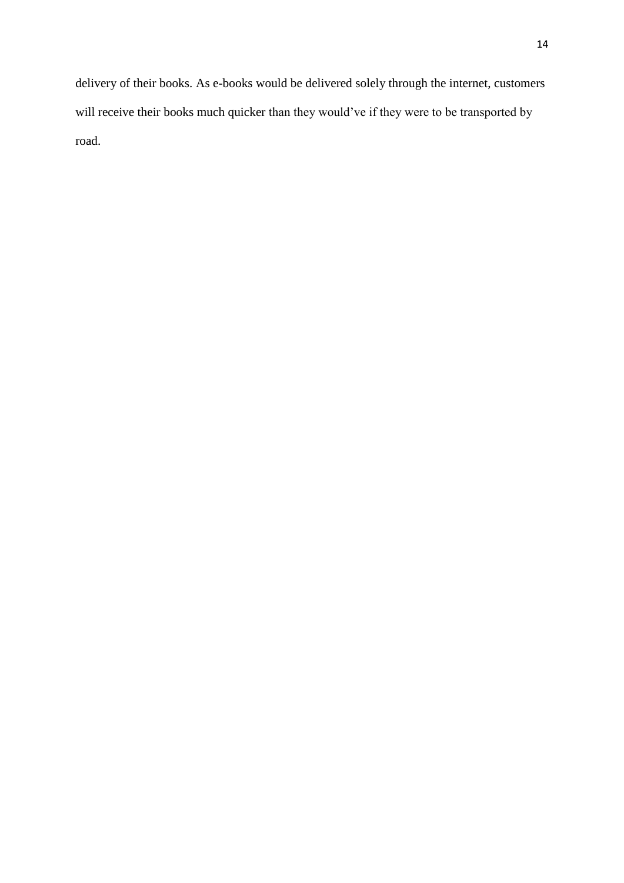delivery of their books. As e-books would be delivered solely through the internet, customers will receive their books much quicker than they would've if they were to be transported by road.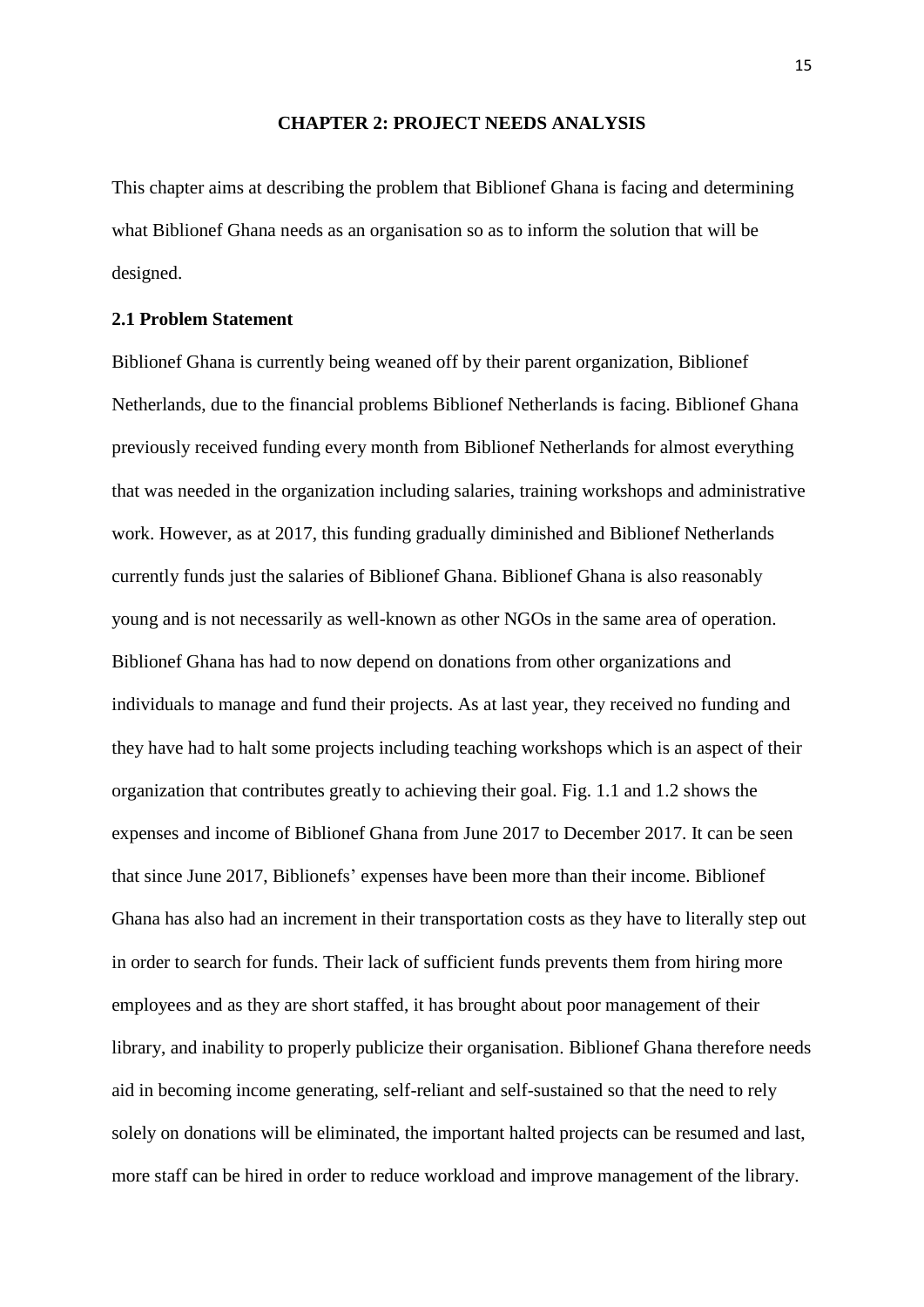# CHAPTER 2: PROJECT NEEDS ANALYSIS

This chapter aims at describing the problem that Biblionef Ghana is facing and determining what Biblionef Ghana needs as an organisation so as to inform the solution that will be designed.

## 2.1 Problem Statement

Biblionef Ghana is currently being weaned off by their parent organization, Biblionef Netherlands, due to the financial problems Biblionef Netherlands is facing. Biblionef Ghana previously received funding every month from Biblionef Netherlands for almost everything that was needed in the organization including salaries, training workshops and administrative work. However, as at 2017, this funding gradually diminished and Biblionef Netherlands currently funds just the salaries of Biblionef Ghana. Biblionef Ghana is also reasonably young and is not necessarily as well-known as other NGOs in the same area of operation. Biblionef Ghana has had to now depend on donations from other organizations and individuals to manage and fund their projects. As at last year, they received no funding and they have had to halt some projects including teaching workshops which is an aspect of their organization that contributes greatly to achieving their goal. Fig. 1.1 and 1.2 shows the expenses and income of Biblionef Ghana from June 2017 to December 2017. It can be seen that since June 2017, Biblionefs' expenses have been more than their income. Biblionef Ghana has also had an increment in their transportation costs as they have to literally step out in order to search for funds. Their lack of sufficient funds prevents them from hiring more employees and as they are short staffed, it has brought about poor management of their library, and inability to properly publicize their organisation. Biblionef Ghana therefore needs aid in becoming income generating, self-reliant and self-sustained so that the need to rely solely on donations will be eliminated, the important halted projects can be resumed and last, more staff can be hired in order to reduce workload and improve management of the library.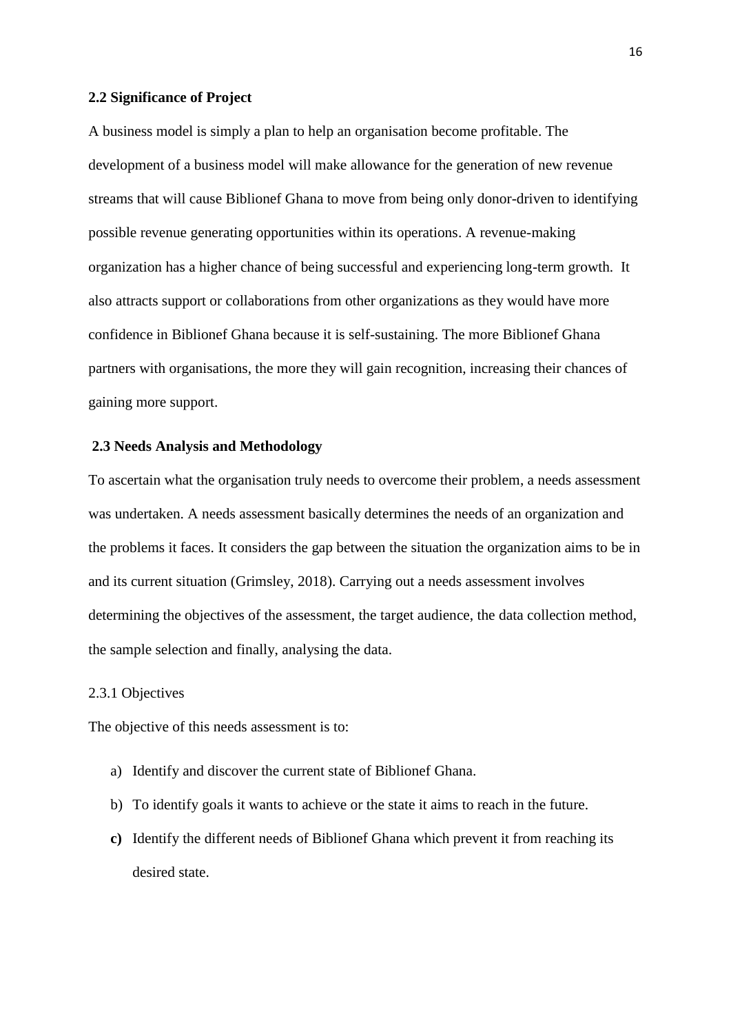## 2.2 Significance of Project

A business model is simply a plan to help an organisation become profitable. The development of a business model will make allowance for the generation of new revenue streams that will cause Biblionef Ghana to move from being only donor-driven to identifying possible revenue generating opportunities within its operations. A revenue-making organization has a higher chance of being successful and experiencing long-term growth. It also attracts support or collaborations from other organizations as they would have more confidence in Biblionef Ghana because it is self-sustaining. The more Biblionef Ghana partners with organisations, the more they will gain recognition, increasing their chances of gaining more support.

## 2.3 Needs Analysis and Methodology

To ascertain what the organisation truly needs to overcome their problem, a needs assessment was undertaken. A needs assessment basically determines the needs of an organization and the problems it faces. It considers the gap between the situation the organization aims to be in and its current situation (Grimsley, 2018). Carrying out a needs assessment involves determining the objectives of the assessment, the target audience, the data collection method, the sample selection and finally, analysing the data.

### 2.3.1 Objectives

The objective of this needs assessment is to:

a) Identify and discover the current state of Biblionef Ghana.

b) To identify goals it wants to achieve or the state it aims to reach in the future.

c) Identify the different needs of Biblionef Ghana which prevent it from reaching its desired state.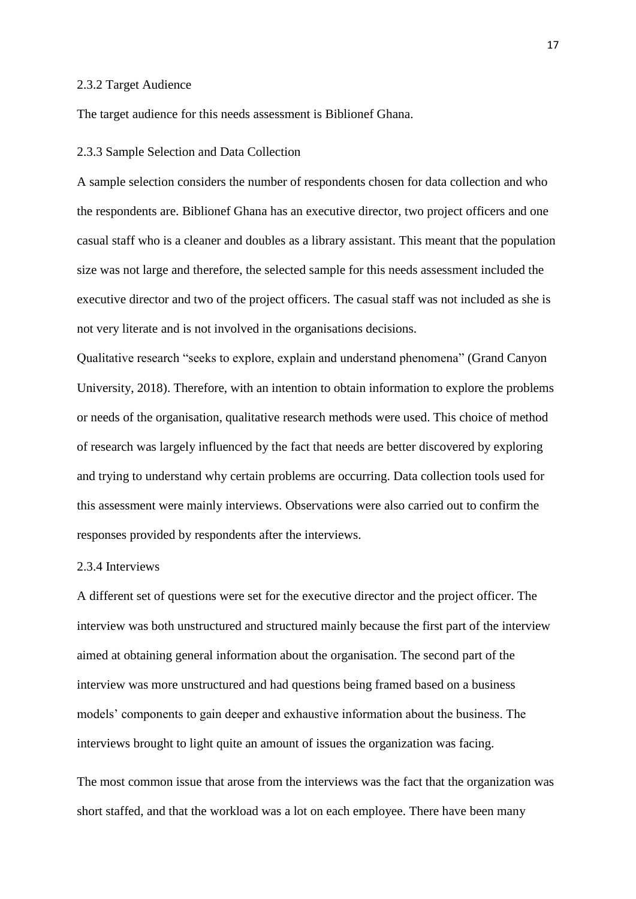### 2.3.2 Target Audience

The target audience for this needs assessment is Biblionef Ghana.

### 2.3.3 Sample Selection and Data Collection

A sample selection considers the number of respondents chosen for data collection and who the respondents are. Biblionef Ghana has an executive director, two project officers and one casual staff who is a cleaner and doubles as a library assistant. This meant that the population size was not large and therefore, the selected sample for this needs assessment included the executive director and two of the project officers. The casual staff was not included as she is not very literate and is not involved in the organisations decisions.

Qualitative research "seeks to explore, explain and understand phenomena" (Grand Canyon University, 2018). Therefore, with an intention to obtain information to explore the problems or needs of the organisation, qualitative research methods were used. This choice of method of research was largely influenced by the fact that needs are better discovered by exploring and trying to understand why certain problems are occurring. Data collection tools used for this assessment were mainly interviews. Observations were also carried out to confirm the responses provided by respondents after the interviews.

### 2.3.4 Interviews

A different set of questions were set for the executive director and the project officer. The interview was both unstructured and structured mainly because the first part of the interview aimed at obtaining general information about the organisation. The second part of the interview was more unstructured and had questions being framed based on a business models' components to gain deeper and exhaustive information about the business. The interviews brought to light quite an amount of issues the organization was facing.

The most common issue that arose from the interviews was the fact that the organization was short staffed, and that the workload was a lot on each employee. There have been many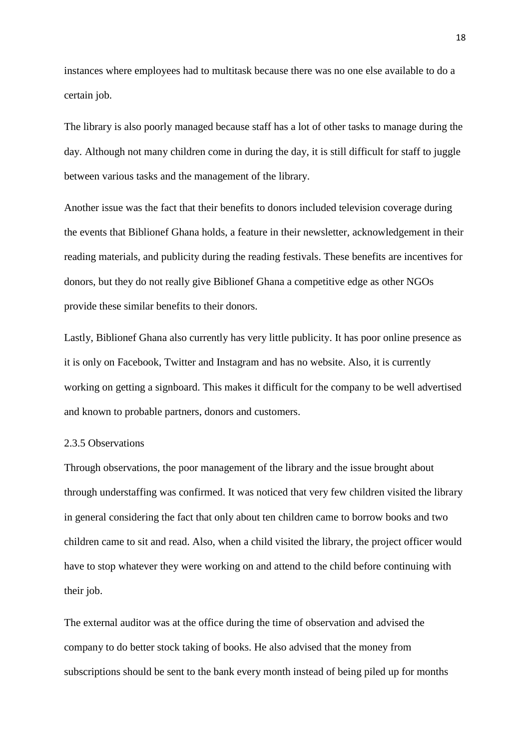instances where employees had to multitask because there was no one else available to do a certain job.

The library is also poorly managed because staff has a lot of other tasks to manage during the day. Although not many children come in during the day, it is still difficult for staff to juggle between various tasks and the management of the library.

Another issue was the fact that their benefits to donors included television coverage during the events that Biblionef Ghana holds, a feature in their newsletter, acknowledgement in their reading materials, and publicity during the reading festivals. These benefits are incentives for donors, but they do not really give Biblionef Ghana a competitive edge as other NGOs provide these similar benefits to their donors.

Lastly, Biblionef Ghana also currently has very little publicity. It has poor online presence as it is only on Facebook, Twitter and Instagram and has no website. Also, it is currently working on getting a signboard. This makes it difficult for the company to be well advertised and known to probable partners, donors and customers.

### 2.3.5 Observations

Through observations, the poor management of the library and the issue brought about through understaffing was confirmed. It was noticed that very few children visited the library in general considering the fact that only about ten children came to borrow books and two children came to sit and read. Also, when a child visited the library, the project officer would have to stop whatever they were working on and attend to the child before continuing with their job.

The external auditor was at the office during the time of observation and advised the company to do better stock taking of books. He also advised that the money from subscriptions should be sent to the bank every month instead of being piled up for months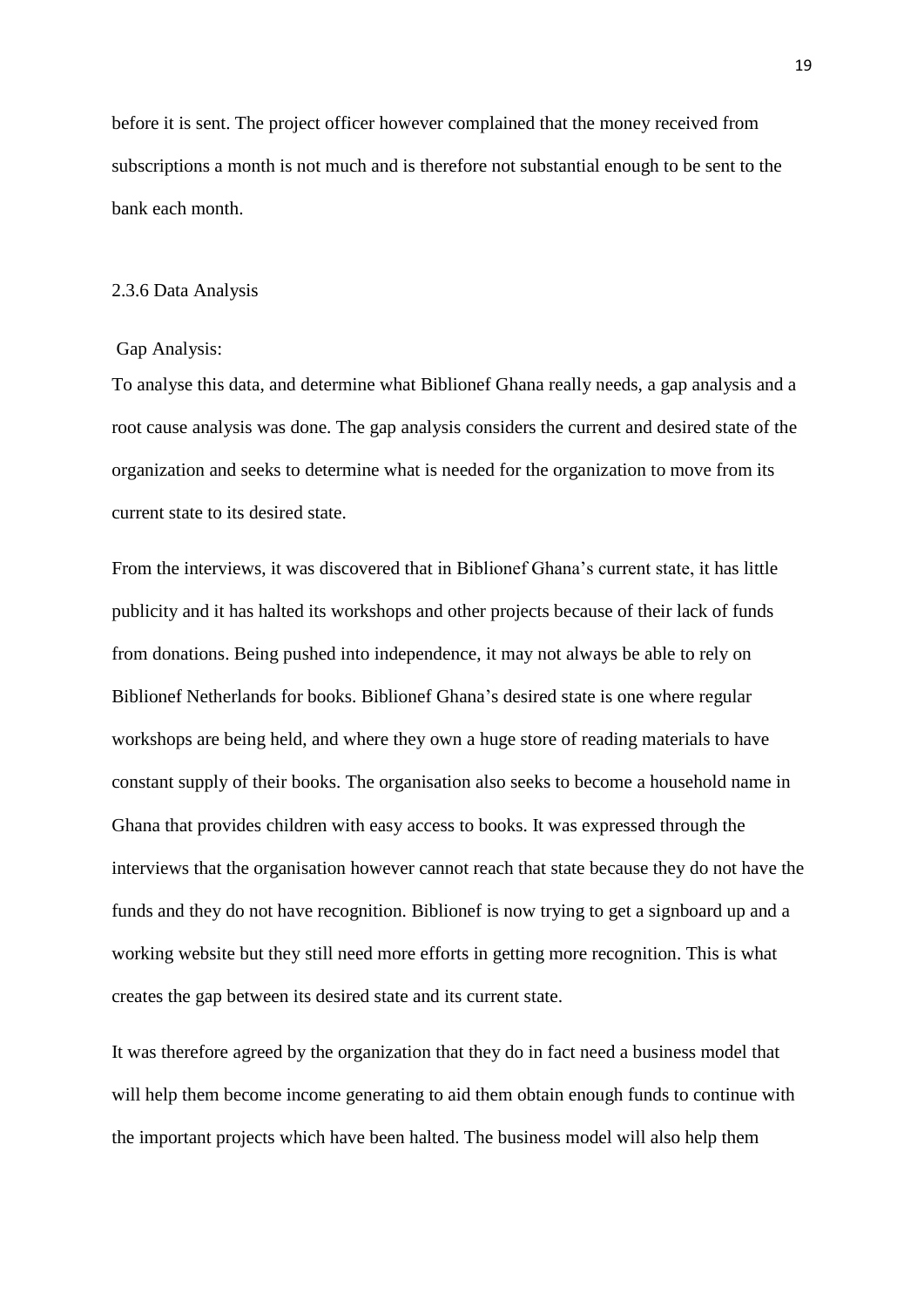before it is sent. The project officer however complained that the money received from subscriptions a month is not much and is therefore not substantial enough to be sent to the bank each month.

### 2.3.6 Data Analysis

Gap Analysis:

To analyse this data, and determine what Biblionef Ghana really needs, a gap analysis and a root cause analysis was done. The gap analysis considers the current and desired state of the organization and seeks to determine what is needed for the organization to move from its current state to its desired state.

From the interviews, it was discovered that in Biblionef Ghana's current state, it has little publicity and it has halted its workshops and other projects because of their lack of funds from donations. Being pushed into independence, it may not always be able to rely on Biblionef Netherlands for books. Biblionef Ghana's desired state is one where regular workshops are being held, and where they own a huge store of reading materials to have constant supply of their books. The organisation also seeks to become a household name in Ghana that provides children with easy access to books. It was expressed through the interviews that the organisation however cannot reach that state because they do not have the funds and they do not have recognition. Biblionef is now trying to get a signboard up and a working website but they still need more efforts in getting more recognition. This is what creates the gap between its desired state and its current state.

It was therefore agreed by the organization that they do in fact need a business model that will help them become income generating to aid them obtain enough funds to continue with the important projects which have been halted. The business model will also help them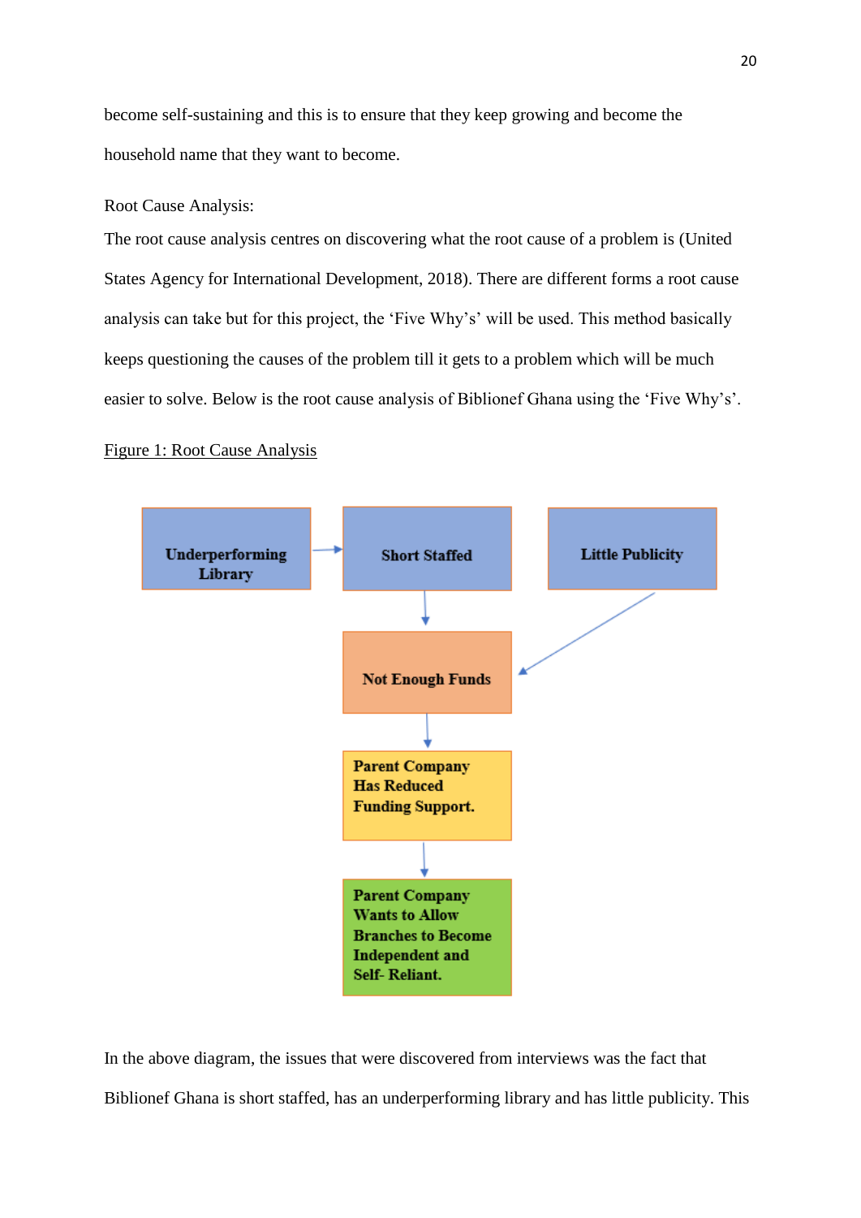become self-sustaining and this is to ensure that they keep growing and become the household name that they want to become.

Root Cause Analysis:

The root cause analysis centres on discovering what the root cause of a problem is (United States Agency for International Development, 2018). There are different forms a root cause analysis can take but for this project, the 'Five Why's' will be used. This method basically keeps questioning the causes of the problem till it gets to a problem which will be much easier to solve. Below is the root cause analysis of Biblionef Ghana using the 'Five Why's'.

Figure 1: Root Cause Analysis

**Underperforming Library** → **Short Staffed**

**Little Publicity**

**Not Enough Funds**

**Parent Company Has Reduced Funding Support.**

**Parent Company Wants to Allow Branches to Become Independent and Self- Reliant.**

In the above diagram, the issues that were discovered from interviews was the fact that Biblionef Ghana is short staffed, has an underperforming library and has little publicity. This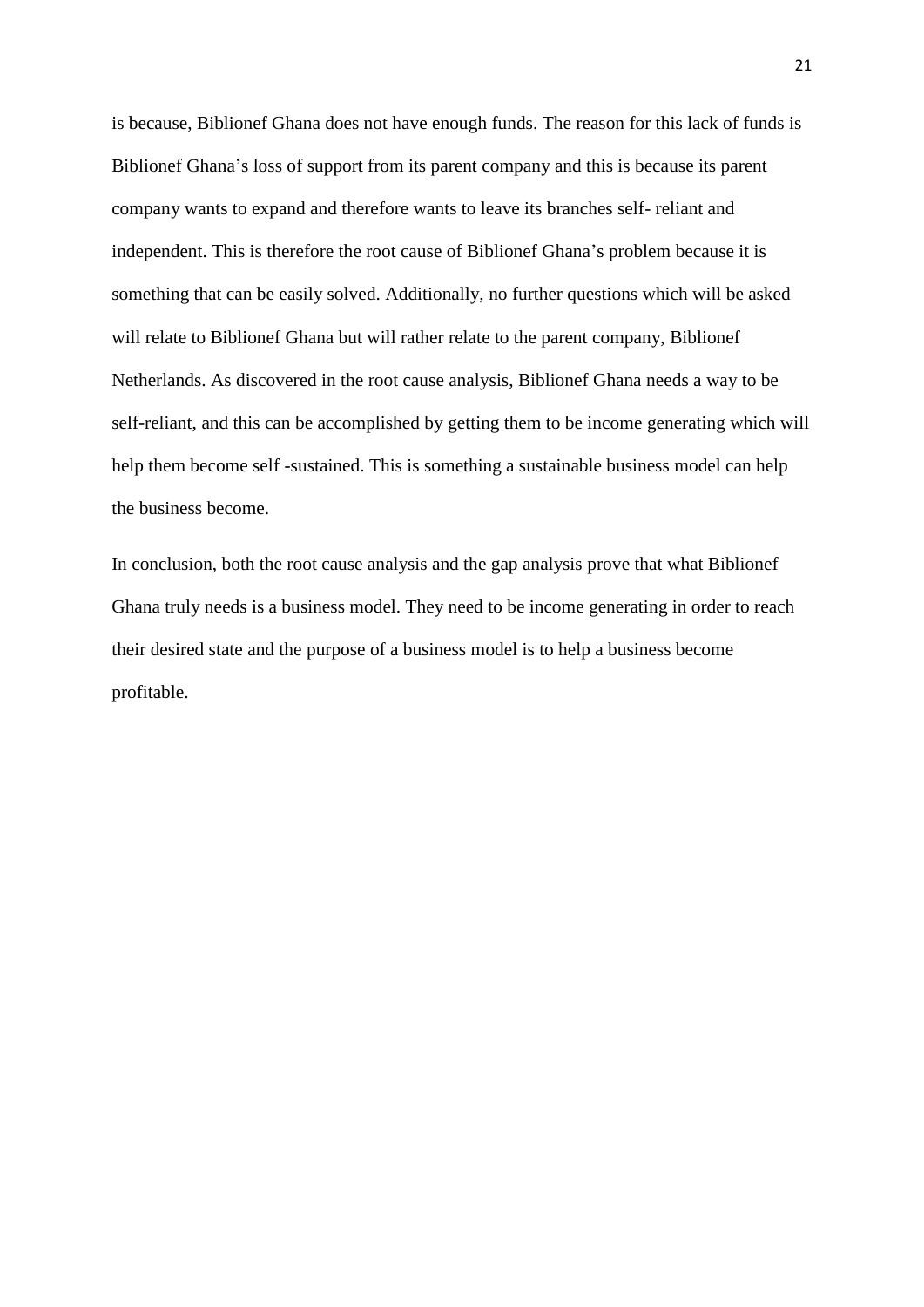is because, Biblionef Ghana does not have enough funds. The reason for this lack of funds is Biblionef Ghana's loss of support from its parent company and this is because its parent company wants to expand and therefore wants to leave its branches self- reliant and independent. This is therefore the root cause of Biblionef Ghana's problem because it is something that can be easily solved. Additionally, no further questions which will be asked will relate to Biblionef Ghana but will rather relate to the parent company, Biblionef Netherlands. As discovered in the root cause analysis, Biblionef Ghana needs a way to be self-reliant, and this can be accomplished by getting them to be income generating which will help them become self -sustained. This is something a sustainable business model can help the business become.

In conclusion, both the root cause analysis and the gap analysis prove that what Biblionef Ghana truly needs is a business model. They need to be income generating in order to reach their desired state and the purpose of a business model is to help a business become profitable.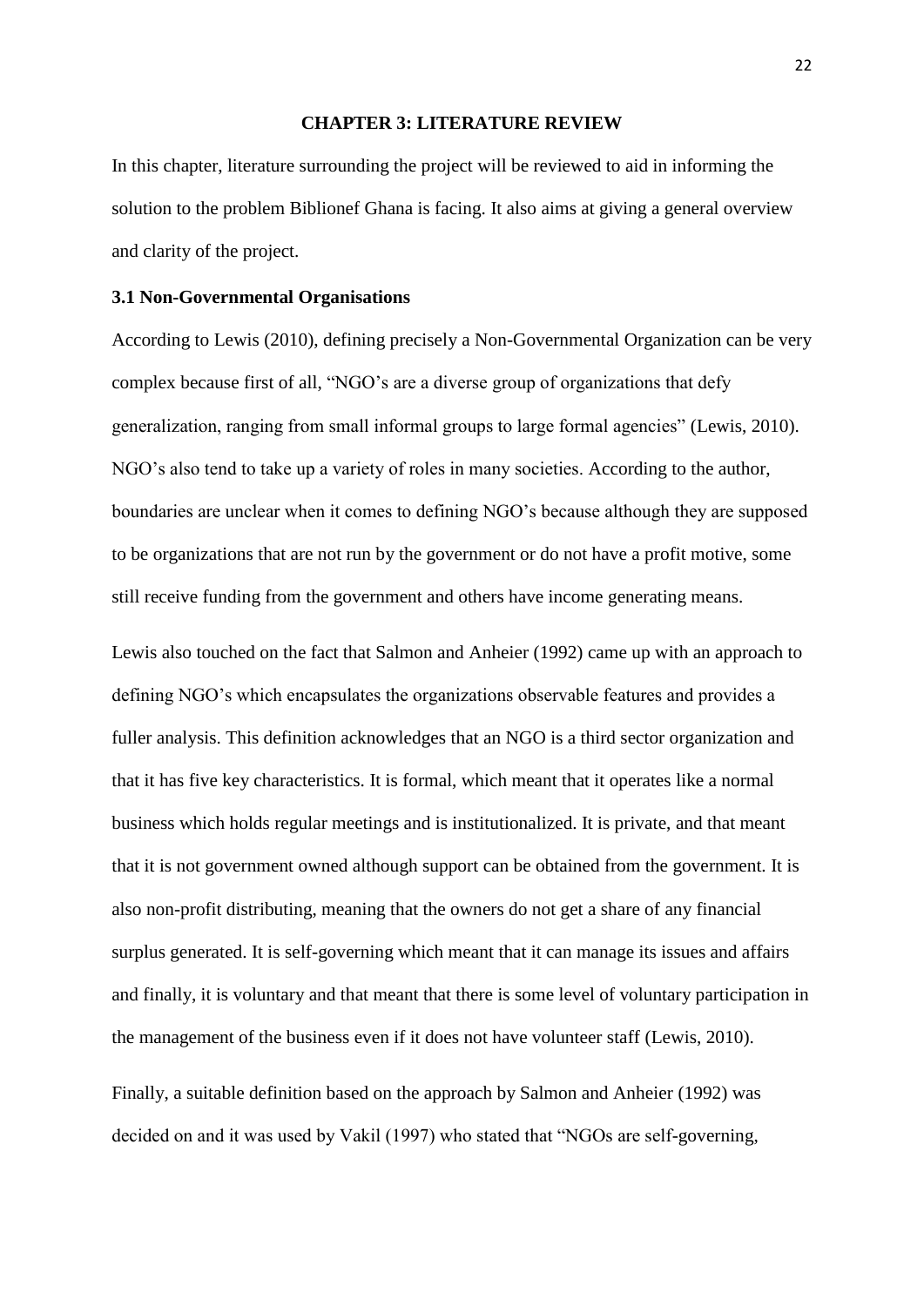# CHAPTER 3: LITERATURE REVIEW

In this chapter, literature surrounding the project will be reviewed to aid in informing the solution to the problem Biblionef Ghana is facing. It also aims at giving a general overview and clarity of the project.

## 3.1 Non-Governmental Organisations

According to Lewis (2010), defining precisely a Non-Governmental Organization can be very complex because first of all, "NGO's are a diverse group of organizations that defy generalization, ranging from small informal groups to large formal agencies" (Lewis, 2010). NGO's also tend to take up a variety of roles in many societies. According to the author, boundaries are unclear when it comes to defining NGO's because although they are supposed to be organizations that are not run by the government or do not have a profit motive, some still receive funding from the government and others have income generating means.

Lewis also touched on the fact that Salmon and Anheier (1992) came up with an approach to defining NGO's which encapsulates the organizations observable features and provides a fuller analysis. This definition acknowledges that an NGO is a third sector organization and that it has five key characteristics. It is formal, which meant that it operates like a normal business which holds regular meetings and is institutionalized. It is private, and that meant that it is not government owned although support can be obtained from the government. It is also non-profit distributing, meaning that the owners do not get a share of any financial surplus generated. It is self-governing which meant that it can manage its issues and affairs and finally, it is voluntary and that meant that there is some level of voluntary participation in the management of the business even if it does not have volunteer staff (Lewis, 2010).

Finally, a suitable definition based on the approach by Salmon and Anheier (1992) was decided on and it was used by Vakil (1997) who stated that "NGOs are self-governing,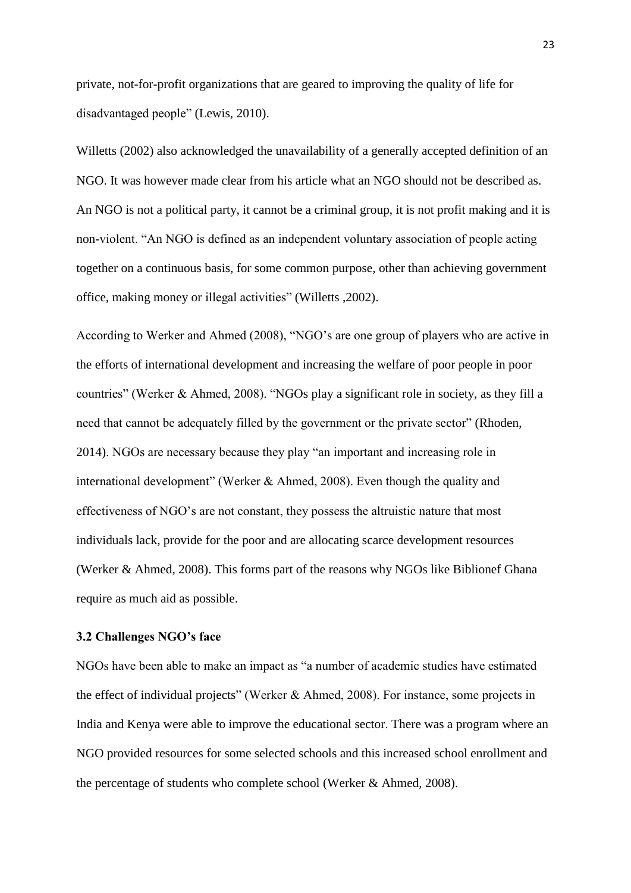private, not-for-profit organizations that are geared to improving the quality of life for disadvantaged people" (Lewis, 2010).

Willetts (2002) also acknowledged the unavailability of a generally accepted definition of an NGO. It was however made clear from his article what an NGO should not be described as. An NGO is not a political party, it cannot be a criminal group, it is not profit making and it is non-violent. "An NGO is defined as an independent voluntary association of people acting together on a continuous basis, for some common purpose, other than achieving government office, making money or illegal activities" (Willetts ,2002).

According to Werker and Ahmed (2008), "NGO's are one group of players who are active in the efforts of international development and increasing the welfare of poor people in poor countries" (Werker & Ahmed, 2008). "NGOs play a significant role in society, as they fill a need that cannot be adequately filled by the government or the private sector" (Rhoden, 2014). NGOs are necessary because they play "an important and increasing role in international development" (Werker & Ahmed, 2008). Even though the quality and effectiveness of NGO's are not constant, they possess the altruistic nature that most individuals lack, provide for the poor and are allocating scarce development resources (Werker & Ahmed, 2008). This forms part of the reasons why NGOs like Biblionef Ghana require as much aid as possible.

### 3.2 Challenges NGO's face

NGOs have been able to make an impact as "a number of academic studies have estimated the effect of individual projects" (Werker & Ahmed, 2008). For instance, some projects in India and Kenya were able to improve the educational sector. There was a program where an NGO provided resources for some selected schools and this increased school enrollment and the percentage of students who complete school (Werker & Ahmed, 2008).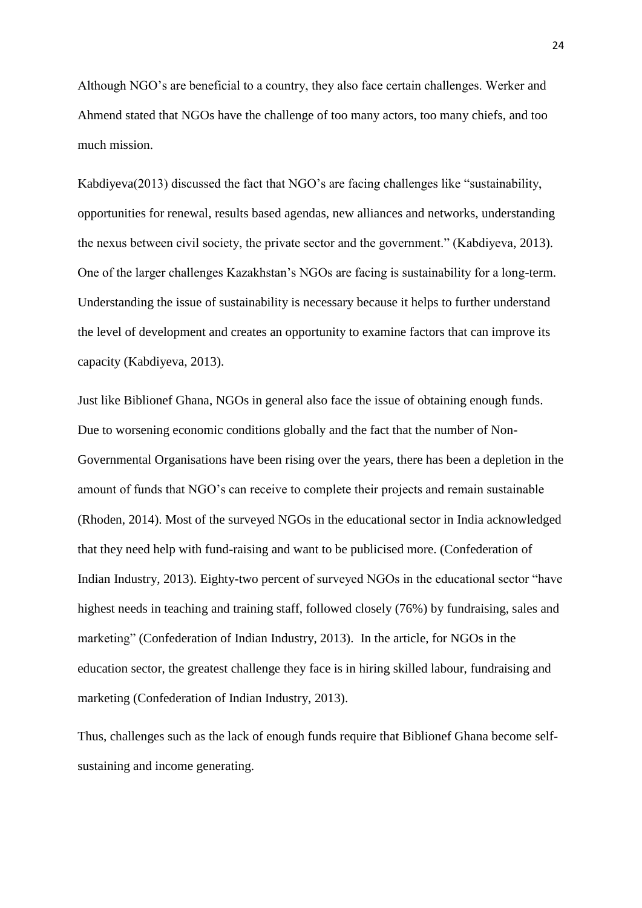Although NGO's are beneficial to a country, they also face certain challenges. Werker and Ahmend stated that NGOs have the challenge of too many actors, too many chiefs, and too much mission.

Kabdiyeva(2013) discussed the fact that NGO's are facing challenges like "sustainability, opportunities for renewal, results based agendas, new alliances and networks, understanding the nexus between civil society, the private sector and the government." (Kabdiyeva, 2013). One of the larger challenges Kazakhstan's NGOs are facing is sustainability for a long-term. Understanding the issue of sustainability is necessary because it helps to further understand the level of development and creates an opportunity to examine factors that can improve its capacity (Kabdiyeva, 2013).

Just like Biblionef Ghana, NGOs in general also face the issue of obtaining enough funds. Due to worsening economic conditions globally and the fact that the number of Non-Governmental Organisations have been rising over the years, there has been a depletion in the amount of funds that NGO's can receive to complete their projects and remain sustainable (Rhoden, 2014). Most of the surveyed NGOs in the educational sector in India acknowledged that they need help with fund-raising and want to be publicised more. (Confederation of Indian Industry, 2013). Eighty-two percent of surveyed NGOs in the educational sector "have highest needs in teaching and training staff, followed closely (76%) by fundraising, sales and marketing" (Confederation of Indian Industry, 2013). In the article, for NGOs in the education sector, the greatest challenge they face is in hiring skilled labour, fundraising and marketing (Confederation of Indian Industry, 2013).

Thus, challenges such as the lack of enough funds require that Biblionef Ghana become self-sustaining and income generating.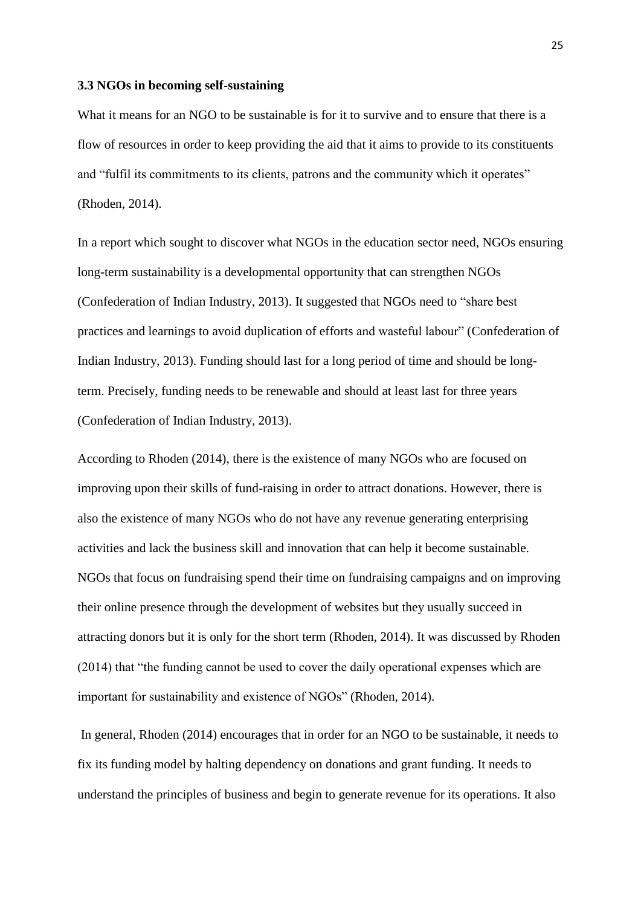### 3.3 NGOs in becoming self-sustaining

What it means for an NGO to be sustainable is for it to survive and to ensure that there is a flow of resources in order to keep providing the aid that it aims to provide to its constituents and "fulfil its commitments to its clients, patrons and the community which it operates" (Rhoden, 2014).

In a report which sought to discover what NGOs in the education sector need, NGOs ensuring long-term sustainability is a developmental opportunity that can strengthen NGOs (Confederation of Indian Industry, 2013). It suggested that NGOs need to "share best practices and learnings to avoid duplication of efforts and wasteful labour" (Confederation of Indian Industry, 2013). Funding should last for a long period of time and should be long-term. Precisely, funding needs to be renewable and should at least last for three years (Confederation of Indian Industry, 2013).

According to Rhoden (2014), there is the existence of many NGOs who are focused on improving upon their skills of fund-raising in order to attract donations. However, there is also the existence of many NGOs who do not have any revenue generating enterprising activities and lack the business skill and innovation that can help it become sustainable. NGOs that focus on fundraising spend their time on fundraising campaigns and on improving their online presence through the development of websites but they usually succeed in attracting donors but it is only for the short term (Rhoden, 2014). It was discussed by Rhoden (2014) that "the funding cannot be used to cover the daily operational expenses which are important for sustainability and existence of NGOs" (Rhoden, 2014).

In general, Rhoden (2014) encourages that in order for an NGO to be sustainable, it needs to fix its funding model by halting dependency on donations and grant funding. It needs to understand the principles of business and begin to generate revenue for its operations. It also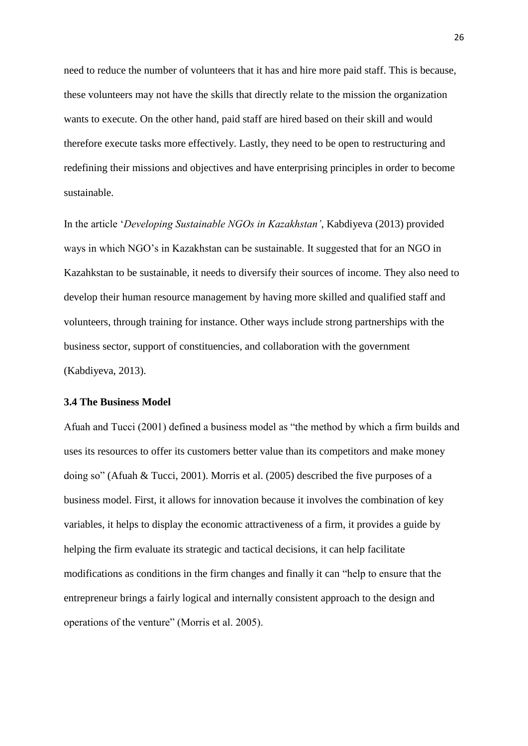need to reduce the number of volunteers that it has and hire more paid staff. This is because, these volunteers may not have the skills that directly relate to the mission the organization wants to execute. On the other hand, paid staff are hired based on their skill and would therefore execute tasks more effectively. Lastly, they need to be open to restructuring and redefining their missions and objectives and have enterprising principles in order to become sustainable.

In the article '*Developing Sustainable NGOs in Kazakhstan'*, Kabdiyeva (2013) provided ways in which NGO's in Kazakhstan can be sustainable. It suggested that for an NGO in Kazahkstan to be sustainable, it needs to diversify their sources of income. They also need to develop their human resource management by having more skilled and qualified staff and volunteers, through training for instance. Other ways include strong partnerships with the business sector, support of constituencies, and collaboration with the government (Kabdiyeva, 2013).

### 3.4 The Business Model

Afuah and Tucci (2001) defined a business model as "the method by which a firm builds and uses its resources to offer its customers better value than its competitors and make money doing so" (Afuah & Tucci, 2001). Morris et al. (2005) described the five purposes of a business model. First, it allows for innovation because it involves the combination of key variables, it helps to display the economic attractiveness of a firm, it provides a guide by helping the firm evaluate its strategic and tactical decisions, it can help facilitate modifications as conditions in the firm changes and finally it can "help to ensure that the entrepreneur brings a fairly logical and internally consistent approach to the design and operations of the venture" (Morris et al. 2005).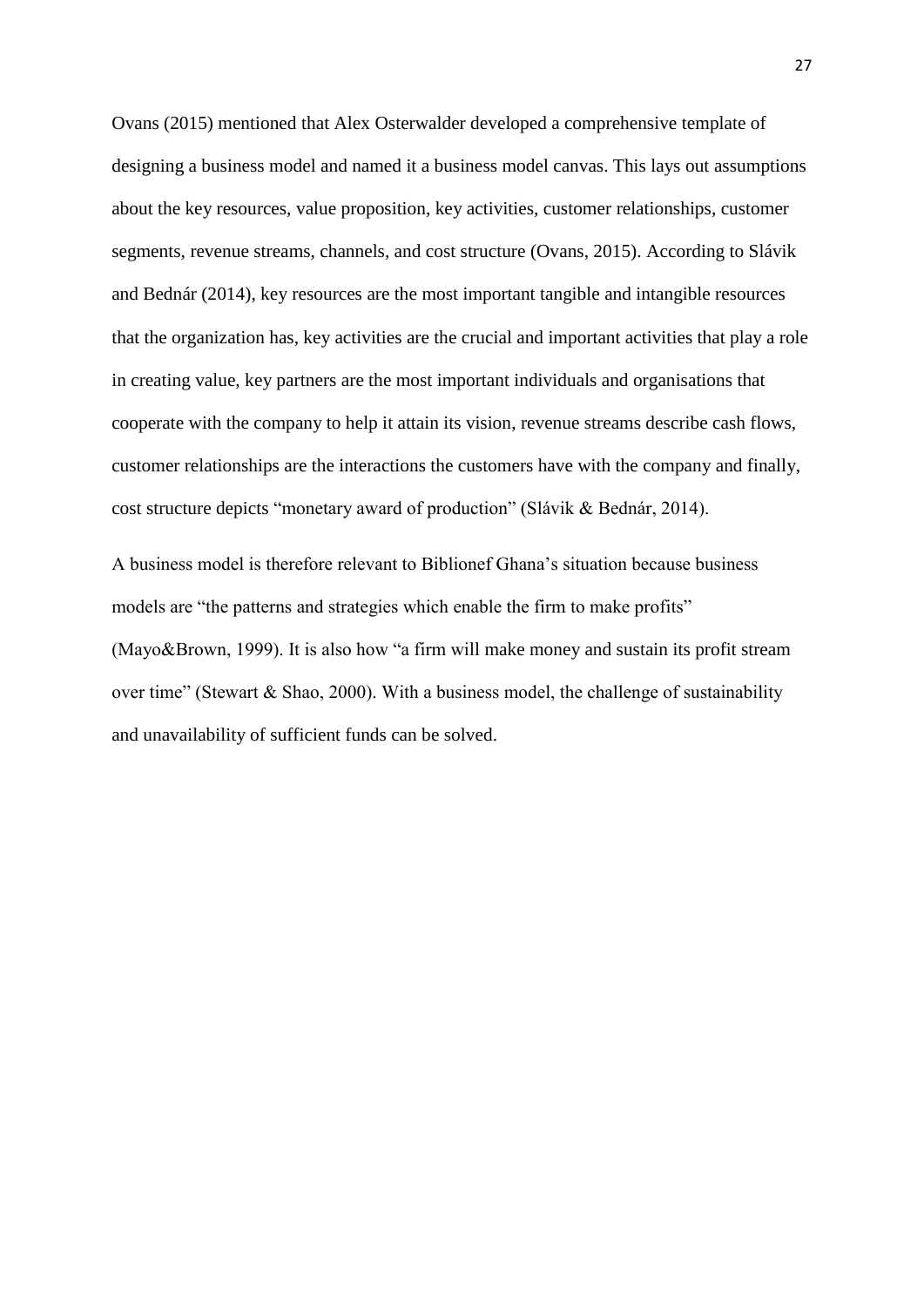Ovans (2015) mentioned that Alex Osterwalder developed a comprehensive template of designing a business model and named it a business model canvas. This lays out assumptions about the key resources, value proposition, key activities, customer relationships, customer segments, revenue streams, channels, and cost structure (Ovans, 2015). According to Slávik and Bednár (2014), key resources are the most important tangible and intangible resources that the organization has, key activities are the crucial and important activities that play a role in creating value, key partners are the most important individuals and organisations that cooperate with the company to help it attain its vision, revenue streams describe cash flows, customer relationships are the interactions the customers have with the company and finally, cost structure depicts "monetary award of production" (Slávik & Bednár, 2014).

A business model is therefore relevant to Biblionef Ghana's situation because business models are "the patterns and strategies which enable the firm to make profits" (Mayo&Brown, 1999). It is also how "a firm will make money and sustain its profit stream over time" (Stewart & Shao, 2000). With a business model, the challenge of sustainability and unavailability of sufficient funds can be solved.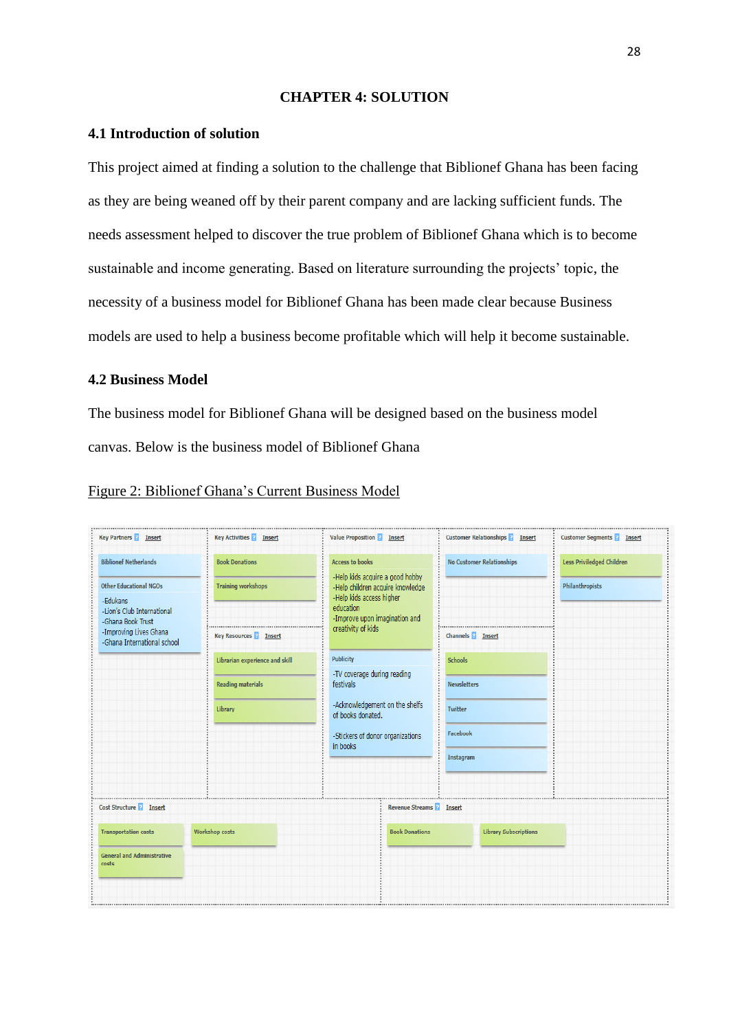# CHAPTER 4: SOLUTION

## 4.1 Introduction of solution

This project aimed at finding a solution to the challenge that Biblionef Ghana has been facing as they are being weaned off by their parent company and are lacking sufficient funds. The needs assessment helped to discover the true problem of Biblionef Ghana which is to become sustainable and income generating. Based on literature surrounding the projects' topic, the necessity of a business model for Biblionef Ghana has been made clear because Business models are used to help a business become profitable which will help it become sustainable.

## 4.2 Business Model

The business model for Biblionef Ghana will be designed based on the business model canvas. Below is the business model of Biblionef Ghana

Figure 2: Biblionef Ghana's Current Business Model

| Key Partners | Key Activities | Value Proposition | Customer Relationships | Customer Segments |
|---|---|---|---|---|
| Biblionef Netherlands<br><br>Other Educational NGOs<br>-Edukans<br>-Lion's Club International<br>-Ghana Book Trust<br>-Improving Lives Ghana<br>-Ghana International school | Book Donations<br><br>Training workshops | Access to books<br>-Help kids acquire a good hobby<br>-Help children acquire knowledge<br>-Help kids access higher education<br>-Improve upon imagination and creativity of kids | No Customer Relationships | Less Priviledged Children<br><br>Philanthropists |
| | **Key Resources**<br>Librarian experience and skill<br><br>Reading materials<br><br>Library | Publicity<br>-TV coverage during reading festivals<br><br>-Acknowledgement on the shelfs of books donated.<br><br>-Stickers of donor organizations in books | **Channels**<br>Schools<br><br>Newsletters<br><br>Twitter<br><br>Facebook<br><br>Instagram | |

| Cost Structure | Revenue Streams |
|---|---|
| Transportation costs<br><br>Workshop costs<br><br>General and Administrative costs | Book Donations<br><br>Library Subscriptions |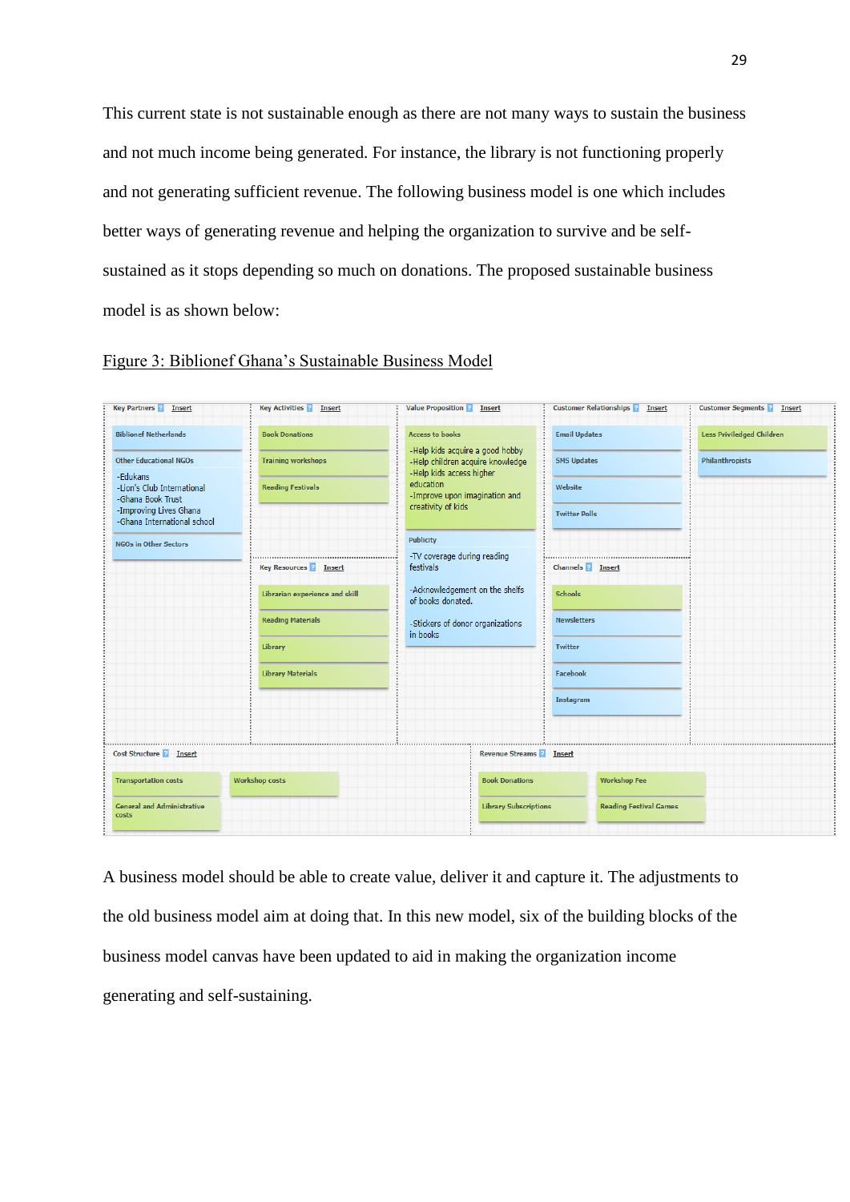This current state is not sustainable enough as there are not many ways to sustain the business and not much income being generated. For instance, the library is not functioning properly and not generating sufficient revenue. The following business model is one which includes better ways of generating revenue and helping the organization to survive and be self-sustained as it stops depending so much on donations. The proposed sustainable business model is as shown below:

Figure 3: Biblionef Ghana's Sustainable Business Model

| Key Partners | Key Activities | Value Proposition | Customer Relationships | Customer Segments |
|---|---|---|---|---|
| Biblionef Netherlands | Book Donations | Access to books | Email Updates | Less Priviledged Children |
| Other Educational NGOs | Training workshops | -Help kids acquire a good hobby<br>-Help children acquire knowledge<br>-Help kids access higher education<br>-Improve upon imagination and creativity of kids | SMS Updates | Philanthropists |
| -Edukans<br>-Lion's Club International<br>-Ghana Book Trust<br>-Improving Lives Ghana<br>-Ghana International school | Reading Festivals | Publicity | Website | |
| NGOs in Other Sectors | | -TV coverage during reading festivals | Twitter Polls | |
| | **Key Resources** | -Acknowledgement on the shelfs of books donated. | **Channels** | |
| | Librarian experience and skill | -Stickers of donor organizations in books | Schools | |
| | Reading Materials | | Newsletters | |
| | Library | | Twitter | |
| | Library Materials | | Facebook | |
| | | | Instagram | |

| Cost Structure | | Revenue Streams | |
|---|---|---|---|
| Transportation costs | Workshop costs | Book Donations | Workshop Fee |
| General and Administrative costs | | Library Subscriptions | Reading Festival Games |

A business model should be able to create value, deliver it and capture it. The adjustments to the old business model aim at doing that. In this new model, six of the building blocks of the business model canvas have been updated to aid in making the organization income generating and self-sustaining.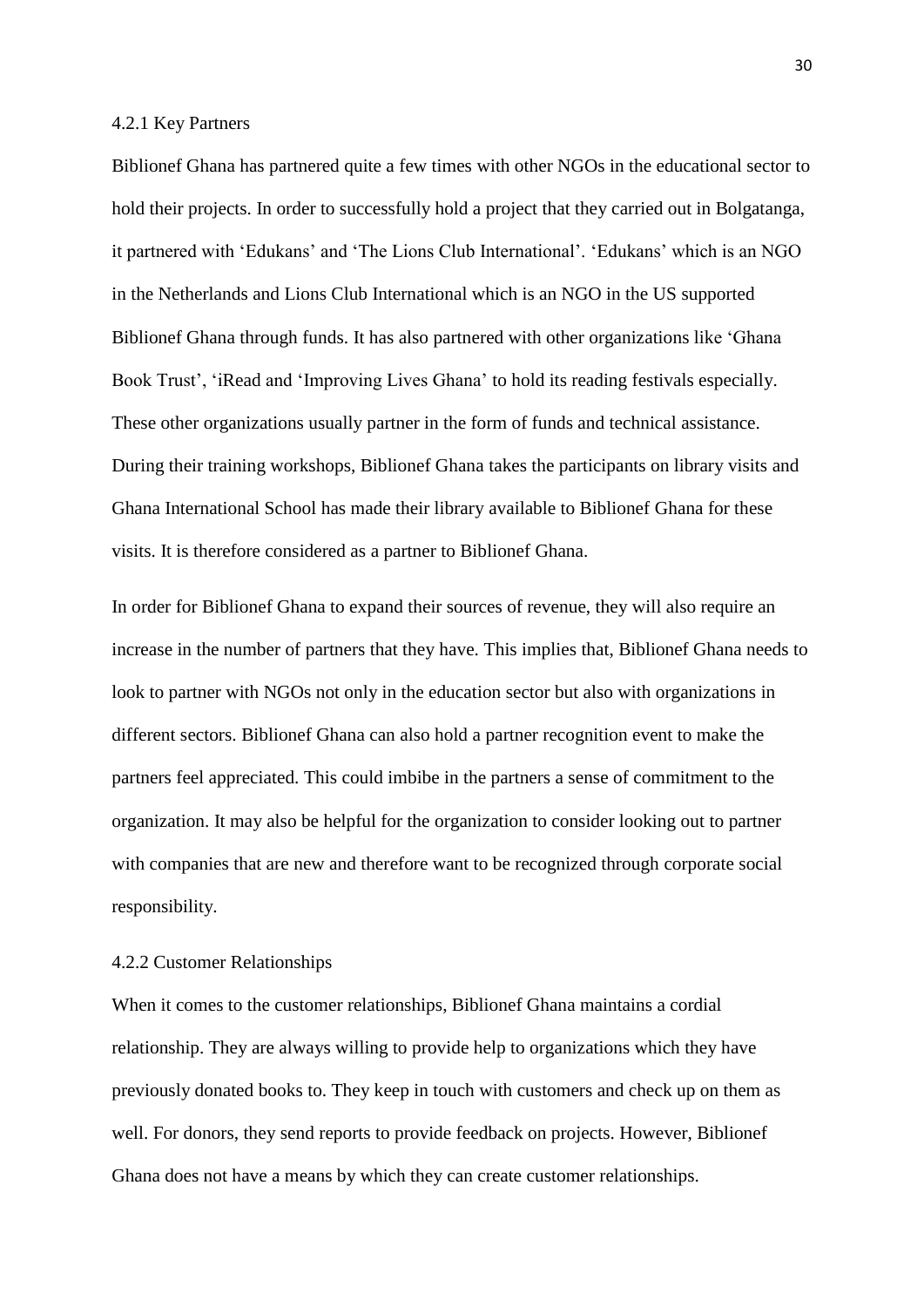### 4.2.1 Key Partners

Biblionef Ghana has partnered quite a few times with other NGOs in the educational sector to hold their projects. In order to successfully hold a project that they carried out in Bolgatanga, it partnered with 'Edukans' and 'The Lions Club International'. 'Edukans' which is an NGO in the Netherlands and Lions Club International which is an NGO in the US supported Biblionef Ghana through funds. It has also partnered with other organizations like 'Ghana Book Trust', 'iRead and 'Improving Lives Ghana' to hold its reading festivals especially. These other organizations usually partner in the form of funds and technical assistance. During their training workshops, Biblionef Ghana takes the participants on library visits and Ghana International School has made their library available to Biblionef Ghana for these visits. It is therefore considered as a partner to Biblionef Ghana.

In order for Biblionef Ghana to expand their sources of revenue, they will also require an increase in the number of partners that they have. This implies that, Biblionef Ghana needs to look to partner with NGOs not only in the education sector but also with organizations in different sectors. Biblionef Ghana can also hold a partner recognition event to make the partners feel appreciated. This could imbibe in the partners a sense of commitment to the organization. It may also be helpful for the organization to consider looking out to partner with companies that are new and therefore want to be recognized through corporate social responsibility.

### 4.2.2 Customer Relationships

When it comes to the customer relationships, Biblionef Ghana maintains a cordial relationship. They are always willing to provide help to organizations which they have previously donated books to. They keep in touch with customers and check up on them as well. For donors, they send reports to provide feedback on projects. However, Biblionef Ghana does not have a means by which they can create customer relationships.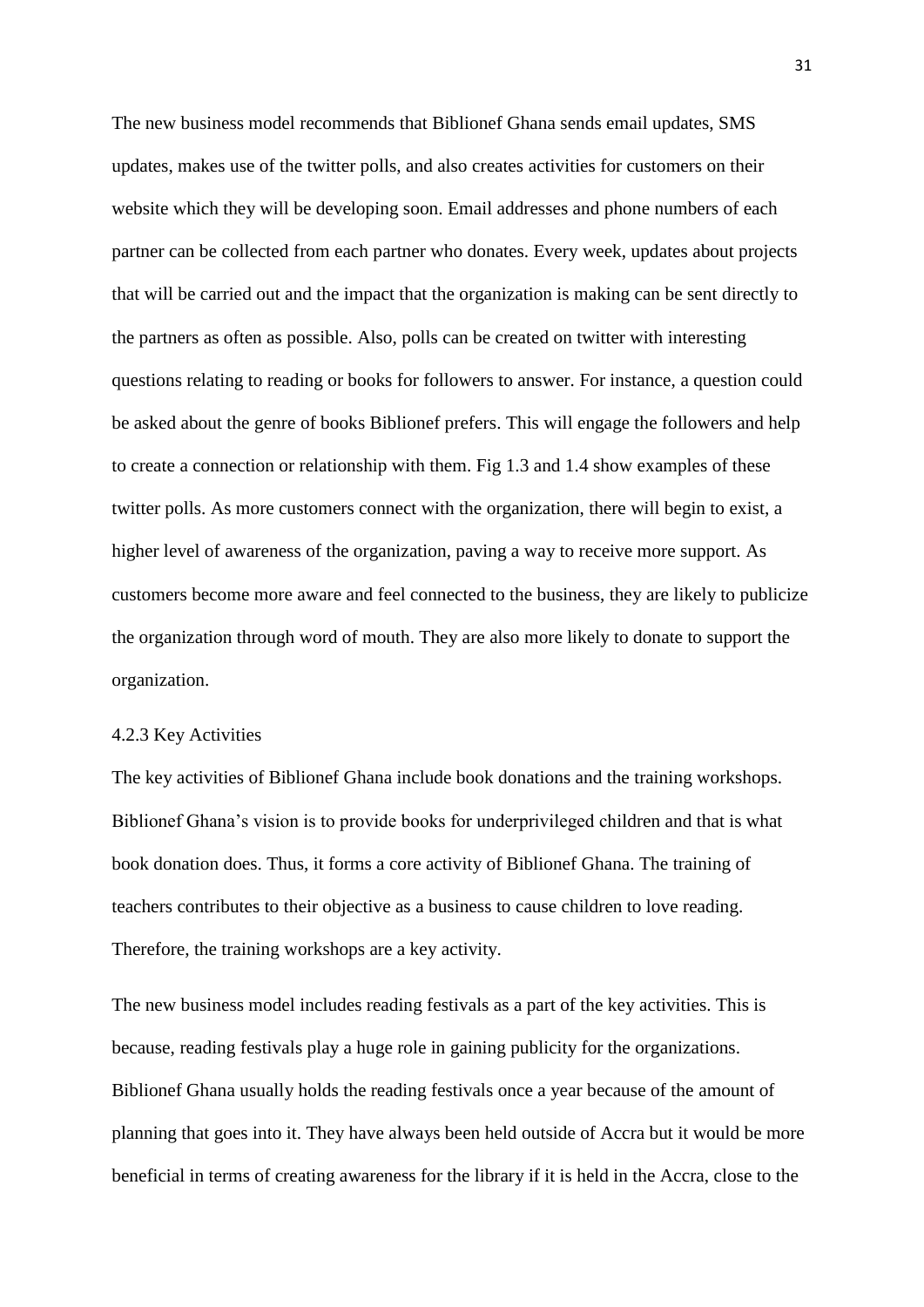The new business model recommends that Biblionef Ghana sends email updates, SMS updates, makes use of the twitter polls, and also creates activities for customers on their website which they will be developing soon. Email addresses and phone numbers of each partner can be collected from each partner who donates. Every week, updates about projects that will be carried out and the impact that the organization is making can be sent directly to the partners as often as possible. Also, polls can be created on twitter with interesting questions relating to reading or books for followers to answer. For instance, a question could be asked about the genre of books Biblionef prefers. This will engage the followers and help to create a connection or relationship with them. Fig 1.3 and 1.4 show examples of these twitter polls. As more customers connect with the organization, there will begin to exist, a higher level of awareness of the organization, paving a way to receive more support. As customers become more aware and feel connected to the business, they are likely to publicize the organization through word of mouth. They are also more likely to donate to support the organization.

### 4.2.3 Key Activities

The key activities of Biblionef Ghana include book donations and the training workshops. Biblionef Ghana's vision is to provide books for underprivileged children and that is what book donation does. Thus, it forms a core activity of Biblionef Ghana. The training of teachers contributes to their objective as a business to cause children to love reading. Therefore, the training workshops are a key activity.

The new business model includes reading festivals as a part of the key activities. This is because, reading festivals play a huge role in gaining publicity for the organizations. Biblionef Ghana usually holds the reading festivals once a year because of the amount of planning that goes into it. They have always been held outside of Accra but it would be more beneficial in terms of creating awareness for the library if it is held in the Accra, close to the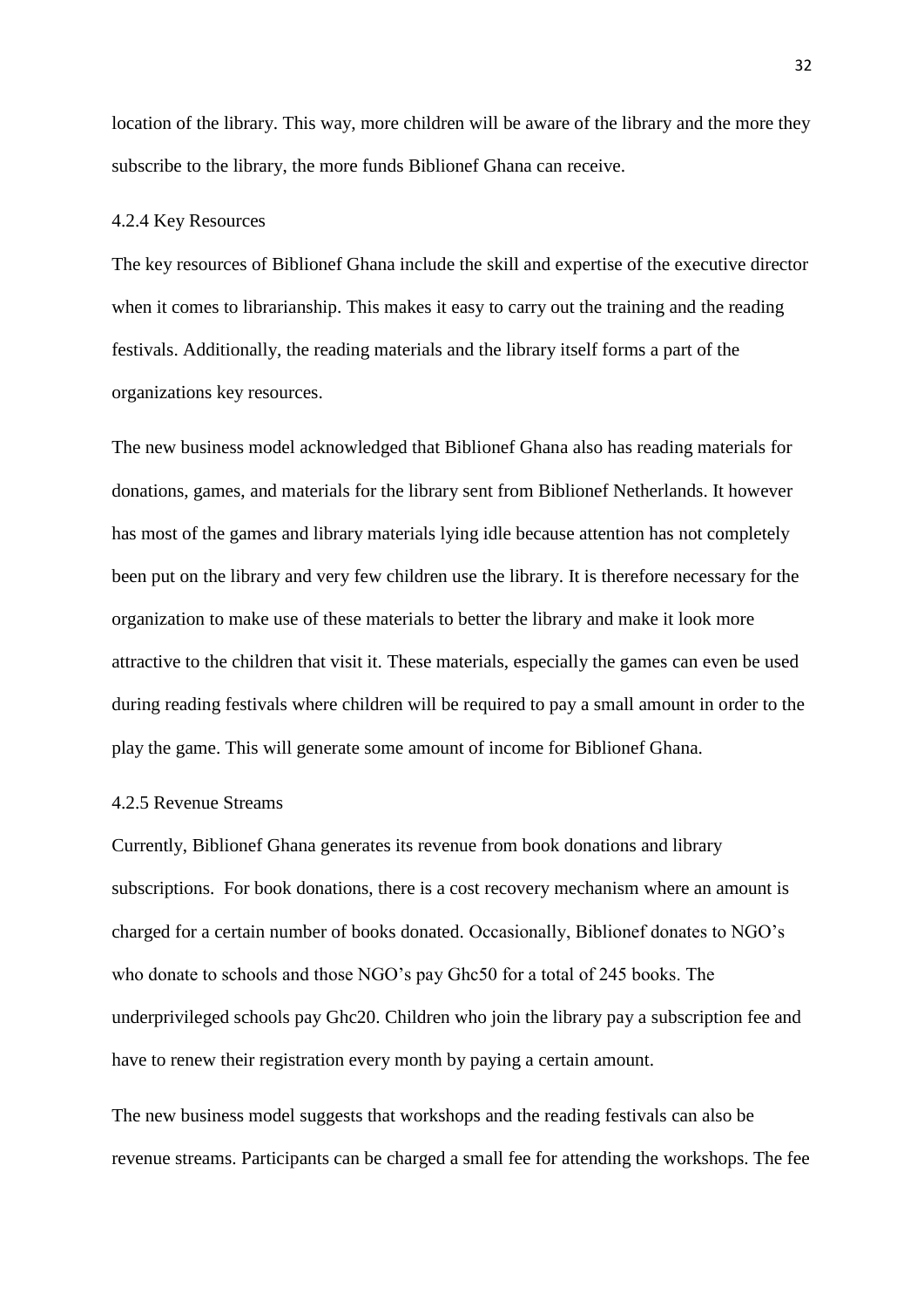location of the library. This way, more children will be aware of the library and the more they subscribe to the library, the more funds Biblionef Ghana can receive.

### 4.2.4 Key Resources

The key resources of Biblionef Ghana include the skill and expertise of the executive director when it comes to librarianship. This makes it easy to carry out the training and the reading festivals. Additionally, the reading materials and the library itself forms a part of the organizations key resources.

The new business model acknowledged that Biblionef Ghana also has reading materials for donations, games, and materials for the library sent from Biblionef Netherlands. It however has most of the games and library materials lying idle because attention has not completely been put on the library and very few children use the library. It is therefore necessary for the organization to make use of these materials to better the library and make it look more attractive to the children that visit it. These materials, especially the games can even be used during reading festivals where children will be required to pay a small amount in order to the play the game. This will generate some amount of income for Biblionef Ghana.

### 4.2.5 Revenue Streams

Currently, Biblionef Ghana generates its revenue from book donations and library subscriptions. For book donations, there is a cost recovery mechanism where an amount is charged for a certain number of books donated. Occasionally, Biblionef donates to NGO's who donate to schools and those NGO's pay Ghc50 for a total of 245 books. The underprivileged schools pay Ghc20. Children who join the library pay a subscription fee and have to renew their registration every month by paying a certain amount.

The new business model suggests that workshops and the reading festivals can also be revenue streams. Participants can be charged a small fee for attending the workshops. The fee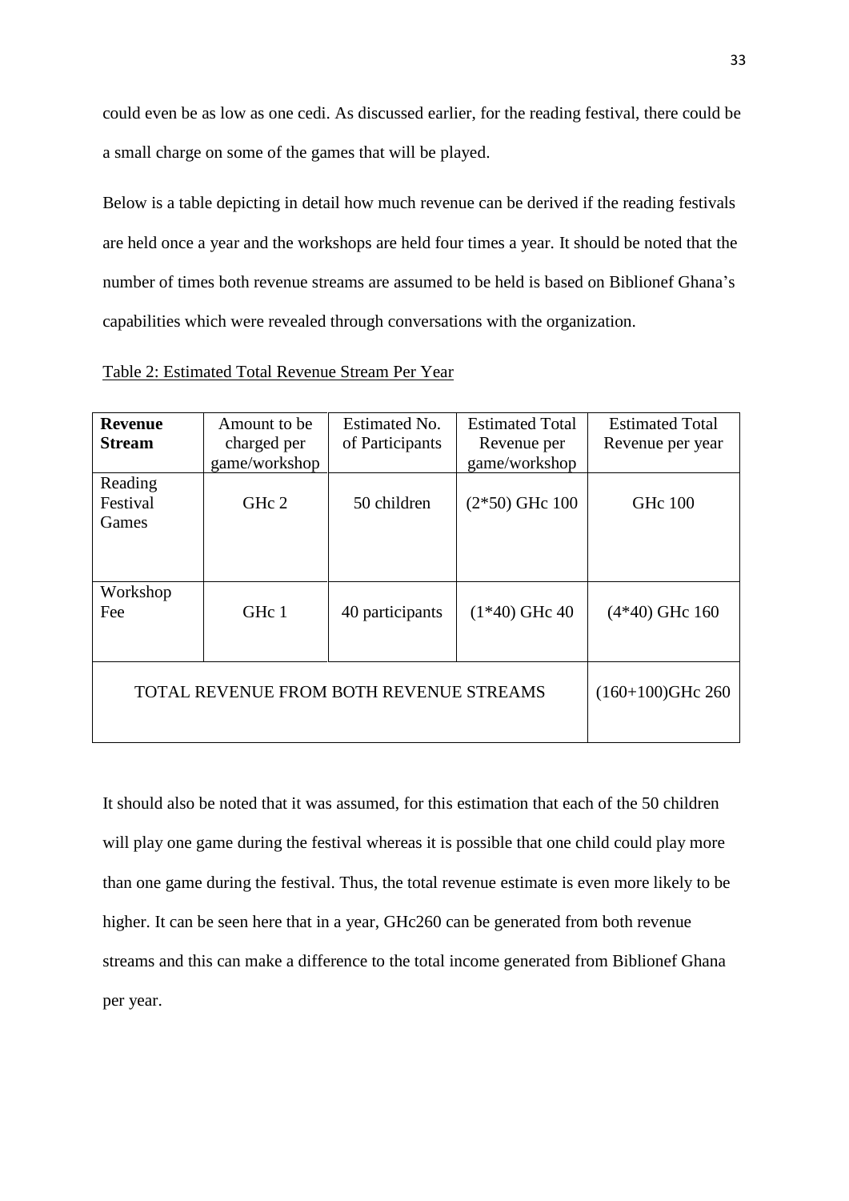could even be as low as one cedi. As discussed earlier, for the reading festival, there could be a small charge on some of the games that will be played.

Below is a table depicting in detail how much revenue can be derived if the reading festivals are held once a year and the workshops are held four times a year. It should be noted that the number of times both revenue streams are assumed to be held is based on Biblionef Ghana's capabilities which were revealed through conversations with the organization.

Table 2: Estimated Total Revenue Stream Per Year

| **Revenue Stream** | Amount to be charged per game/workshop | Estimated No. of Participants | Estimated Total Revenue per game/workshop | Estimated Total Revenue per year |
|---|---|---|---|---|
| Reading Festival Games | GHc 2 | 50 children | (2*50) GHc 100 | GHc 100 |
| Workshop Fee | GHc 1 | 40 participants | (1*40) GHc 40 | (4*40) GHc 160 |
| TOTAL REVENUE FROM BOTH REVENUE STREAMS | | | | (160+100)GHc 260 |

It should also be noted that it was assumed, for this estimation that each of the 50 children will play one game during the festival whereas it is possible that one child could play more than one game during the festival. Thus, the total revenue estimate is even more likely to be higher. It can be seen here that in a year, GHc260 can be generated from both revenue streams and this can make a difference to the total income generated from Biblionef Ghana per year.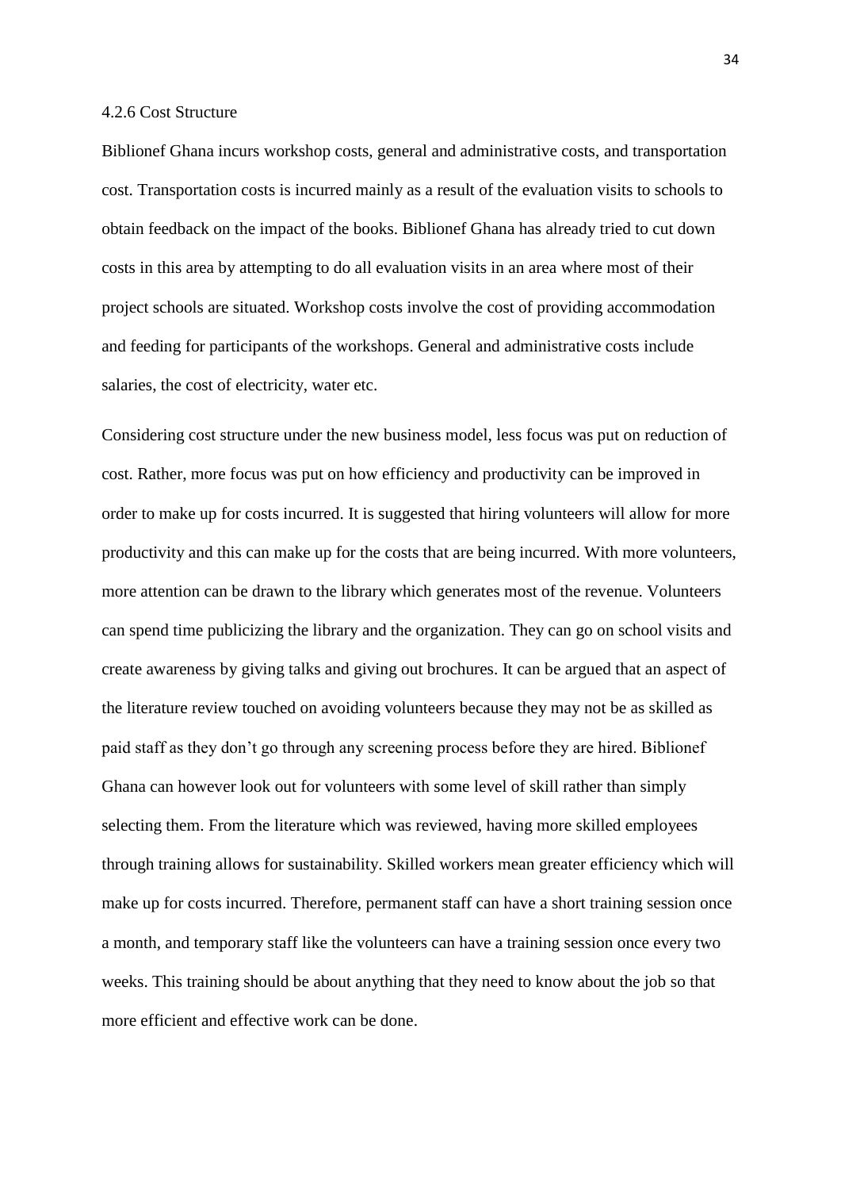#### 4.2.6 Cost Structure

Biblionef Ghana incurs workshop costs, general and administrative costs, and transportation cost. Transportation costs is incurred mainly as a result of the evaluation visits to schools to obtain feedback on the impact of the books. Biblionef Ghana has already tried to cut down costs in this area by attempting to do all evaluation visits in an area where most of their project schools are situated. Workshop costs involve the cost of providing accommodation and feeding for participants of the workshops. General and administrative costs include salaries, the cost of electricity, water etc.

Considering cost structure under the new business model, less focus was put on reduction of cost. Rather, more focus was put on how efficiency and productivity can be improved in order to make up for costs incurred. It is suggested that hiring volunteers will allow for more productivity and this can make up for the costs that are being incurred. With more volunteers, more attention can be drawn to the library which generates most of the revenue. Volunteers can spend time publicizing the library and the organization. They can go on school visits and create awareness by giving talks and giving out brochures. It can be argued that an aspect of the literature review touched on avoiding volunteers because they may not be as skilled as paid staff as they don't go through any screening process before they are hired. Biblionef Ghana can however look out for volunteers with some level of skill rather than simply selecting them. From the literature which was reviewed, having more skilled employees through training allows for sustainability. Skilled workers mean greater efficiency which will make up for costs incurred. Therefore, permanent staff can have a short training session once a month, and temporary staff like the volunteers can have a training session once every two weeks. This training should be about anything that they need to know about the job so that more efficient and effective work can be done.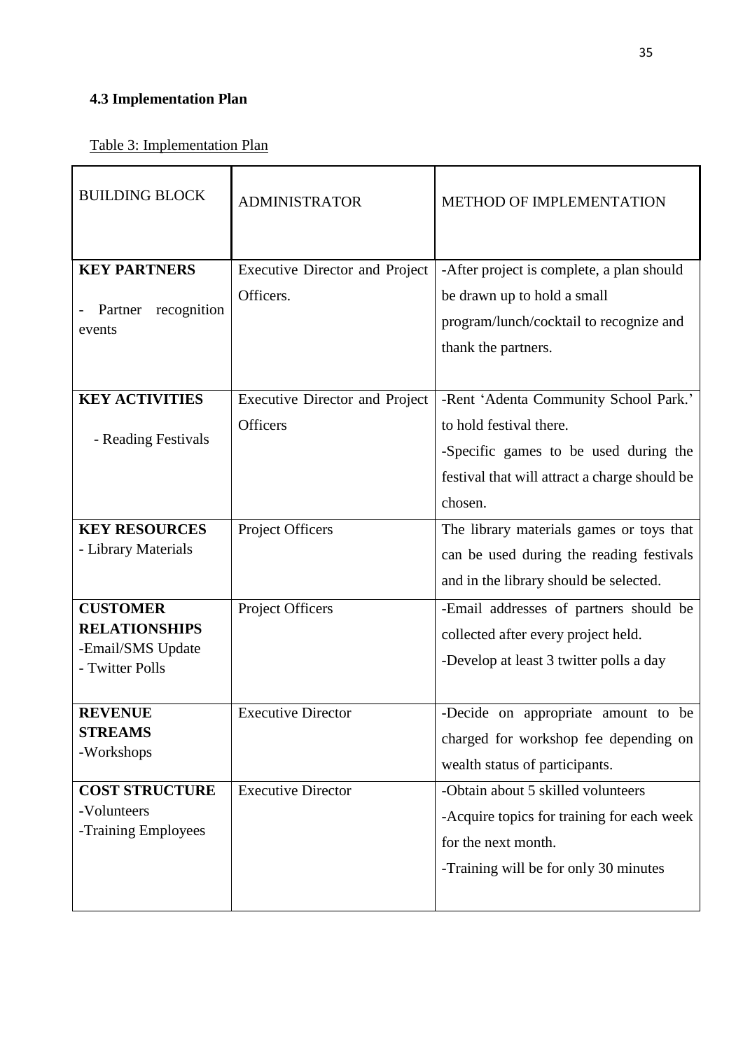### 4.3 Implementation Plan

Table 3: Implementation Plan

| BUILDING BLOCK | ADMINISTRATOR | METHOD OF IMPLEMENTATION |
|---|---|---|
| **KEY PARTNERS**<br>- Partner recognition events | Executive Director and Project Officers. | -After project is complete, a plan should be drawn up to hold a small program/lunch/cocktail to recognize and thank the partners. |
| **KEY ACTIVITIES**<br>- Reading Festivals | Executive Director and Project Officers | -Rent 'Adenta Community School Park.' to hold festival there.<br>-Specific games to be used during the festival that will attract a charge should be chosen. |
| **KEY RESOURCES**<br>- Library Materials | Project Officers | The library materials games or toys that can be used during the reading festivals and in the library should be selected. |
| **CUSTOMER RELATIONSHIPS**<br>-Email/SMS Update<br>- Twitter Polls | Project Officers | -Email addresses of partners should be collected after every project held.<br>-Develop at least 3 twitter polls a day |
| **REVENUE STREAMS**<br>-Workshops | Executive Director | -Decide on appropriate amount to be charged for workshop fee depending on wealth status of participants. |
| **COST STRUCTURE**<br>-Volunteers<br>-Training Employees | Executive Director | -Obtain about 5 skilled volunteers<br>-Acquire topics for training for each week for the next month.<br>-Training will be for only 30 minutes |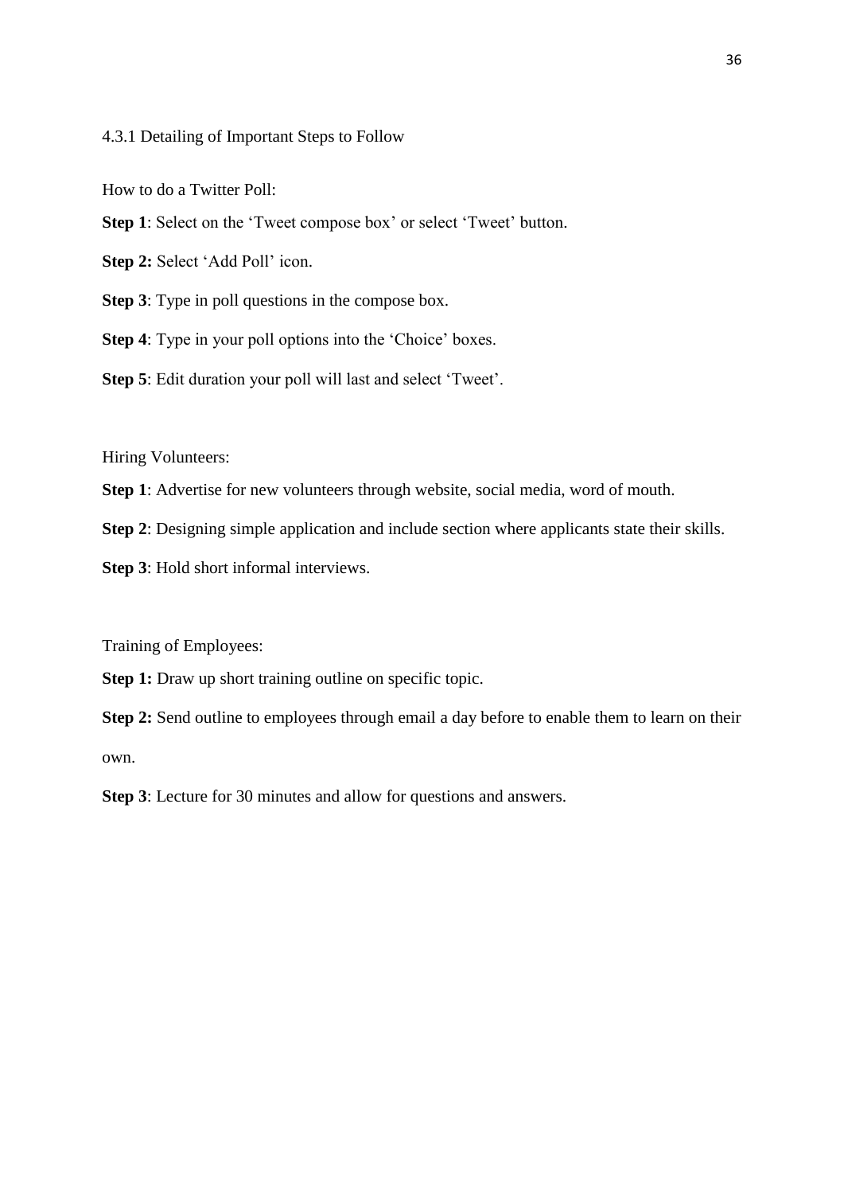### 4.3.1 Detailing of Important Steps to Follow

How to do a Twitter Poll:

**Step 1**: Select on the 'Tweet compose box' or select 'Tweet' button.

**Step 2:** Select 'Add Poll' icon.

**Step 3**: Type in poll questions in the compose box.

**Step 4**: Type in your poll options into the 'Choice' boxes.

**Step 5**: Edit duration your poll will last and select 'Tweet'.

Hiring Volunteers:

**Step 1**: Advertise for new volunteers through website, social media, word of mouth.

**Step 2**: Designing simple application and include section where applicants state their skills.

**Step 3**: Hold short informal interviews.

Training of Employees:

**Step 1:** Draw up short training outline on specific topic.

**Step 2:** Send outline to employees through email a day before to enable them to learn on their own.

**Step 3**: Lecture for 30 minutes and allow for questions and answers.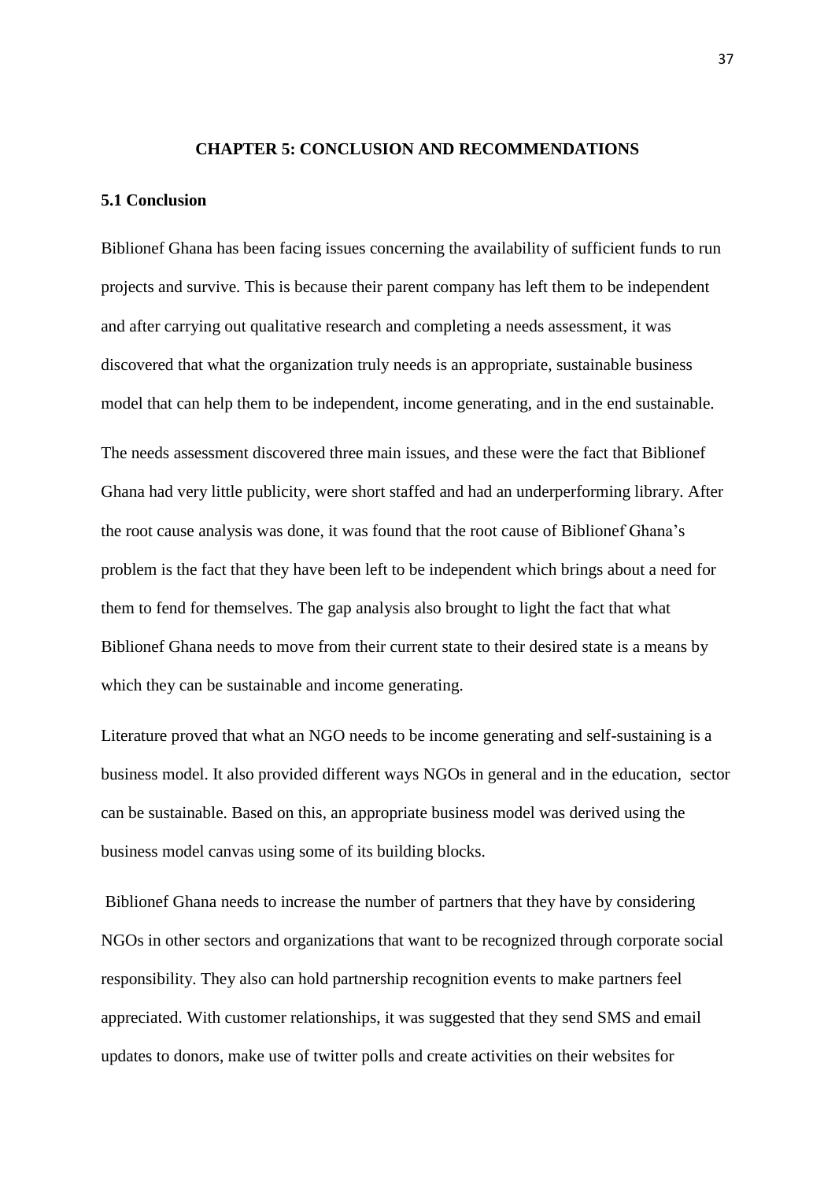## CHAPTER 5: CONCLUSION AND RECOMMENDATIONS

### 5.1 Conclusion

Biblionef Ghana has been facing issues concerning the availability of sufficient funds to run projects and survive. This is because their parent company has left them to be independent and after carrying out qualitative research and completing a needs assessment, it was discovered that what the organization truly needs is an appropriate, sustainable business model that can help them to be independent, income generating, and in the end sustainable.

The needs assessment discovered three main issues, and these were the fact that Biblionef Ghana had very little publicity, were short staffed and had an underperforming library. After the root cause analysis was done, it was found that the root cause of Biblionef Ghana's problem is the fact that they have been left to be independent which brings about a need for them to fend for themselves. The gap analysis also brought to light the fact that what Biblionef Ghana needs to move from their current state to their desired state is a means by which they can be sustainable and income generating.

Literature proved that what an NGO needs to be income generating and self-sustaining is a business model. It also provided different ways NGOs in general and in the education, sector can be sustainable. Based on this, an appropriate business model was derived using the business model canvas using some of its building blocks.

Biblionef Ghana needs to increase the number of partners that they have by considering NGOs in other sectors and organizations that want to be recognized through corporate social responsibility. They also can hold partnership recognition events to make partners feel appreciated. With customer relationships, it was suggested that they send SMS and email updates to donors, make use of twitter polls and create activities on their websites for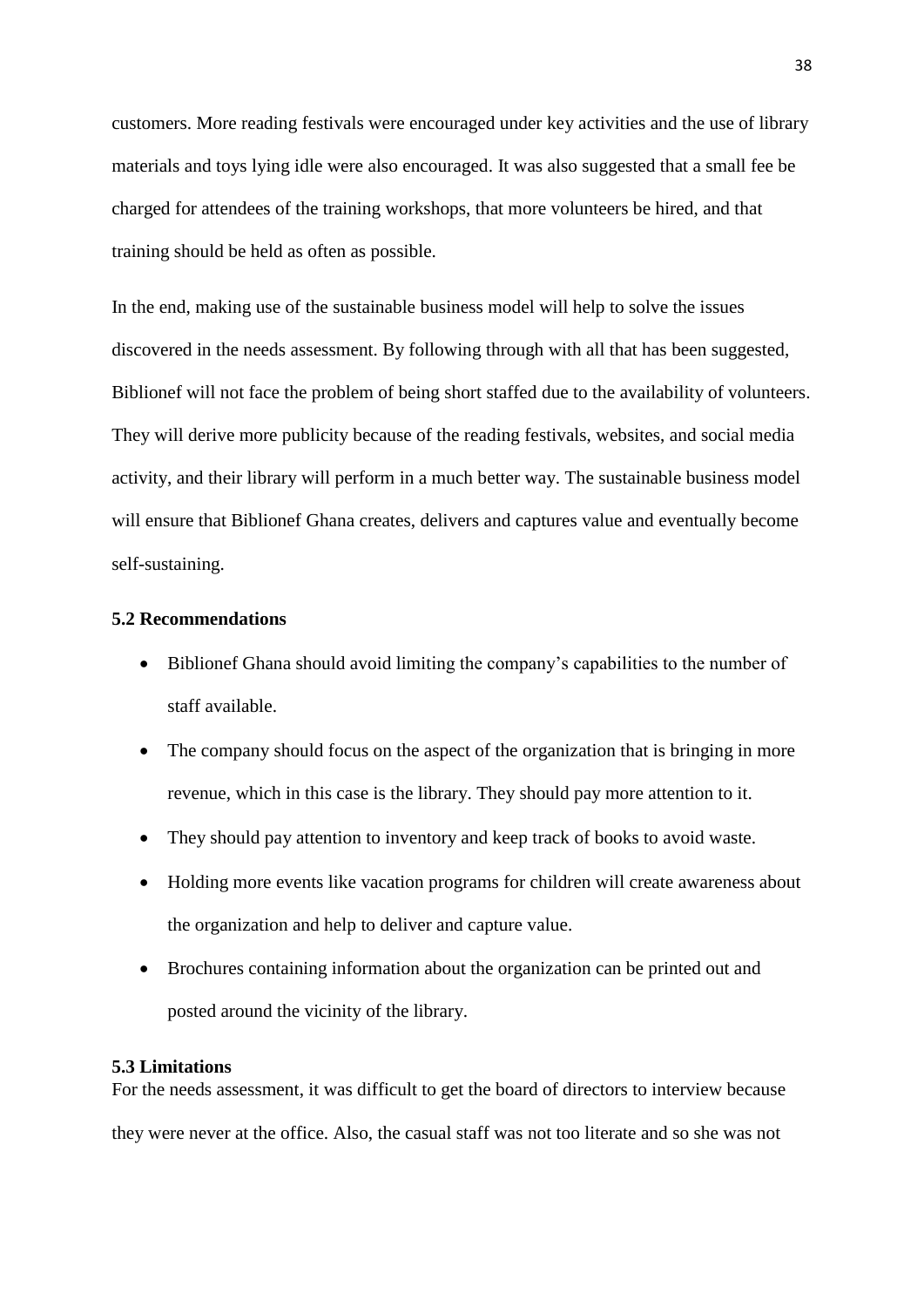customers. More reading festivals were encouraged under key activities and the use of library materials and toys lying idle were also encouraged. It was also suggested that a small fee be charged for attendees of the training workshops, that more volunteers be hired, and that training should be held as often as possible.

In the end, making use of the sustainable business model will help to solve the issues discovered in the needs assessment. By following through with all that has been suggested, Biblionef will not face the problem of being short staffed due to the availability of volunteers. They will derive more publicity because of the reading festivals, websites, and social media activity, and their library will perform in a much better way. The sustainable business model will ensure that Biblionef Ghana creates, delivers and captures value and eventually become self-sustaining.

### 5.2 Recommendations

- Biblionef Ghana should avoid limiting the company's capabilities to the number of staff available.
- The company should focus on the aspect of the organization that is bringing in more revenue, which in this case is the library. They should pay more attention to it.
- They should pay attention to inventory and keep track of books to avoid waste.
- Holding more events like vacation programs for children will create awareness about the organization and help to deliver and capture value.
- Brochures containing information about the organization can be printed out and posted around the vicinity of the library.

### 5.3 Limitations

For the needs assessment, it was difficult to get the board of directors to interview because they were never at the office. Also, the casual staff was not too literate and so she was not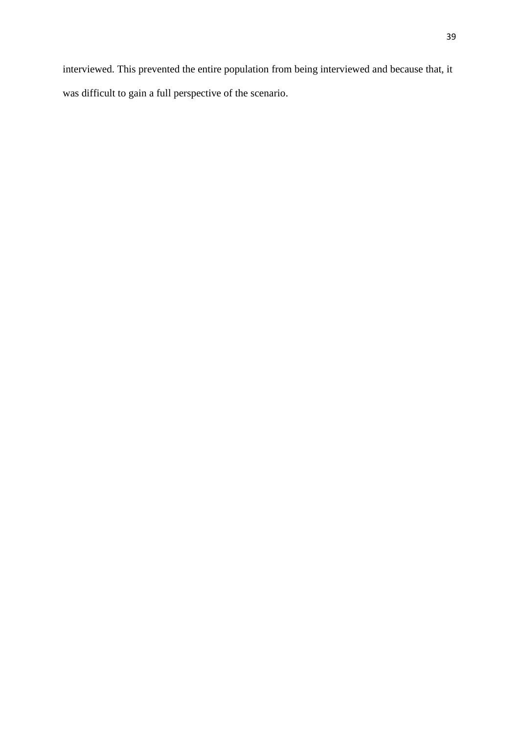interviewed. This prevented the entire population from being interviewed and because that, it was difficult to gain a full perspective of the scenario.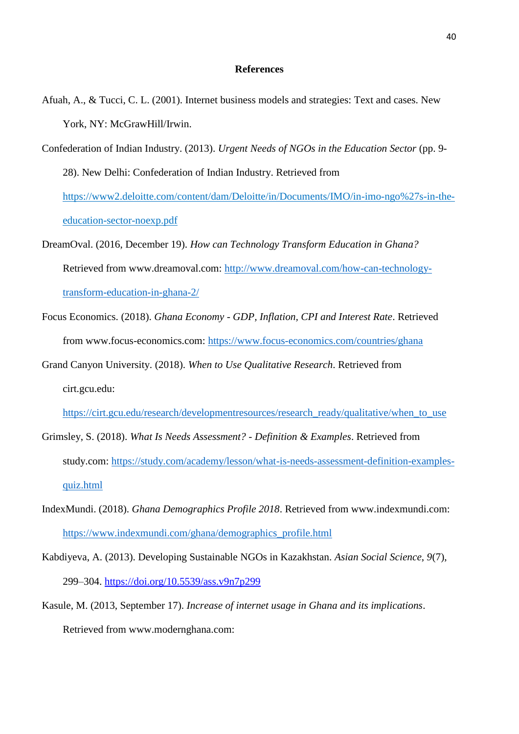# References

Afuah, A., & Tucci, C. L. (2001). Internet business models and strategies: Text and cases. New York, NY: McGrawHill/Irwin.

Confederation of Indian Industry. (2013). *Urgent Needs of NGOs in the Education Sector* (pp. 9-28). New Delhi: Confederation of Indian Industry. Retrieved from https://www2.deloitte.com/content/dam/Deloitte/in/Documents/IMO/in-imo-ngo%27s-in-the-education-sector-noexp.pdf

DreamOval. (2016, December 19). *How can Technology Transform Education in Ghana?* Retrieved from www.dreamoval.com: http://www.dreamoval.com/how-can-technology-transform-education-in-ghana-2/

Focus Economics. (2018). *Ghana Economy - GDP, Inflation, CPI and Interest Rate*. Retrieved from www.focus-economics.com: https://www.focus-economics.com/countries/ghana

Grand Canyon University. (2018). *When to Use Qualitative Research*. Retrieved from cirt.gcu.edu: https://cirt.gcu.edu/research/developmentresources/research_ready/qualitative/when_to_use

Grimsley, S. (2018). *What Is Needs Assessment? - Definition & Examples*. Retrieved from study.com: https://study.com/academy/lesson/what-is-needs-assessment-definition-examples-quiz.html

IndexMundi. (2018). *Ghana Demographics Profile 2018*. Retrieved from www.indexmundi.com: https://www.indexmundi.com/ghana/demographics_profile.html

Kabdiyeva, A. (2013). Developing Sustainable NGOs in Kazakhstan. *Asian Social Science*, *9*(7), 299–304. https://doi.org/10.5539/ass.v9n7p299

Kasule, M. (2013, September 17). *Increase of internet usage in Ghana and its implications*. Retrieved from www.modernghana.com: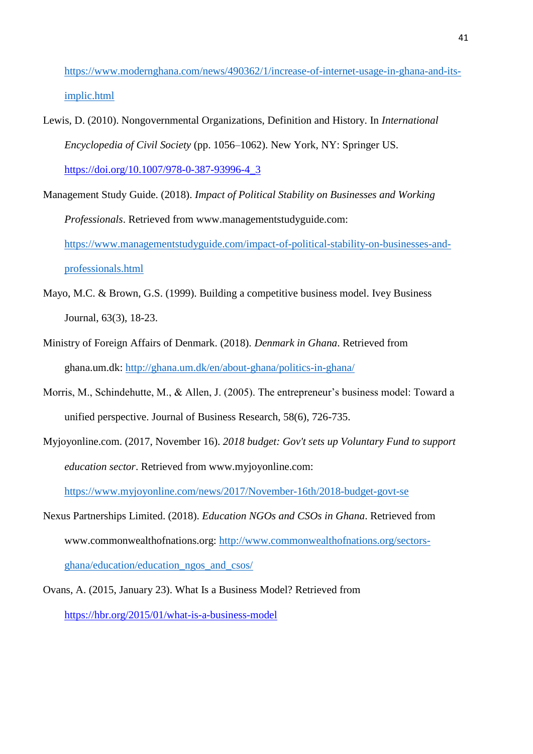https://www.modernghana.com/news/490362/1/increase-of-internet-usage-in-ghana-and-its-implic.html

Lewis, D. (2010). Nongovernmental Organizations, Definition and History. In *International Encyclopedia of Civil Society* (pp. 1056–1062). New York, NY: Springer US. https://doi.org/10.1007/978-0-387-93996-4_3

Management Study Guide. (2018). *Impact of Political Stability on Businesses and Working Professionals*. Retrieved from www.managementstudyguide.com: https://www.managementstudyguide.com/impact-of-political-stability-on-businesses-and-professionals.html

Mayo, M.C. & Brown, G.S. (1999). Building a competitive business model. Ivey Business Journal, 63(3), 18-23.

Ministry of Foreign Affairs of Denmark. (2018). *Denmark in Ghana*. Retrieved from ghana.um.dk: http://ghana.um.dk/en/about-ghana/politics-in-ghana/

Morris, M., Schindehutte, M., & Allen, J. (2005). The entrepreneur's business model: Toward a unified perspective. Journal of Business Research, 58(6), 726-735.

Myjoyonline.com. (2017, November 16). *2018 budget: Gov't sets up Voluntary Fund to support education sector*. Retrieved from www.myjoyonline.com: https://www.myjoyonline.com/news/2017/November-16th/2018-budget-govt-se

Nexus Partnerships Limited. (2018). *Education NGOs and CSOs in Ghana*. Retrieved from www.commonwealthofnations.org: http://www.commonwealthofnations.org/sectors-ghana/education/education_ngos_and_csos/

Ovans, A. (2015, January 23). What Is a Business Model? Retrieved from https://hbr.org/2015/01/what-is-a-business-model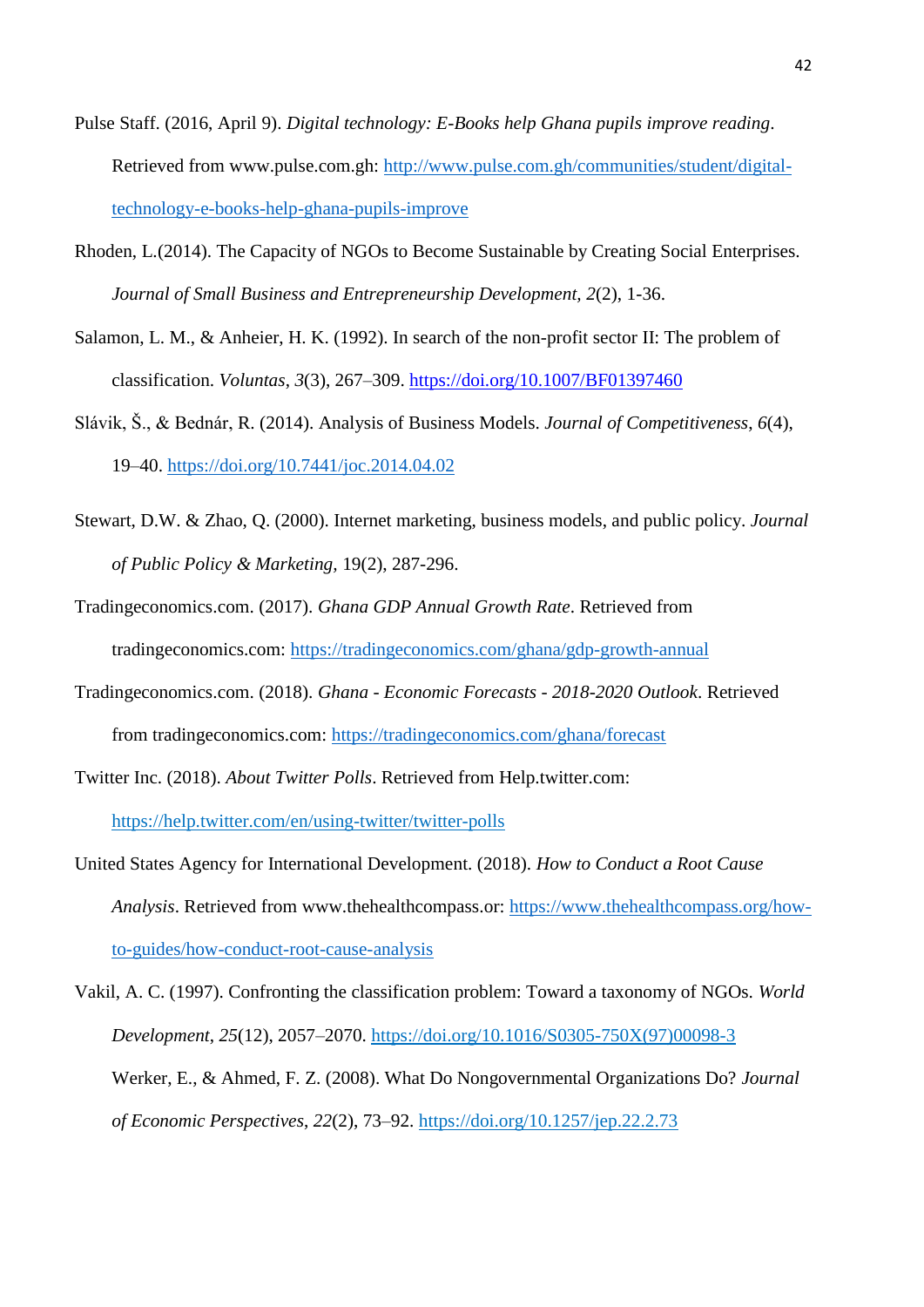Pulse Staff. (2016, April 9). *Digital technology: E-Books help Ghana pupils improve reading*. Retrieved from www.pulse.com.gh: http://www.pulse.com.gh/communities/student/digital-technology-e-books-help-ghana-pupils-improve

Rhoden, L.(2014). The Capacity of NGOs to Become Sustainable by Creating Social Enterprises. *Journal of Small Business and Entrepreneurship Development, 2*(2), 1-36.

Salamon, L. M., & Anheier, H. K. (1992). In search of the non-profit sector II: The problem of classification. *Voluntas*, *3*(3), 267–309. https://doi.org/10.1007/BF01397460

Slávik, Š., & Bednár, R. (2014). Analysis of Business Models. *Journal of Competitiveness*, *6*(4), 19–40. https://doi.org/10.7441/joc.2014.04.02

Stewart, D.W. & Zhao, Q. (2000). Internet marketing, business models, and public policy. *Journal of Public Policy & Marketing,* 19(2), 287-296.

Tradingeconomics.com. (2017). *Ghana GDP Annual Growth Rate*. Retrieved from tradingeconomics.com: https://tradingeconomics.com/ghana/gdp-growth-annual

Tradingeconomics.com. (2018). *Ghana - Economic Forecasts - 2018-2020 Outlook*. Retrieved from tradingeconomics.com: https://tradingeconomics.com/ghana/forecast

Twitter Inc. (2018). *About Twitter Polls*. Retrieved from Help.twitter.com: https://help.twitter.com/en/using-twitter/twitter-polls

United States Agency for International Development. (2018). *How to Conduct a Root Cause Analysis*. Retrieved from www.thehealthcompass.or: https://www.thehealthcompass.org/how-to-guides/how-conduct-root-cause-analysis

Vakil, A. C. (1997). Confronting the classification problem: Toward a taxonomy of NGOs. *World Development*, *25*(12), 2057–2070. https://doi.org/10.1016/S0305-750X(97)00098-3

Werker, E., & Ahmed, F. Z. (2008). What Do Nongovernmental Organizations Do? *Journal of Economic Perspectives*, *22*(2), 73–92. https://doi.org/10.1257/jep.22.2.73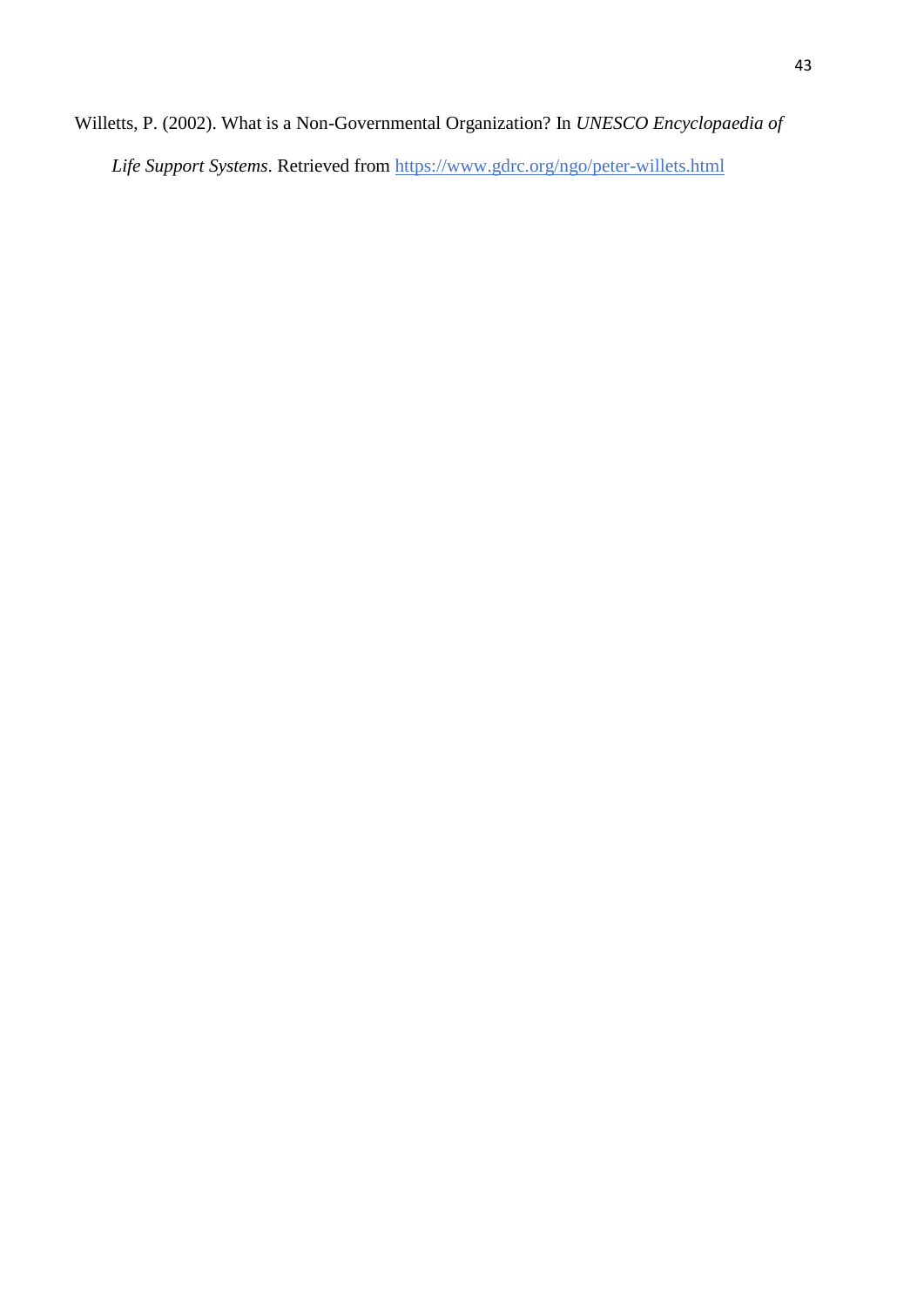Willetts, P. (2002). What is a Non-Governmental Organization? In *UNESCO Encyclopaedia of Life Support Systems*. Retrieved from https://www.gdrc.org/ngo/peter-willets.html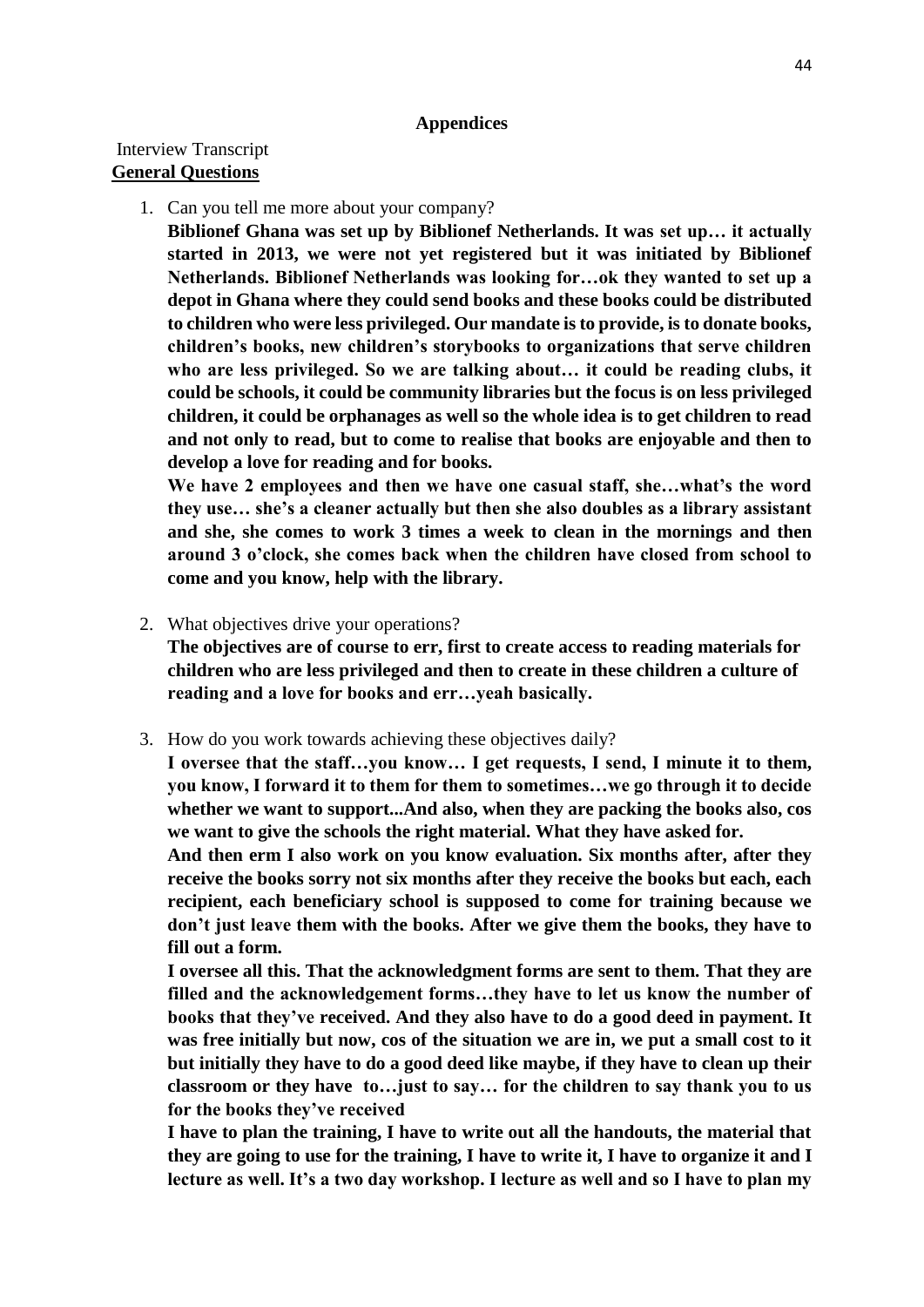**Appendices**

Interview Transcript

**General Questions**

1. Can you tell me more about your company?

   **Biblionef Ghana was set up by Biblionef Netherlands. It was set up… it actually started in 2013, we were not yet registered but it was initiated by Biblionef Netherlands. Biblionef Netherlands was looking for…ok they wanted to set up a depot in Ghana where they could send books and these books could be distributed to children who were less privileged. Our mandate is to provide, is to donate books, children's books, new children's storybooks to organizations that serve children who are less privileged. So we are talking about… it could be reading clubs, it could be schools, it could be community libraries but the focus is on less privileged children, it could be orphanages as well so the whole idea is to get children to read and not only to read, but to come to realise that books are enjoyable and then to develop a love for reading and for books.**

   **We have 2 employees and then we have one casual staff, she…what's the word they use… she's a cleaner actually but then she also doubles as a library assistant and she, she comes to work 3 times a week to clean in the mornings and then around 3 o'clock, she comes back when the children have closed from school to come and you know, help with the library.**

2. What objectives drive your operations?

   **The objectives are of course to err, first to create access to reading materials for children who are less privileged and then to create in these children a culture of reading and a love for books and err…yeah basically.**

3. How do you work towards achieving these objectives daily?

   **I oversee that the staff…you know… I get requests, I send, I minute it to them, you know, I forward it to them for them to sometimes…we go through it to decide whether we want to support...And also, when they are packing the books also, cos we want to give the schools the right material. What they have asked for.**

   **And then erm I also work on you know evaluation. Six months after, after they receive the books sorry not six months after they receive the books but each, each recipient, each beneficiary school is supposed to come for training because we don't just leave them with the books. After we give them the books, they have to fill out a form.**

   **I oversee all this. That the acknowledgment forms are sent to them. That they are filled and the acknowledgement forms…they have to let us know the number of books that they've received. And they also have to do a good deed in payment. It was free initially but now, cos of the situation we are in, we put a small cost to it but initially they have to do a good deed like maybe, if they have to clean up their classroom or they have to…just to say… for the children to say thank you to us for the books they've received**

   **I have to plan the training, I have to write out all the handouts, the material that they are going to use for the training, I have to write it, I have to organize it and I lecture as well. It's a two day workshop. I lecture as well and so I have to plan my**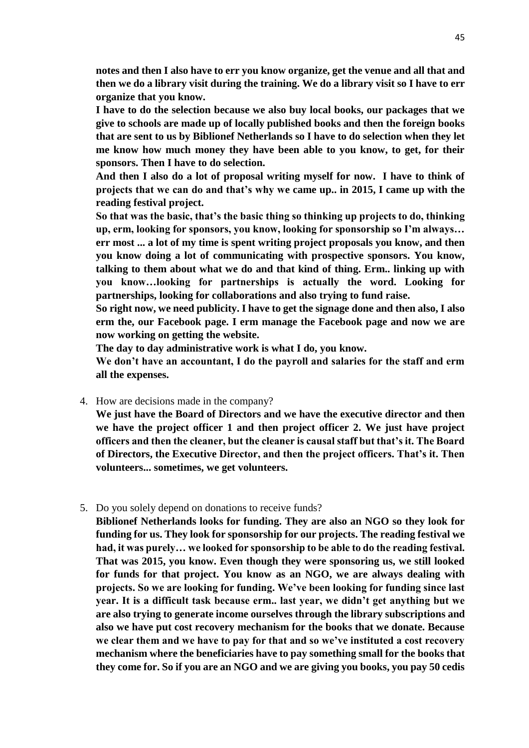**notes and then I also have to err you know organize, get the venue and all that and then we do a library visit during the training. We do a library visit so I have to err organize that you know.**

**I have to do the selection because we also buy local books, our packages that we give to schools are made up of locally published books and then the foreign books that are sent to us by Biblionef Netherlands so I have to do selection when they let me know how much money they have been able to you know, to get, for their sponsors. Then I have to do selection.**

**And then I also do a lot of proposal writing myself for now. I have to think of projects that we can do and that's why we came up.. in 2015, I came up with the reading festival project.**

**So that was the basic, that's the basic thing so thinking up projects to do, thinking up, erm, looking for sponsors, you know, looking for sponsorship so I'm always… err most ... a lot of my time is spent writing project proposals you know, and then you know doing a lot of communicating with prospective sponsors. You know, talking to them about what we do and that kind of thing. Erm.. linking up with you know…looking for partnerships is actually the word. Looking for partnerships, looking for collaborations and also trying to fund raise.**

**So right now, we need publicity. I have to get the signage done and then also, I also erm the, our Facebook page. I erm manage the Facebook page and now we are now working on getting the website.**

**The day to day administrative work is what I do, you know.**

**We don't have an accountant, I do the payroll and salaries for the staff and erm all the expenses.**

4. How are decisions made in the company?

   **We just have the Board of Directors and we have the executive director and then we have the project officer 1 and then project officer 2. We just have project officers and then the cleaner, but the cleaner is causal staff but that's it. The Board of Directors, the Executive Director, and then the project officers. That's it. Then volunteers... sometimes, we get volunteers.**

5. Do you solely depend on donations to receive funds?

   **Biblionef Netherlands looks for funding. They are also an NGO so they look for funding for us. They look for sponsorship for our projects. The reading festival we had, it was purely… we looked for sponsorship to be able to do the reading festival. That was 2015, you know. Even though they were sponsoring us, we still looked for funds for that project. You know as an NGO, we are always dealing with projects. So we are looking for funding. We've been looking for funding since last year. It is a difficult task because erm.. last year, we didn't get anything but we are also trying to generate income ourselves through the library subscriptions and also we have put cost recovery mechanism for the books that we donate. Because we clear them and we have to pay for that and so we've instituted a cost recovery mechanism where the beneficiaries have to pay something small for the books that they come for. So if you are an NGO and we are giving you books, you pay 50 cedis**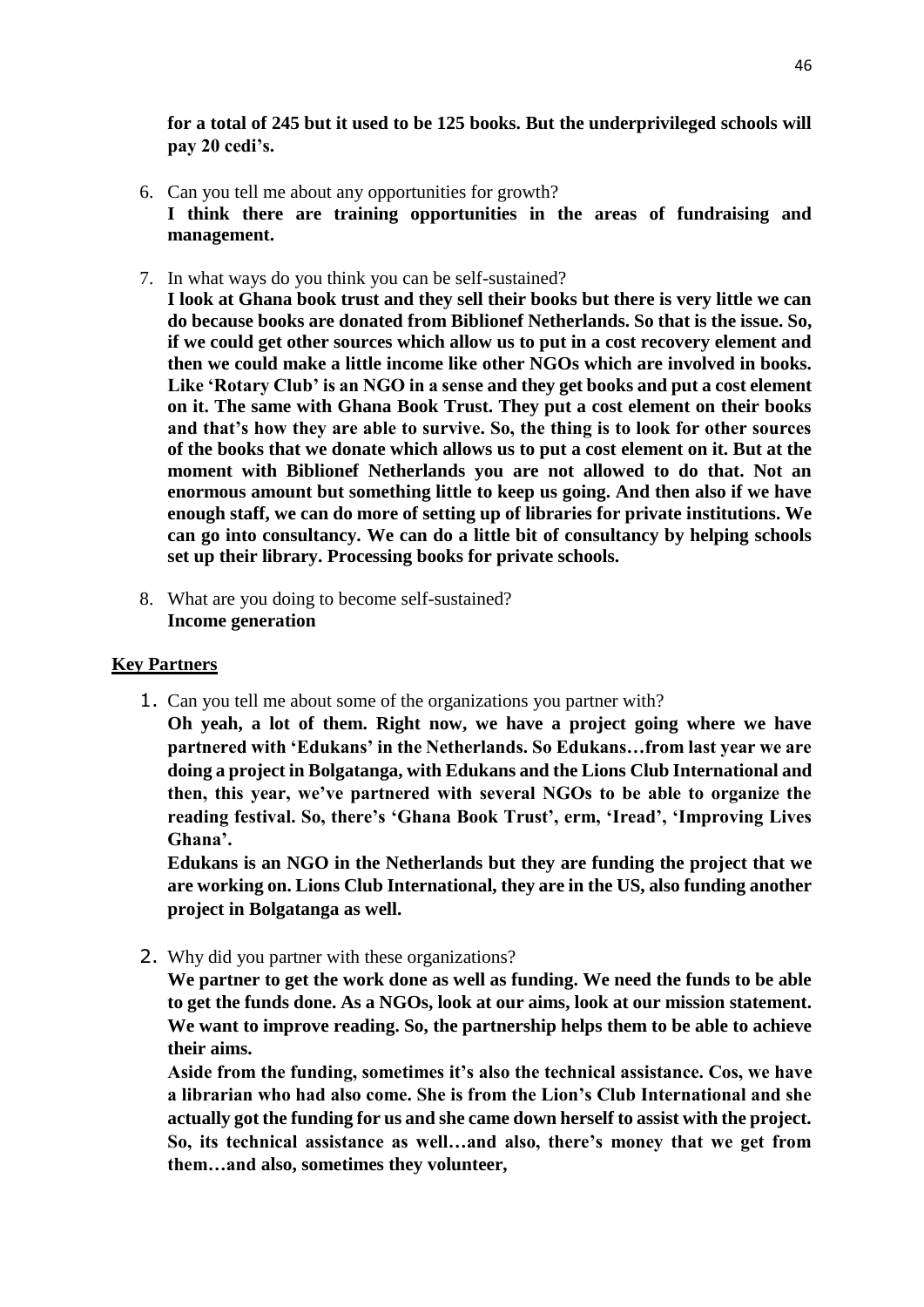**for a total of 245 but it used to be 125 books. But the underprivileged schools will pay 20 cedi's.**

6. Can you tell me about any opportunities for growth?
   **I think there are training opportunities in the areas of fundraising and management.**

7. In what ways do you think you can be self-sustained?
   **I look at Ghana book trust and they sell their books but there is very little we can do because books are donated from Biblionef Netherlands. So that is the issue. So, if we could get other sources which allow us to put in a cost recovery element and then we could make a little income like other NGOs which are involved in books. Like 'Rotary Club' is an NGO in a sense and they get books and put a cost element on it. The same with Ghana Book Trust. They put a cost element on their books and that's how they are able to survive. So, the thing is to look for other sources of the books that we donate which allows us to put a cost element on it. But at the moment with Biblionef Netherlands you are not allowed to do that. Not an enormous amount but something little to keep us going. And then also if we have enough staff, we can do more of setting up of libraries for private institutions. We can go into consultancy. We can do a little bit of consultancy by helping schools set up their library. Processing books for private schools.**

8. What are you doing to become self-sustained?
   **Income generation**

**Key Partners**

1. Can you tell me about some of the organizations you partner with?
   **Oh yeah, a lot of them. Right now, we have a project going where we have partnered with 'Edukans' in the Netherlands. So Edukans…from last year we are doing a project in Bolgatanga, with Edukans and the Lions Club International and then, this year, we've partnered with several NGOs to be able to organize the reading festival. So, there's 'Ghana Book Trust', erm, 'Iread', 'Improving Lives Ghana'.**

   **Edukans is an NGO in the Netherlands but they are funding the project that we are working on. Lions Club International, they are in the US, also funding another project in Bolgatanga as well.**

2. Why did you partner with these organizations?
   **We partner to get the work done as well as funding. We need the funds to be able to get the funds done. As a NGOs, look at our aims, look at our mission statement. We want to improve reading. So, the partnership helps them to be able to achieve their aims.**

   **Aside from the funding, sometimes it's also the technical assistance. Cos, we have a librarian who had also come. She is from the Lion's Club International and she actually got the funding for us and she came down herself to assist with the project. So, its technical assistance as well…and also, there's money that we get from them…and also, sometimes they volunteer,**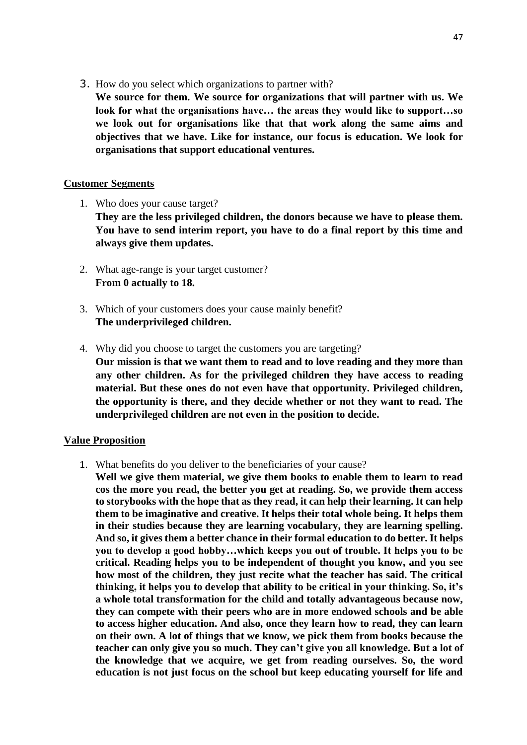3. How do you select which organizations to partner with?
   **We source for them. We source for organizations that will partner with us. We look for what the organisations have… the areas they would like to support…so we look out for organisations like that that work along the same aims and objectives that we have. Like for instance, our focus is education. We look for organisations that support educational ventures.**

**Customer Segments**

1. Who does your cause target?
   **They are the less privileged children, the donors because we have to please them. You have to send interim report, you have to do a final report by this time and always give them updates.**

2. What age-range is your target customer?
   **From 0 actually to 18.**

3. Which of your customers does your cause mainly benefit?
   **The underprivileged children.**

4. Why did you choose to target the customers you are targeting?
   **Our mission is that we want them to read and to love reading and they more than any other children. As for the privileged children they have access to reading material. But these ones do not even have that opportunity. Privileged children, the opportunity is there, and they decide whether or not they want to read. The underprivileged children are not even in the position to decide.**

**Value Proposition**

1. What benefits do you deliver to the beneficiaries of your cause?
   **Well we give them material, we give them books to enable them to learn to read cos the more you read, the better you get at reading. So, we provide them access to storybooks with the hope that as they read, it can help their learning. It can help them to be imaginative and creative. It helps their total whole being. It helps them in their studies because they are learning vocabulary, they are learning spelling. And so, it gives them a better chance in their formal education to do better. It helps you to develop a good hobby…which keeps you out of trouble. It helps you to be critical. Reading helps you to be independent of thought you know, and you see how most of the children, they just recite what the teacher has said. The critical thinking, it helps you to develop that ability to be critical in your thinking. So, it's a whole total transformation for the child and totally advantageous because now, they can compete with their peers who are in more endowed schools and be able to access higher education. And also, once they learn how to read, they can learn on their own. A lot of things that we know, we pick them from books because the teacher can only give you so much. They can't give you all knowledge. But a lot of the knowledge that we acquire, we get from reading ourselves. So, the word education is not just focus on the school but keep educating yourself for life and**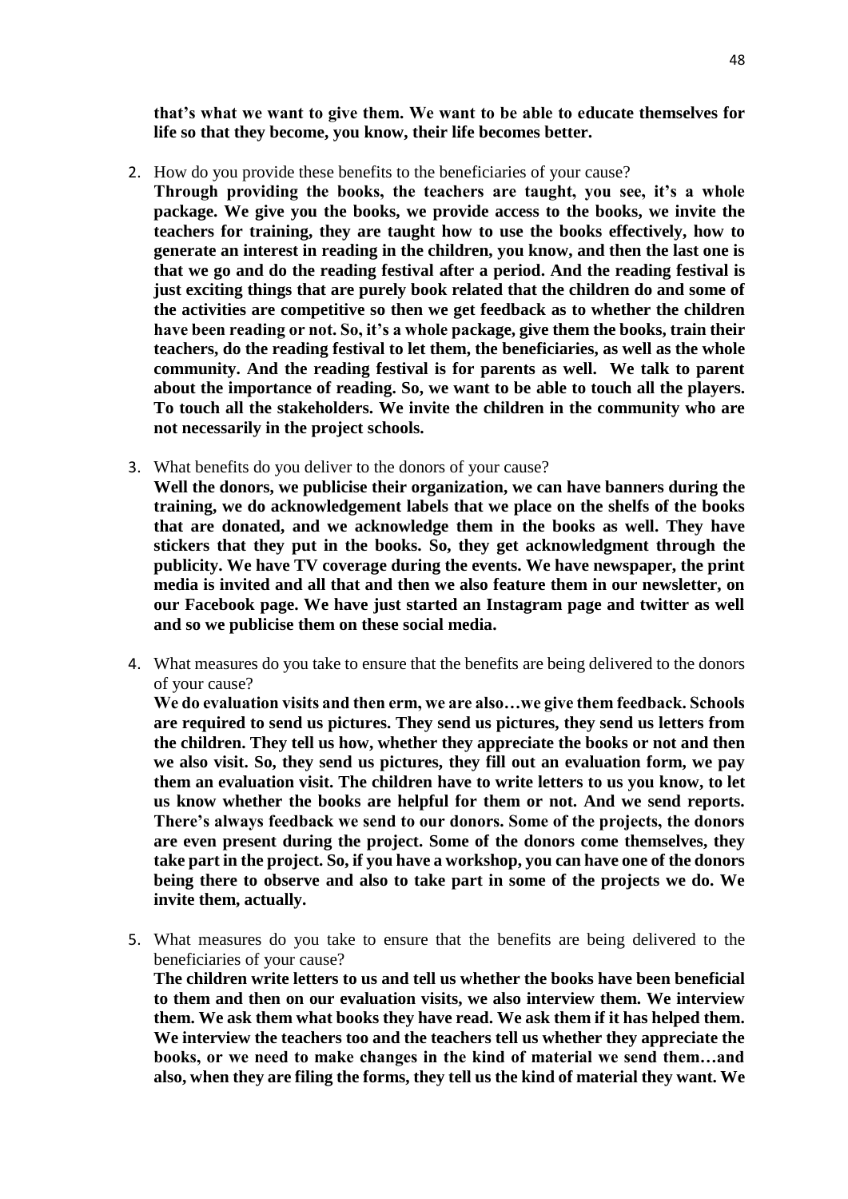**that's what we want to give them. We want to be able to educate themselves for life so that they become, you know, their life becomes better.**

2. How do you provide these benefits to the beneficiaries of your cause?
   **Through providing the books, the teachers are taught, you see, it's a whole package. We give you the books, we provide access to the books, we invite the teachers for training, they are taught how to use the books effectively, how to generate an interest in reading in the children, you know, and then the last one is that we go and do the reading festival after a period. And the reading festival is just exciting things that are purely book related that the children do and some of the activities are competitive so then we get feedback as to whether the children have been reading or not. So, it's a whole package, give them the books, train their teachers, do the reading festival to let them, the beneficiaries, as well as the whole community. And the reading festival is for parents as well. We talk to parent about the importance of reading. So, we want to be able to touch all the players. To touch all the stakeholders. We invite the children in the community who are not necessarily in the project schools.**

3. What benefits do you deliver to the donors of your cause?
   **Well the donors, we publicise their organization, we can have banners during the training, we do acknowledgement labels that we place on the shelfs of the books that are donated, and we acknowledge them in the books as well. They have stickers that they put in the books. So, they get acknowledgment through the publicity. We have TV coverage during the events. We have newspaper, the print media is invited and all that and then we also feature them in our newsletter, on our Facebook page. We have just started an Instagram page and twitter as well and so we publicise them on these social media.**

4. What measures do you take to ensure that the benefits are being delivered to the donors of your cause?
   **We do evaluation visits and then erm, we are also…we give them feedback. Schools are required to send us pictures. They send us pictures, they send us letters from the children. They tell us how, whether they appreciate the books or not and then we also visit. So, they send us pictures, they fill out an evaluation form, we pay them an evaluation visit. The children have to write letters to us you know, to let us know whether the books are helpful for them or not. And we send reports. There's always feedback we send to our donors. Some of the projects, the donors are even present during the project. Some of the donors come themselves, they take part in the project. So, if you have a workshop, you can have one of the donors being there to observe and also to take part in some of the projects we do. We invite them, actually.**

5. What measures do you take to ensure that the benefits are being delivered to the beneficiaries of your cause?
   **The children write letters to us and tell us whether the books have been beneficial to them and then on our evaluation visits, we also interview them. We interview them. We ask them what books they have read. We ask them if it has helped them. We interview the teachers too and the teachers tell us whether they appreciate the books, or we need to make changes in the kind of material we send them…and also, when they are filing the forms, they tell us the kind of material they want. We**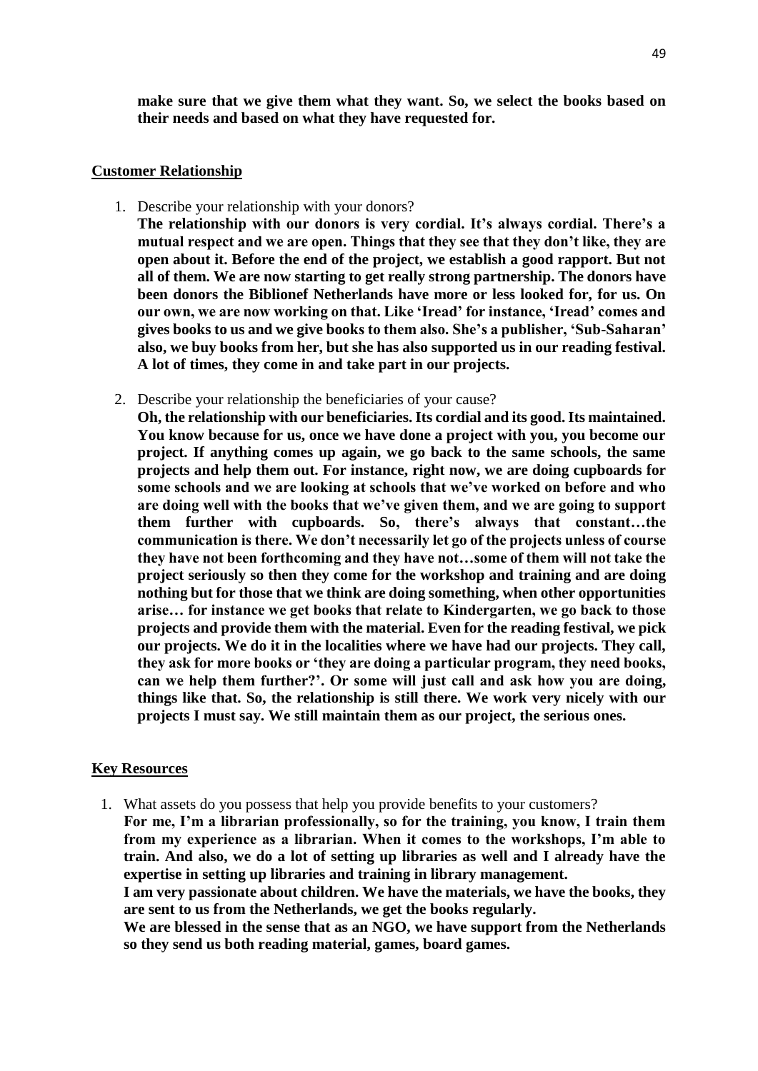**make sure that we give them what they want. So, we select the books based on their needs and based on what they have requested for.**

**Customer Relationship**

1. Describe your relationship with your donors?
   **The relationship with our donors is very cordial. It's always cordial. There's a mutual respect and we are open. Things that they see that they don't like, they are open about it. Before the end of the project, we establish a good rapport. But not all of them. We are now starting to get really strong partnership. The donors have been donors the Biblionef Netherlands have more or less looked for, for us. On our own, we are now working on that. Like 'Iread' for instance, 'Iread' comes and gives books to us and we give books to them also. She's a publisher, 'Sub-Saharan' also, we buy books from her, but she has also supported us in our reading festival. A lot of times, they come in and take part in our projects.**

2. Describe your relationship the beneficiaries of your cause?
   **Oh, the relationship with our beneficiaries. Its cordial and its good. Its maintained. You know because for us, once we have done a project with you, you become our project. If anything comes up again, we go back to the same schools, the same projects and help them out. For instance, right now, we are doing cupboards for some schools and we are looking at schools that we've worked on before and who are doing well with the books that we've given them, and we are going to support them further with cupboards. So, there's always that constant…the communication is there. We don't necessarily let go of the projects unless of course they have not been forthcoming and they have not…some of them will not take the project seriously so then they come for the workshop and training and are doing nothing but for those that we think are doing something, when other opportunities arise… for instance we get books that relate to Kindergarten, we go back to those projects and provide them with the material. Even for the reading festival, we pick our projects. We do it in the localities where we have had our projects. They call, they ask for more books or 'they are doing a particular program, they need books, can we help them further?'. Or some will just call and ask how you are doing, things like that. So, the relationship is still there. We work very nicely with our projects I must say. We still maintain them as our project, the serious ones.**

**Key Resources**

1. What assets do you possess that help you provide benefits to your customers?
   **For me, I'm a librarian professionally, so for the training, you know, I train them from my experience as a librarian. When it comes to the workshops, I'm able to train. And also, we do a lot of setting up libraries as well and I already have the expertise in setting up libraries and training in library management.**
   **I am very passionate about children. We have the materials, we have the books, they are sent to us from the Netherlands, we get the books regularly.**
   **We are blessed in the sense that as an NGO, we have support from the Netherlands so they send us both reading material, games, board games.**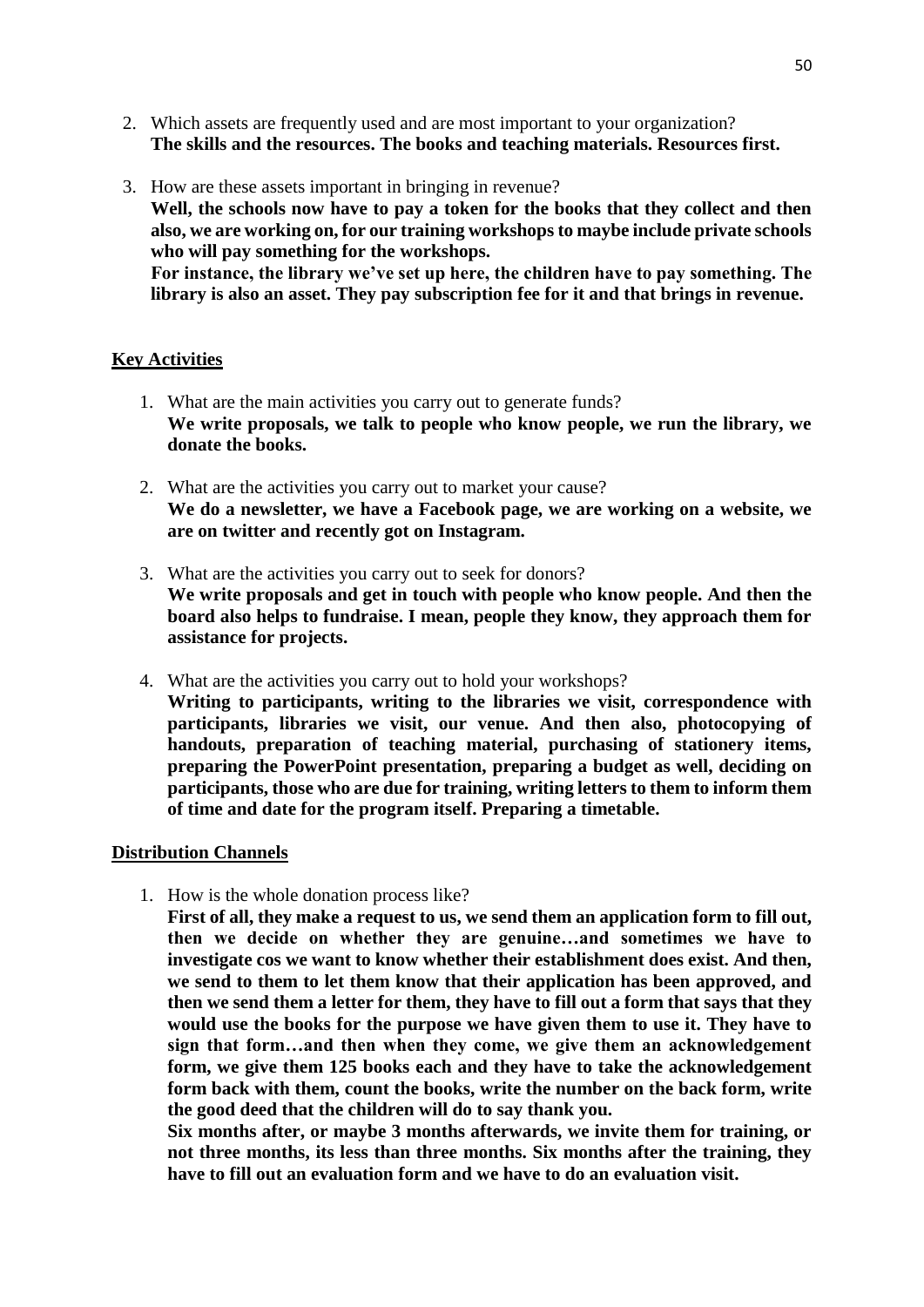2. Which assets are frequently used and are most important to your organization?
   **The skills and the resources. The books and teaching materials. Resources first.**

3. How are these assets important in bringing in revenue?
   **Well, the schools now have to pay a token for the books that they collect and then also, we are working on, for our training workshops to maybe include private schools who will pay something for the workshops.**
   **For instance, the library we've set up here, the children have to pay something. The library is also an asset. They pay subscription fee for it and that brings in revenue.**

**Key Activities**

1. What are the main activities you carry out to generate funds?
   **We write proposals, we talk to people who know people, we run the library, we donate the books.**

2. What are the activities you carry out to market your cause?
   **We do a newsletter, we have a Facebook page, we are working on a website, we are on twitter and recently got on Instagram.**

3. What are the activities you carry out to seek for donors?
   **We write proposals and get in touch with people who know people. And then the board also helps to fundraise. I mean, people they know, they approach them for assistance for projects.**

4. What are the activities you carry out to hold your workshops?
   **Writing to participants, writing to the libraries we visit, correspondence with participants, libraries we visit, our venue. And then also, photocopying of handouts, preparation of teaching material, purchasing of stationery items, preparing the PowerPoint presentation, preparing a budget as well, deciding on participants, those who are due for training, writing letters to them to inform them of time and date for the program itself. Preparing a timetable.**

**Distribution Channels**

1. How is the whole donation process like?
   **First of all, they make a request to us, we send them an application form to fill out, then we decide on whether they are genuine…and sometimes we have to investigate cos we want to know whether their establishment does exist. And then, we send to them to let them know that their application has been approved, and then we send them a letter for them, they have to fill out a form that says that they would use the books for the purpose we have given them to use it. They have to sign that form…and then when they come, we give them an acknowledgement form, we give them 125 books each and they have to take the acknowledgement form back with them, count the books, write the number on the back form, write the good deed that the children will do to say thank you.**
   **Six months after, or maybe 3 months afterwards, we invite them for training, or not three months, its less than three months. Six months after the training, they have to fill out an evaluation form and we have to do an evaluation visit.**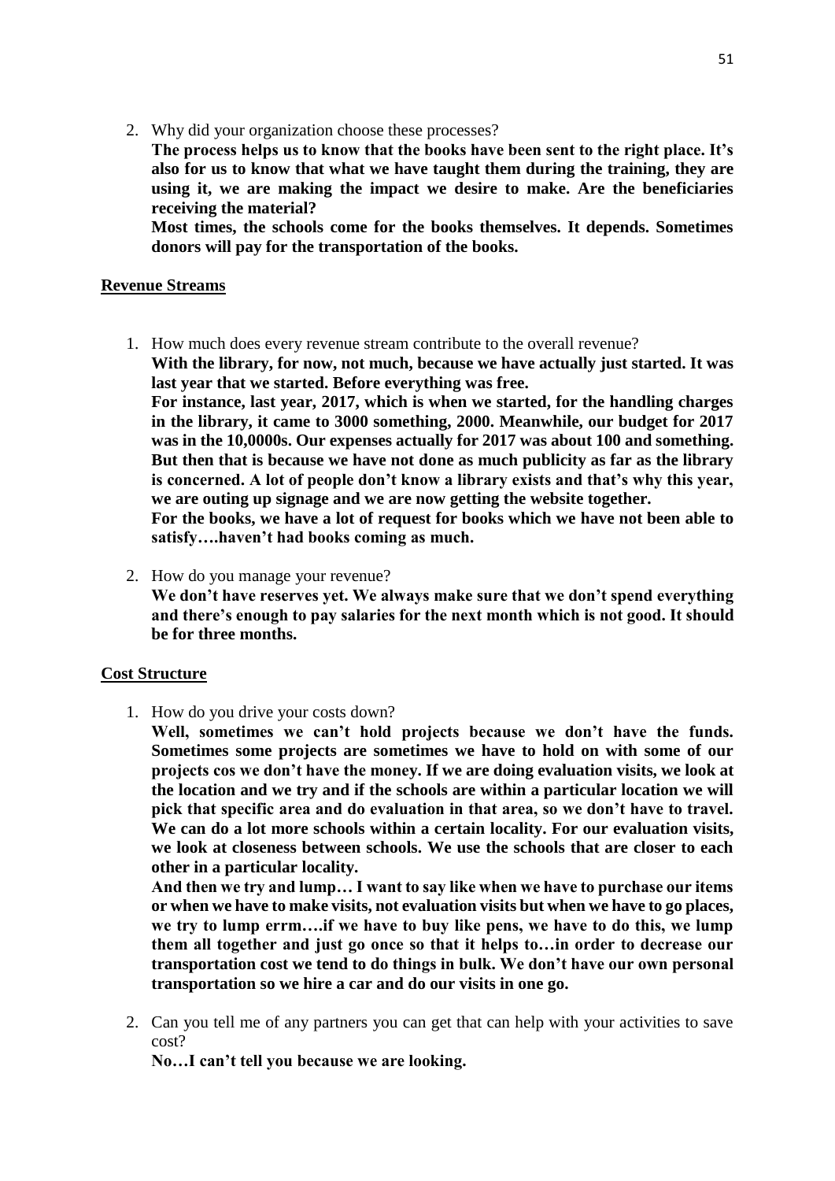2. Why did your organization choose these processes?
   **The process helps us to know that the books have been sent to the right place. It's also for us to know that what we have taught them during the training, they are using it, we are making the impact we desire to make. Are the beneficiaries receiving the material?**
   **Most times, the schools come for the books themselves. It depends. Sometimes donors will pay for the transportation of the books.**

**Revenue Streams**

1. How much does every revenue stream contribute to the overall revenue?
   **With the library, for now, not much, because we have actually just started. It was last year that we started. Before everything was free.**
   **For instance, last year, 2017, which is when we started, for the handling charges in the library, it came to 3000 something, 2000. Meanwhile, our budget for 2017 was in the 10,0000s. Our expenses actually for 2017 was about 100 and something. But then that is because we have not done as much publicity as far as the library is concerned. A lot of people don't know a library exists and that's why this year, we are outing up signage and we are now getting the website together.**
   **For the books, we have a lot of request for books which we have not been able to satisfy….haven't had books coming as much.**

2. How do you manage your revenue?
   **We don't have reserves yet. We always make sure that we don't spend everything and there's enough to pay salaries for the next month which is not good. It should be for three months.**

**Cost Structure**

1. How do you drive your costs down?
   **Well, sometimes we can't hold projects because we don't have the funds. Sometimes some projects are sometimes we have to hold on with some of our projects cos we don't have the money. If we are doing evaluation visits, we look at the location and we try and if the schools are within a particular location we will pick that specific area and do evaluation in that area, so we don't have to travel. We can do a lot more schools within a certain locality. For our evaluation visits, we look at closeness between schools. We use the schools that are closer to each other in a particular locality.**
   **And then we try and lump… I want to say like when we have to purchase our items or when we have to make visits, not evaluation visits but when we have to go places, we try to lump errm….if we have to buy like pens, we have to do this, we lump them all together and just go once so that it helps to…in order to decrease our transportation cost we tend to do things in bulk. We don't have our own personal transportation so we hire a car and do our visits in one go.**

2. Can you tell me of any partners you can get that can help with your activities to save cost?
   **No…I can't tell you because we are looking.**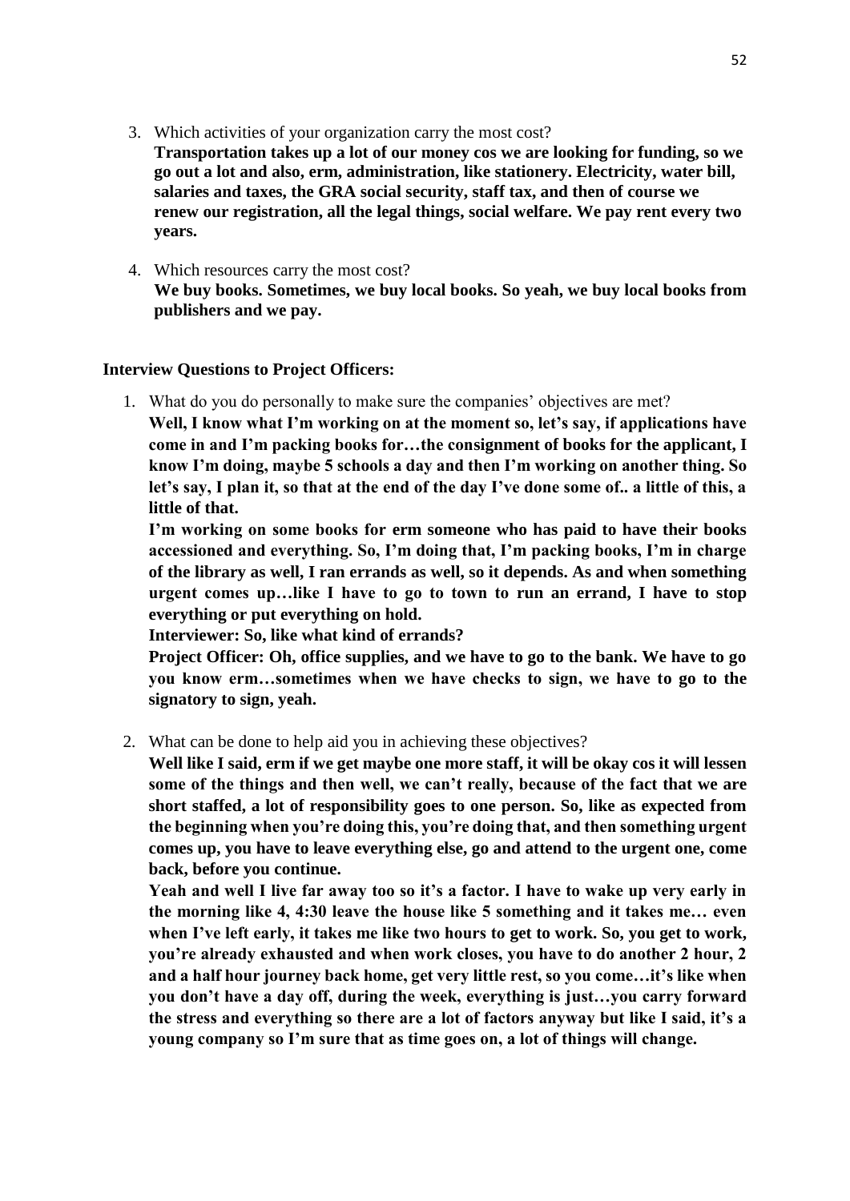3. Which activities of your organization carry the most cost?
   **Transportation takes up a lot of our money cos we are looking for funding, so we go out a lot and also, erm, administration, like stationery. Electricity, water bill, salaries and taxes, the GRA social security, staff tax, and then of course we renew our registration, all the legal things, social welfare. We pay rent every two years.**

4. Which resources carry the most cost?
   **We buy books. Sometimes, we buy local books. So yeah, we buy local books from publishers and we pay.**

**Interview Questions to Project Officers:**

1. What do you do personally to make sure the companies' objectives are met?
   **Well, I know what I'm working on at the moment so, let's say, if applications have come in and I'm packing books for…the consignment of books for the applicant, I know I'm doing, maybe 5 schools a day and then I'm working on another thing. So let's say, I plan it, so that at the end of the day I've done some of.. a little of this, a little of that.**

   **I'm working on some books for erm someone who has paid to have their books accessioned and everything. So, I'm doing that, I'm packing books, I'm in charge of the library as well, I ran errands as well, so it depends. As and when something urgent comes up…like I have to go to town to run an errand, I have to stop everything or put everything on hold.**

   **Interviewer: So, like what kind of errands?**

   **Project Officer: Oh, office supplies, and we have to go to the bank. We have to go you know erm…sometimes when we have checks to sign, we have to go to the signatory to sign, yeah.**

2. What can be done to help aid you in achieving these objectives?
   **Well like I said, erm if we get maybe one more staff, it will be okay cos it will lessen some of the things and then well, we can't really, because of the fact that we are short staffed, a lot of responsibility goes to one person. So, like as expected from the beginning when you're doing this, you're doing that, and then something urgent comes up, you have to leave everything else, go and attend to the urgent one, come back, before you continue.**

   **Yeah and well I live far away too so it's a factor. I have to wake up very early in the morning like 4, 4:30 leave the house like 5 something and it takes me… even when I've left early, it takes me like two hours to get to work. So, you get to work, you're already exhausted and when work closes, you have to do another 2 hour, 2 and a half hour journey back home, get very little rest, so you come…it's like when you don't have a day off, during the week, everything is just…you carry forward the stress and everything so there are a lot of factors anyway but like I said, it's a young company so I'm sure that as time goes on, a lot of things will change.**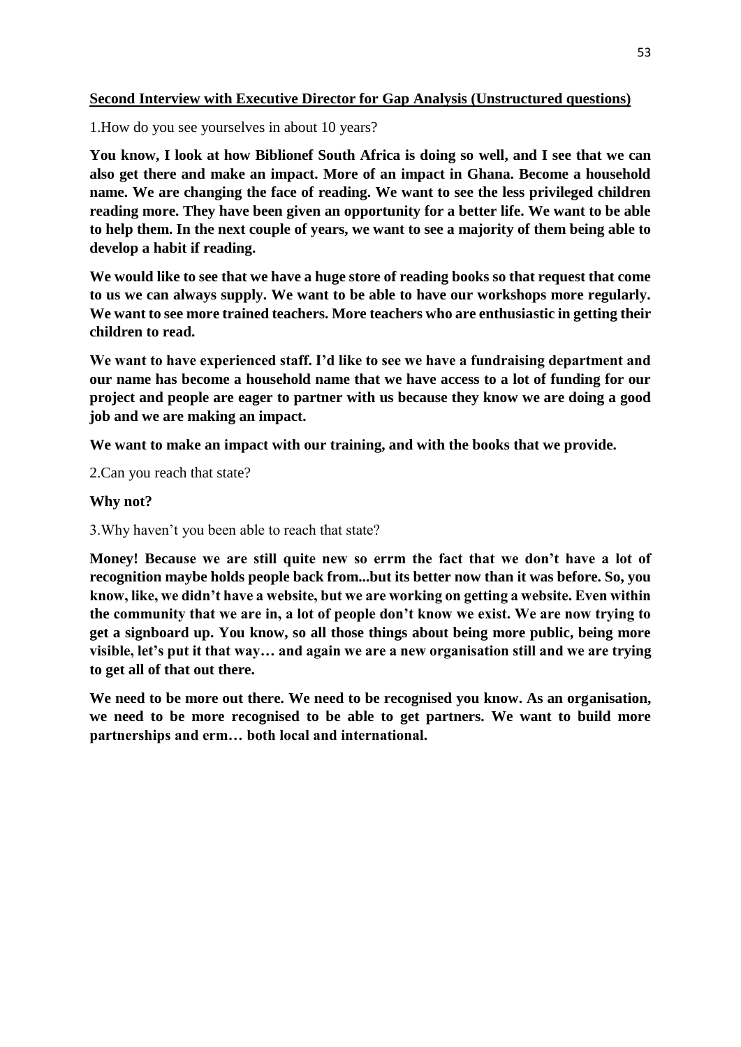**<u>Second Interview with Executive Director for Gap Analysis (Unstructured questions)</u>**

1.How do you see yourselves in about 10 years?

**You know, I look at how Biblionef South Africa is doing so well, and I see that we can also get there and make an impact. More of an impact in Ghana. Become a household name. We are changing the face of reading. We want to see the less privileged children reading more. They have been given an opportunity for a better life. We want to be able to help them. In the next couple of years, we want to see a majority of them being able to develop a habit if reading.**

**We would like to see that we have a huge store of reading books so that request that come to us we can always supply. We want to be able to have our workshops more regularly. We want to see more trained teachers. More teachers who are enthusiastic in getting their children to read.**

**We want to have experienced staff. I'd like to see we have a fundraising department and our name has become a household name that we have access to a lot of funding for our project and people are eager to partner with us because they know we are doing a good job and we are making an impact.**

**We want to make an impact with our training, and with the books that we provide.**

2.Can you reach that state?

**Why not?**

3.Why haven't you been able to reach that state?

**Money! Because we are still quite new so errm the fact that we don't have a lot of recognition maybe holds people back from...but its better now than it was before. So, you know, like, we didn't have a website, but we are working on getting a website. Even within the community that we are in, a lot of people don't know we exist. We are now trying to get a signboard up. You know, so all those things about being more public, being more visible, let's put it that way… and again we are a new organisation still and we are trying to get all of that out there.**

**We need to be more out there. We need to be recognised you know. As an organisation, we need to be more recognised to be able to get partners. We want to build more partnerships and erm… both local and international.**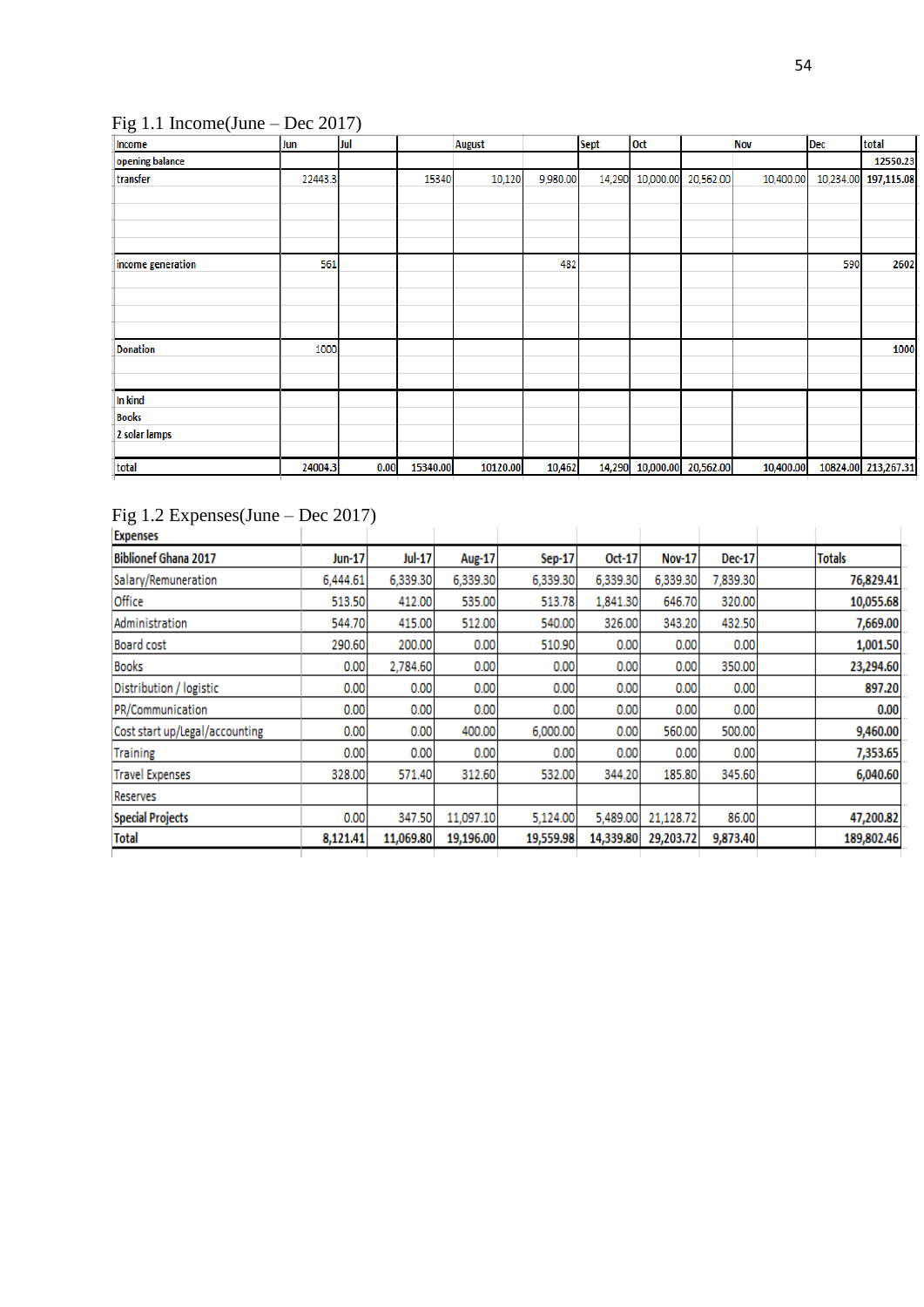Fig 1.1 Income(June – Dec 2017)

| Income | Jun | Jul | | August | | Sept | Oct | | Nov | Dec | total |
|---|---|---|---|---|---|---|---|---|---|---|---|
| opening balance | | | | | | | | | | | 12550.23 |
| transfer | 22443.3 | | 15340 | 10,120 | 9,980.00 | 14,290 | 10,000.00 | 20,562.00 | 10,400.00 | 10,234.00 | 197,115.08 |
| income generation | 561 | | | | 482 | | | | | 590 | 2602 |
| Donation | 1000 | | | | | | | | | | 1000 |
| In kind | | | | | | | | | | | |
| Books | | | | | | | | | | | |
| 2 solar lamps | | | | | | | | | | | |
| total | 24004.3 | 0.00 | 15340.00 | 10120.00 | 10,462 | 14,290 | 10,000.00 | 20,562.00 | 10,400.00 | 10824.00 | 213,267.31 |

Fig 1.2 Expenses(June – Dec 2017)

| Expenses | | | | | | | | | |
|---|---|---|---|---|---|---|---|---|---|
| **Biblionef Ghana 2017** | **Jun-17** | **Jul-17** | **Aug-17** | **Sep-17** | **Oct-17** | **Nov-17** | **Dec-17** | | **Totals** |
| Salary/Remuneration | 6,444.61 | 6,339.30 | 6,339.30 | 6,339.30 | 6,339.30 | 6,339.30 | 7,839.30 | | **76,829.41** |
| Office | 513.50 | 412.00 | 535.00 | 513.78 | 1,841.30 | 646.70 | 320.00 | | **10,055.68** |
| Administration | 544.70 | 415.00 | 512.00 | 540.00 | 326.00 | 343.20 | 432.50 | | **7,669.00** |
| Board cost | 290.60 | 200.00 | 0.00 | 510.90 | 0.00 | 0.00 | 0.00 | | **1,001.50** |
| Books | 0.00 | 2,784.60 | 0.00 | 0.00 | 0.00 | 0.00 | 350.00 | | **23,294.60** |
| Distribution / logistic | 0.00 | 0.00 | 0.00 | 0.00 | 0.00 | 0.00 | 0.00 | | **897.20** |
| PR/Communication | 0.00 | 0.00 | 0.00 | 0.00 | 0.00 | 0.00 | 0.00 | | **0.00** |
| Cost start up/Legal/accounting | 0.00 | 0.00 | 400.00 | 6,000.00 | 0.00 | 560.00 | 500.00 | | **9,460.00** |
| Training | 0.00 | 0.00 | 0.00 | 0.00 | 0.00 | 0.00 | 0.00 | | **7,353.65** |
| Travel Expenses | 328.00 | 571.40 | 312.60 | 532.00 | 344.20 | 185.80 | 345.60 | | **6,040.60** |
| Reserves | | | | | | | | | |
| **Special Projects** | 0.00 | 347.50 | 11,097.10 | 5,124.00 | 5,489.00 | 21,128.72 | 86.00 | | **47,200.82** |
| **Total** | **8,121.41** | **11,069.80** | **19,196.00** | **19,559.98** | **14,339.80** | **29,203.72** | **9,873.40** | | **189,802.46** |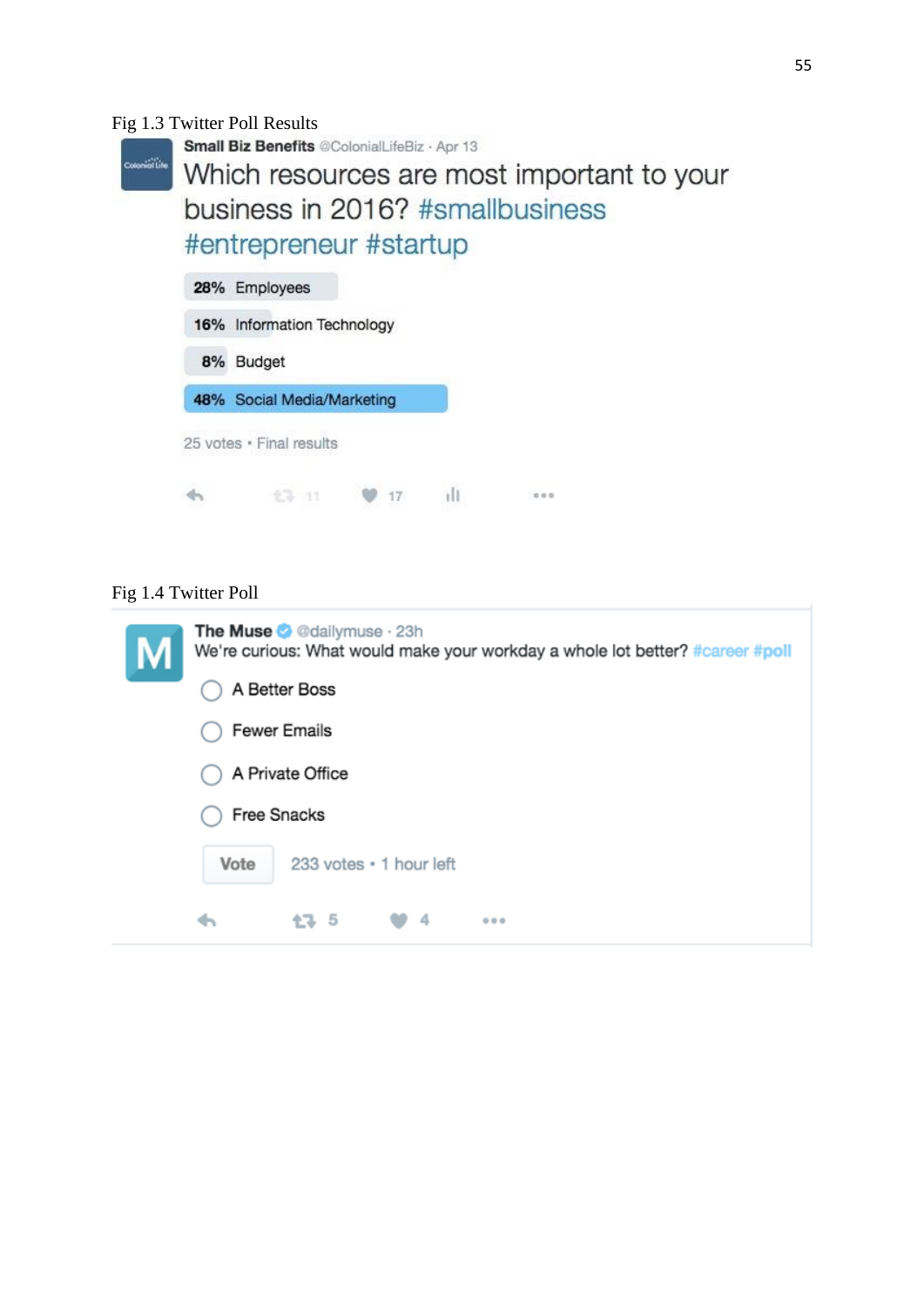Fig 1.3 Twitter Poll Results

Small Biz Benefits @ColonialLifeBiz · Apr 13

Which resources are most important to your business in 2016? #smallbusiness #entrepreneur #startup

28% Employees

16% Information Technology

8% Budget

48% Social Media/Marketing

25 votes • Final results

11 17

Fig 1.4 Twitter Poll

The Muse @dailymuse · 23h

We're curious: What would make your workday a whole lot better? #career #poll

A Better Boss

Fewer Emails

A Private Office

Free Snacks

Vote 233 votes • 1 hour left

5 4